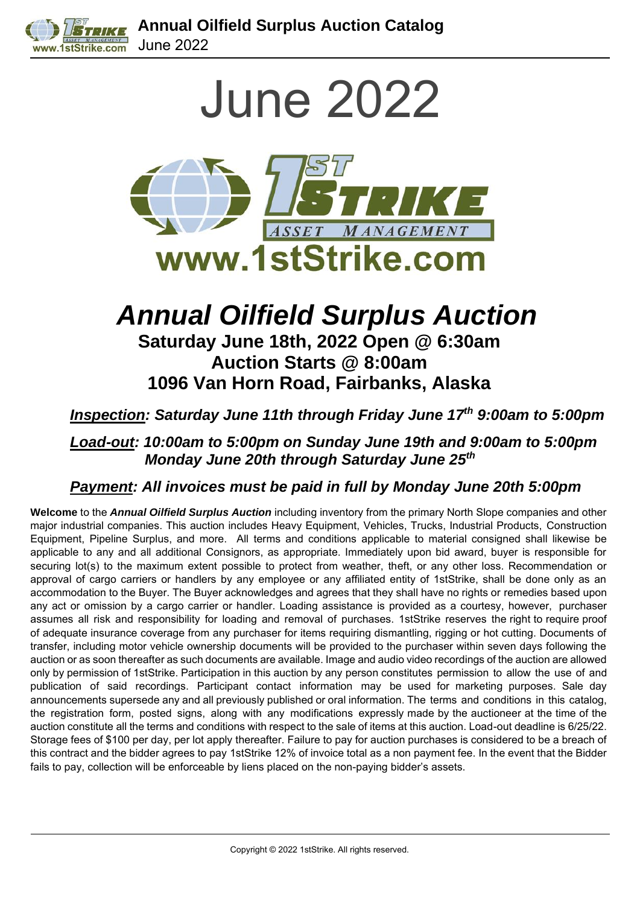# June 2022

www.1stStrike.com

# *Annual Oilfield Surplus Auction*

## Saturday June 18th, 2022 Open @ 6:30am
## Auction Starts @ 8:00am
## 1096 Van Horn Road, Fairbanks, Alaska

***Inspection*: Saturday June 11th through Friday June 17th 9:00am to 5:00pm**

***Load-out*: 10:00am to 5:00pm on Sunday June 19th and 9:00am to 5:00pm Monday June 20th through Saturday June 25th**

***Payment*: All invoices must be paid in full by Monday June 20th 5:00pm**

**Welcome** to the ***Annual Oilfield Surplus Auction*** including inventory from the primary North Slope companies and other major industrial companies. This auction includes Heavy Equipment, Vehicles, Trucks, Industrial Products, Construction Equipment, Pipeline Surplus, and more. All terms and conditions applicable to material consigned shall likewise be applicable to any and all additional Consignors, as appropriate. Immediately upon bid award, buyer is responsible for securing lot(s) to the maximum extent possible to protect from weather, theft, or any other loss. Recommendation or approval of cargo carriers or handlers by any employee or any affiliated entity of 1stStrike, shall be done only as an accommodation to the Buyer. The Buyer acknowledges and agrees that they shall have no rights or remedies based upon any act or omission by a cargo carrier or handler. Loading assistance is provided as a courtesy, however, purchaser assumes all risk and responsibility for loading and removal of purchases. 1stStrike reserves the right to require proof of adequate insurance coverage from any purchaser for items requiring dismantling, rigging or hot cutting. Documents of transfer, including motor vehicle ownership documents will be provided to the purchaser within seven days following the auction or as soon thereafter as such documents are available. Image and audio video recordings of the auction are allowed only by permission of 1stStrike. Participation in this auction by any person constitutes permission to allow the use of and publication of said recordings. Participant contact information may be used for marketing purposes. Sale day announcements supersede any and all previously published or oral information. The terms and conditions in this catalog, the registration form, posted signs, along with any modifications expressly made by the auctioneer at the time of the auction constitute all the terms and conditions with respect to the sale of items at this auction. Load-out deadline is 6/25/22. Storage fees of $100 per day, per lot apply thereafter. Failure to pay for auction purchases is considered to be a breach of this contract and the bidder agrees to pay 1stStrike 12% of invoice total as a non payment fee. In the event that the Bidder fails to pay, collection will be enforceable by liens placed on the non-paying bidder's assets.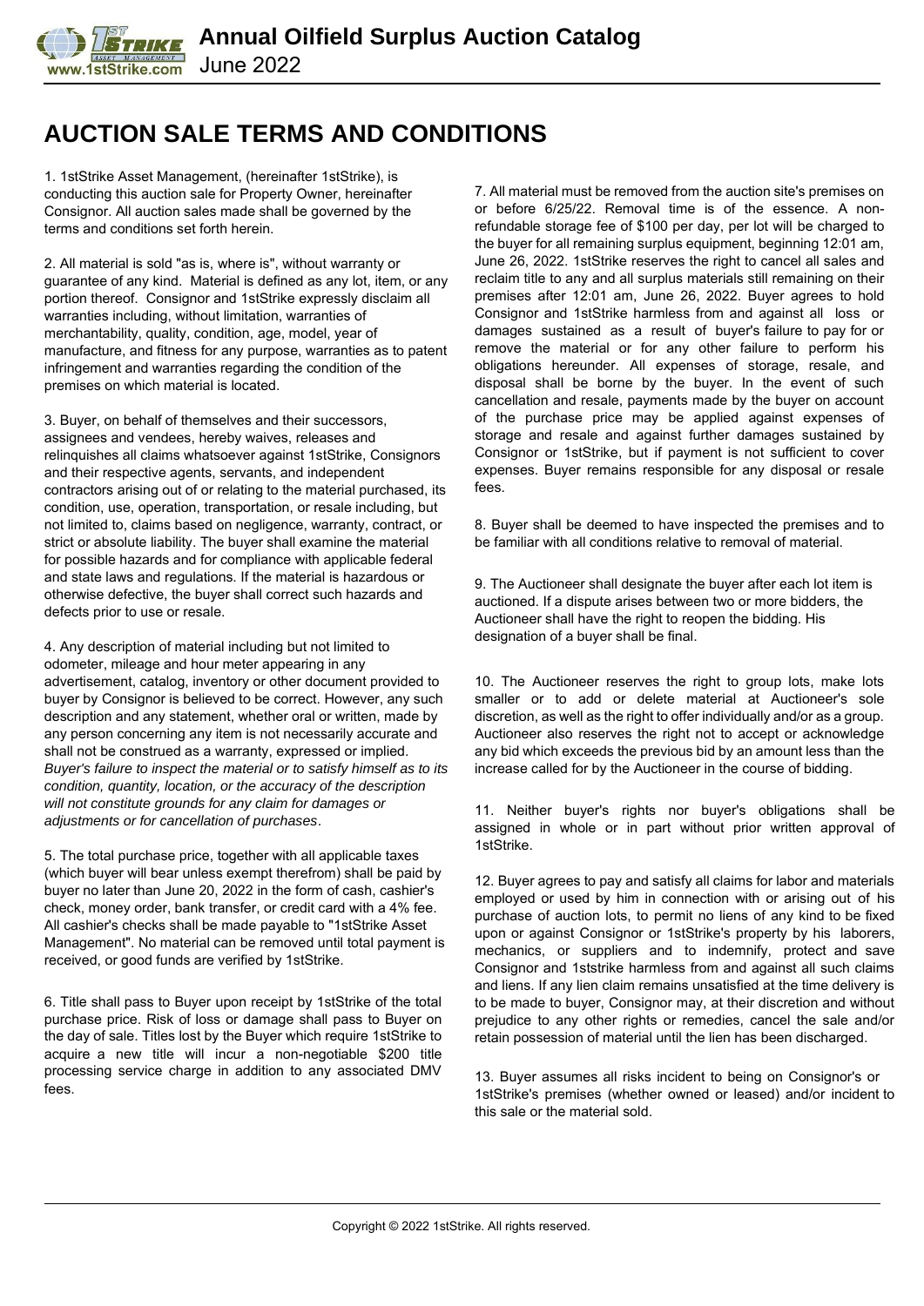# AUCTION SALE TERMS AND CONDITIONS

1. 1stStrike Asset Management, (hereinafter 1stStrike), is conducting this auction sale for Property Owner, hereinafter Consignor. All auction sales made shall be governed by the terms and conditions set forth herein.

2. All material is sold "as is, where is", without warranty or guarantee of any kind. Material is defined as any lot, item, or any portion thereof. Consignor and 1stStrike expressly disclaim all warranties including, without limitation, warranties of merchantability, quality, condition, age, model, year of manufacture, and fitness for any purpose, warranties as to patent infringement and warranties regarding the condition of the premises on which material is located.

3. Buyer, on behalf of themselves and their successors, assignees and vendees, hereby waives, releases and relinquishes all claims whatsoever against 1stStrike, Consignors and their respective agents, servants, and independent contractors arising out of or relating to the material purchased, its condition, use, operation, transportation, or resale including, but not limited to, claims based on negligence, warranty, contract, or strict or absolute liability. The buyer shall examine the material for possible hazards and for compliance with applicable federal and state laws and regulations. If the material is hazardous or otherwise defective, the buyer shall correct such hazards and defects prior to use or resale.

4. Any description of material including but not limited to odometer, mileage and hour meter appearing in any advertisement, catalog, inventory or other document provided to buyer by Consignor is believed to be correct. However, any such description and any statement, whether oral or written, made by any person concerning any item is not necessarily accurate and shall not be construed as a warranty, expressed or implied. *Buyer's failure to inspect the material or to satisfy himself as to its condition, quantity, location, or the accuracy of the description will not constitute grounds for any claim for damages or adjustments or for cancellation of purchases*.

5. The total purchase price, together with all applicable taxes (which buyer will bear unless exempt therefrom) shall be paid by buyer no later than June 20, 2022 in the form of cash, cashier's check, money order, bank transfer, or credit card with a 4% fee. All cashier's checks shall be made payable to "1stStrike Asset Management". No material can be removed until total payment is received, or good funds are verified by 1stStrike.

6. Title shall pass to Buyer upon receipt by 1stStrike of the total purchase price. Risk of loss or damage shall pass to Buyer on the day of sale. Titles lost by the Buyer which require 1stStrike to acquire a new title will incur a non-negotiable $200 title processing service charge in addition to any associated DMV fees.

7. All material must be removed from the auction site's premises on or before 6/25/22. Removal time is of the essence. A non-refundable storage fee of $100 per day, per lot will be charged to the buyer for all remaining surplus equipment, beginning 12:01 am, June 26, 2022. 1stStrike reserves the right to cancel all sales and reclaim title to any and all surplus materials still remaining on their premises after 12:01 am, June 26, 2022. Buyer agrees to hold Consignor and 1stStrike harmless from and against all loss or damages sustained as a result of buyer's failure to pay for or remove the material or for any other failure to perform his obligations hereunder. All expenses of storage, resale, and disposal shall be borne by the buyer. In the event of such cancellation and resale, payments made by the buyer on account of the purchase price may be applied against expenses of storage and resale and against further damages sustained by Consignor or 1stStrike, but if payment is not sufficient to cover expenses. Buyer remains responsible for any disposal or resale fees.

8. Buyer shall be deemed to have inspected the premises and to be familiar with all conditions relative to removal of material.

9. The Auctioneer shall designate the buyer after each lot item is auctioned. If a dispute arises between two or more bidders, the Auctioneer shall have the right to reopen the bidding. His designation of a buyer shall be final.

10. The Auctioneer reserves the right to group lots, make lots smaller or to add or delete material at Auctioneer's sole discretion, as well as the right to offer individually and/or as a group. Auctioneer also reserves the right not to accept or acknowledge any bid which exceeds the previous bid by an amount less than the increase called for by the Auctioneer in the course of bidding.

11. Neither buyer's rights nor buyer's obligations shall be assigned in whole or in part without prior written approval of 1stStrike.

12. Buyer agrees to pay and satisfy all claims for labor and materials employed or used by him in connection with or arising out of his purchase of auction lots, to permit no liens of any kind to be fixed upon or against Consignor or 1stStrike's property by his laborers, mechanics, or suppliers and to indemnify, protect and save Consignor and 1ststrike harmless from and against all such claims and liens. If any lien claim remains unsatisfied at the time delivery is to be made to buyer, Consignor may, at their discretion and without prejudice to any other rights or remedies, cancel the sale and/or retain possession of material until the lien has been discharged.

13. Buyer assumes all risks incident to being on Consignor's or 1stStrike's premises (whether owned or leased) and/or incident to this sale or the material sold.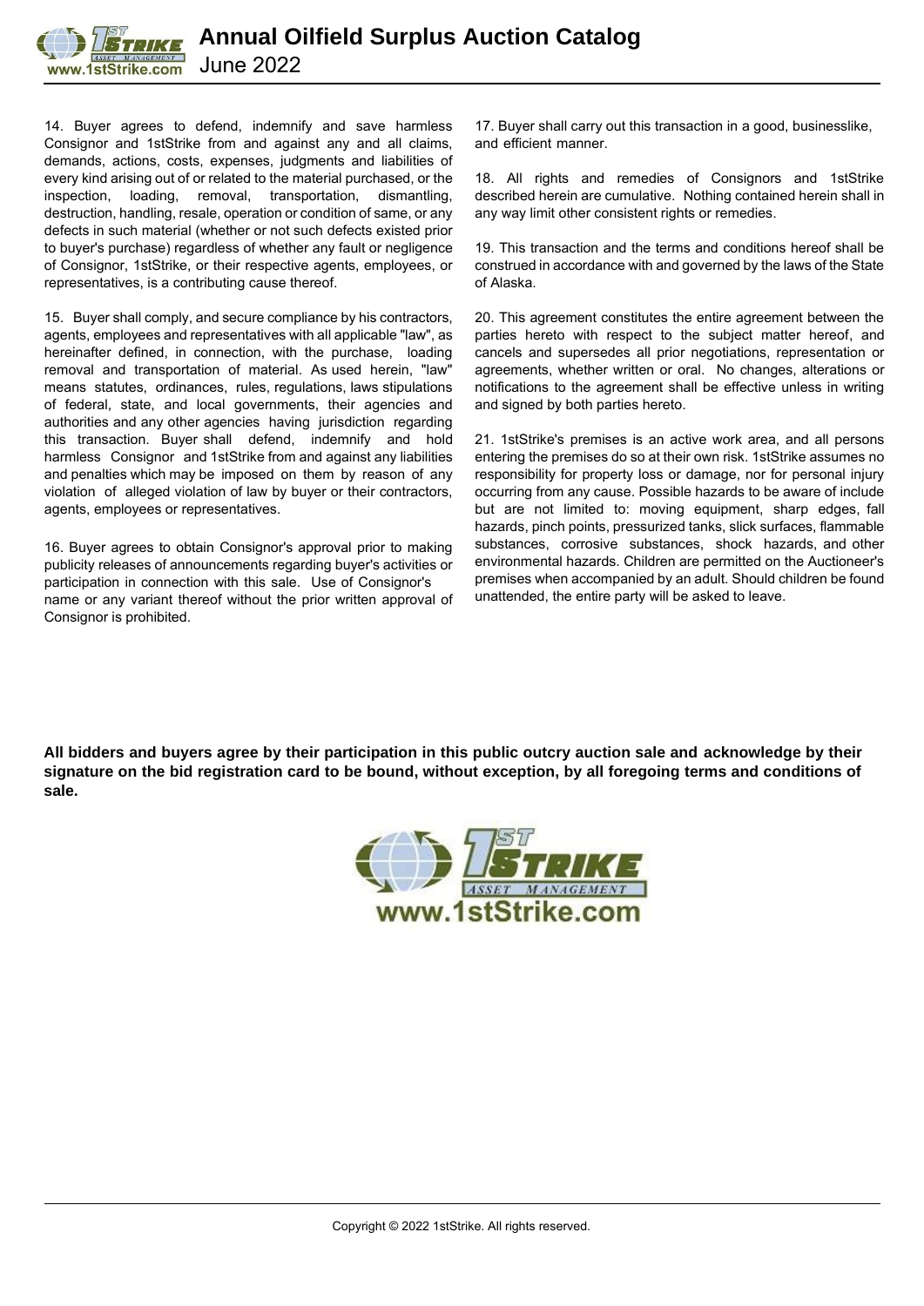14. Buyer agrees to defend, indemnify and save harmless Consignor and 1stStrike from and against any and all claims, demands, actions, costs, expenses, judgments and liabilities of every kind arising out of or related to the material purchased, or the inspection, loading, removal, transportation, dismantling, destruction, handling, resale, operation or condition of same, or any defects in such material (whether or not such defects existed prior to buyer's purchase) regardless of whether any fault or negligence of Consignor, 1stStrike, or their respective agents, employees, or representatives, is a contributing cause thereof.

15. Buyer shall comply, and secure compliance by his contractors, agents, employees and representatives with all applicable "law", as hereinafter defined, in connection, with the purchase, loading removal and transportation of material. As used herein, "law" means statutes, ordinances, rules, regulations, laws stipulations of federal, state, and local governments, their agencies and authorities and any other agencies having jurisdiction regarding this transaction. Buyer shall defend, indemnify and hold harmless Consignor and 1stStrike from and against any liabilities and penalties which may be imposed on them by reason of any violation of alleged violation of law by buyer or their contractors, agents, employees or representatives.

16. Buyer agrees to obtain Consignor's approval prior to making publicity releases of announcements regarding buyer's activities or participation in connection with this sale. Use of Consignor's name or any variant thereof without the prior written approval of Consignor is prohibited.

17. Buyer shall carry out this transaction in a good, businesslike, and efficient manner.

18. All rights and remedies of Consignors and 1stStrike described herein are cumulative. Nothing contained herein shall in any way limit other consistent rights or remedies.

19. This transaction and the terms and conditions hereof shall be construed in accordance with and governed by the laws of the State of Alaska.

20. This agreement constitutes the entire agreement between the parties hereto with respect to the subject matter hereof, and cancels and supersedes all prior negotiations, representation or agreements, whether written or oral. No changes, alterations or notifications to the agreement shall be effective unless in writing and signed by both parties hereto.

21. 1stStrike's premises is an active work area, and all persons entering the premises do so at their own risk. 1stStrike assumes no responsibility for property loss or damage, nor for personal injury occurring from any cause. Possible hazards to be aware of include but are not limited to: moving equipment, sharp edges, fall hazards, pinch points, pressurized tanks, slick surfaces, flammable substances, corrosive substances, shock hazards, and other environmental hazards. Children are permitted on the Auctioneer's premises when accompanied by an adult. Should children be found unattended, the entire party will be asked to leave.

**All bidders and buyers agree by their participation in this public outcry auction sale and acknowledge by their signature on the bid registration card to be bound, without exception, by all foregoing terms and conditions of sale.**

www.1stStrike.com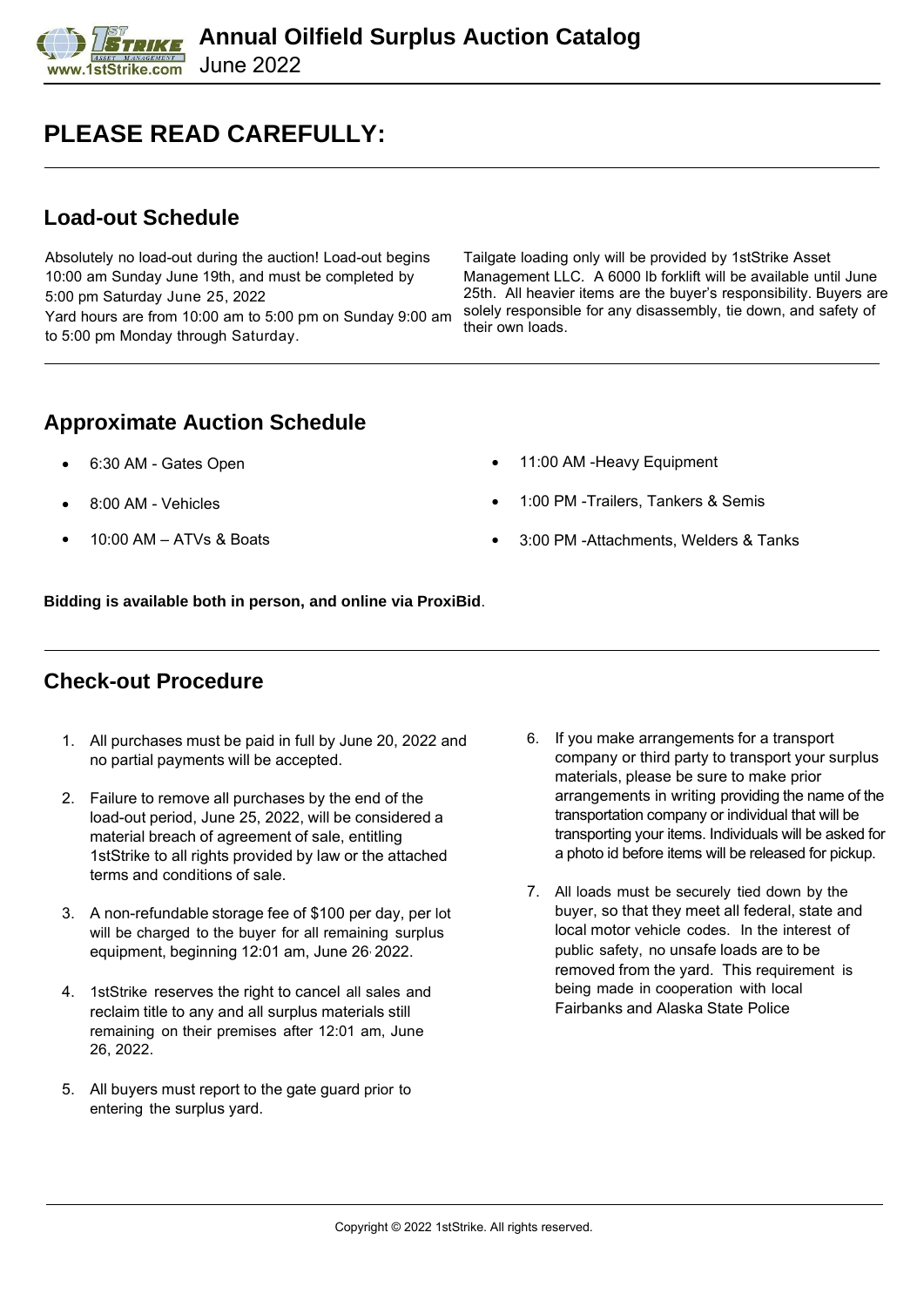# PLEASE READ CAREFULLY:

## Load-out Schedule

Absolutely no load-out during the auction! Load-out begins 10:00 am Sunday June 19th, and must be completed by 5:00 pm Saturday June 25, 2022
Yard hours are from 10:00 am to 5:00 pm on Sunday 9:00 am to 5:00 pm Monday through Saturday.

Tailgate loading only will be provided by 1stStrike Asset Management LLC. A 6000 lb forklift will be available until June 25th. All heavier items are the buyer's responsibility. Buyers are solely responsible for any disassembly, tie down, and safety of their own loads.

## Approximate Auction Schedule

- 6:30 AM - Gates Open
- 8:00 AM - Vehicles
- 10:00 AM – ATVs & Boats
- 11:00 AM -Heavy Equipment
- 1:00 PM -Trailers, Tankers & Semis
- 3:00 PM -Attachments, Welders & Tanks

**Bidding is available both in person, and online via ProxiBid**.

## Check-out Procedure

1. All purchases must be paid in full by June 20, 2022 and no partial payments will be accepted.
2. Failure to remove all purchases by the end of the load-out period, June 25, 2022, will be considered a material breach of agreement of sale, entitling 1stStrike to all rights provided by law or the attached terms and conditions of sale.
3. A non-refundable storage fee of $100 per day, per lot will be charged to the buyer for all remaining surplus equipment, beginning 12:01 am, June 26, 2022.
4. 1stStrike reserves the right to cancel all sales and reclaim title to any and all surplus materials still remaining on their premises after 12:01 am, June 26, 2022.
5. All buyers must report to the gate guard prior to entering the surplus yard.
6. If you make arrangements for a transport company or third party to transport your surplus materials, please be sure to make prior arrangements in writing providing the name of the transportation company or individual that will be transporting your items. Individuals will be asked for a photo id before items will be released for pickup.
7. All loads must be securely tied down by the buyer, so that they meet all federal, state and local motor vehicle codes. In the interest of public safety, no unsafe loads are to be removed from the yard. This requirement is being made in cooperation with local Fairbanks and Alaska State Police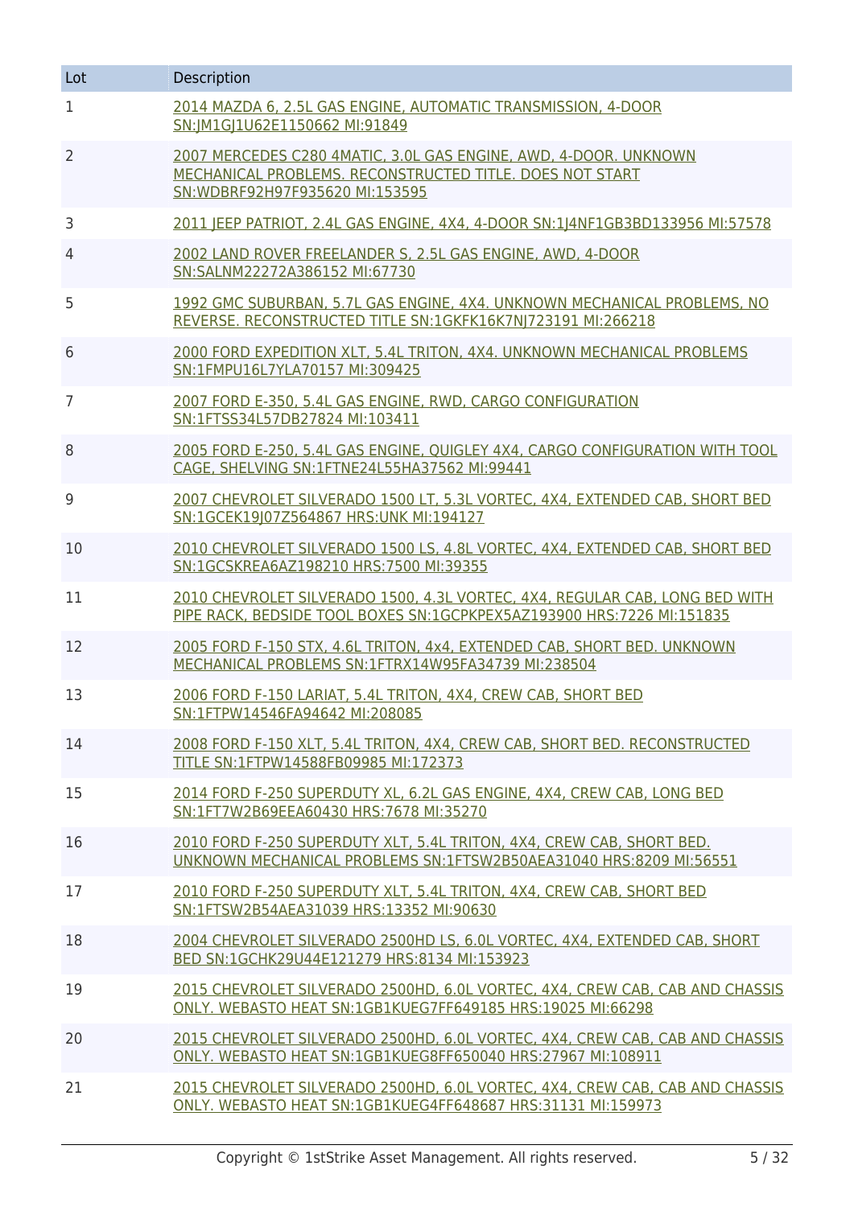| Lot | Description |
|---|---|
| 1 | 2014 MAZDA 6, 2.5L GAS ENGINE, AUTOMATIC TRANSMISSION, 4-DOOR SN:JM1GJ1U62E1150662 MI:91849 |
| 2 | 2007 MERCEDES C280 4MATIC, 3.0L GAS ENGINE, AWD, 4-DOOR. UNKNOWN MECHANICAL PROBLEMS. RECONSTRUCTED TITLE. DOES NOT START SN:WDBRF92H97F935620 MI:153595 |
| 3 | 2011 JEEP PATRIOT, 2.4L GAS ENGINE, 4X4, 4-DOOR SN:1J4NF1GB3BD133956 MI:57578 |
| 4 | 2002 LAND ROVER FREELANDER S, 2.5L GAS ENGINE, AWD, 4-DOOR SN:SALNM22272A386152 MI:67730 |
| 5 | 1992 GMC SUBURBAN, 5.7L GAS ENGINE, 4X4. UNKNOWN MECHANICAL PROBLEMS, NO REVERSE. RECONSTRUCTED TITLE SN:1GKFK16K7NJ723191 MI:266218 |
| 6 | 2000 FORD EXPEDITION XLT, 5.4L TRITON, 4X4. UNKNOWN MECHANICAL PROBLEMS SN:1FMPU16L7YLA70157 MI:309425 |
| 7 | 2007 FORD E-350, 5.4L GAS ENGINE, RWD, CARGO CONFIGURATION SN:1FTSS34L57DB27824 MI:103411 |
| 8 | 2005 FORD E-250, 5.4L GAS ENGINE, QUIGLEY 4X4, CARGO CONFIGURATION WITH TOOL CAGE, SHELVING SN:1FTNE24L55HA37562 MI:99441 |
| 9 | 2007 CHEVROLET SILVERADO 1500 LT, 5.3L VORTEC, 4X4, EXTENDED CAB, SHORT BED SN:1GCEK19J07Z564867 HRS:UNK MI:194127 |
| 10 | 2010 CHEVROLET SILVERADO 1500 LS, 4.8L VORTEC, 4X4, EXTENDED CAB, SHORT BED SN:1GCSKREA6AZ198210 HRS:7500 MI:39355 |
| 11 | 2010 CHEVROLET SILVERADO 1500, 4.3L VORTEC, 4X4, REGULAR CAB, LONG BED WITH PIPE RACK, BEDSIDE TOOL BOXES SN:1GCPKPEX5AZ193900 HRS:7226 MI:151835 |
| 12 | 2005 FORD F-150 STX, 4.6L TRITON, 4x4, EXTENDED CAB, SHORT BED. UNKNOWN MECHANICAL PROBLEMS SN:1FTRX14W95FA34739 MI:238504 |
| 13 | 2006 FORD F-150 LARIAT, 5.4L TRITON, 4X4, CREW CAB, SHORT BED SN:1FTPW14546FA94642 MI:208085 |
| 14 | 2008 FORD F-150 XLT, 5.4L TRITON, 4X4, CREW CAB, SHORT BED. RECONSTRUCTED TITLE SN:1FTPW14588FB09985 MI:172373 |
| 15 | 2014 FORD F-250 SUPERDUTY XL, 6.2L GAS ENGINE, 4X4, CREW CAB, LONG BED SN:1FT7W2B69EEA60430 HRS:7678 MI:35270 |
| 16 | 2010 FORD F-250 SUPERDUTY XLT, 5.4L TRITON, 4X4, CREW CAB, SHORT BED. UNKNOWN MECHANICAL PROBLEMS SN:1FTSW2B50AEA31040 HRS:8209 MI:56551 |
| 17 | 2010 FORD F-250 SUPERDUTY XLT, 5.4L TRITON, 4X4, CREW CAB, SHORT BED SN:1FTSW2B54AEA31039 HRS:13352 MI:90630 |
| 18 | 2004 CHEVROLET SILVERADO 2500HD LS, 6.0L VORTEC, 4X4, EXTENDED CAB, SHORT BED SN:1GCHK29U44E121279 HRS:8134 MI:153923 |
| 19 | 2015 CHEVROLET SILVERADO 2500HD, 6.0L VORTEC, 4X4, CREW CAB, CAB AND CHASSIS ONLY. WEBASTO HEAT SN:1GB1KUEG7FF649185 HRS:19025 MI:66298 |
| 20 | 2015 CHEVROLET SILVERADO 2500HD, 6.0L VORTEC, 4X4, CREW CAB, CAB AND CHASSIS ONLY. WEBASTO HEAT SN:1GB1KUEG8FF650040 HRS:27967 MI:108911 |
| 21 | 2015 CHEVROLET SILVERADO 2500HD, 6.0L VORTEC, 4X4, CREW CAB, CAB AND CHASSIS ONLY. WEBASTO HEAT SN:1GB1KUEG4FF648687 HRS:31131 MI:159973 |

Copyright © 1stStrike Asset Management. All rights reserved.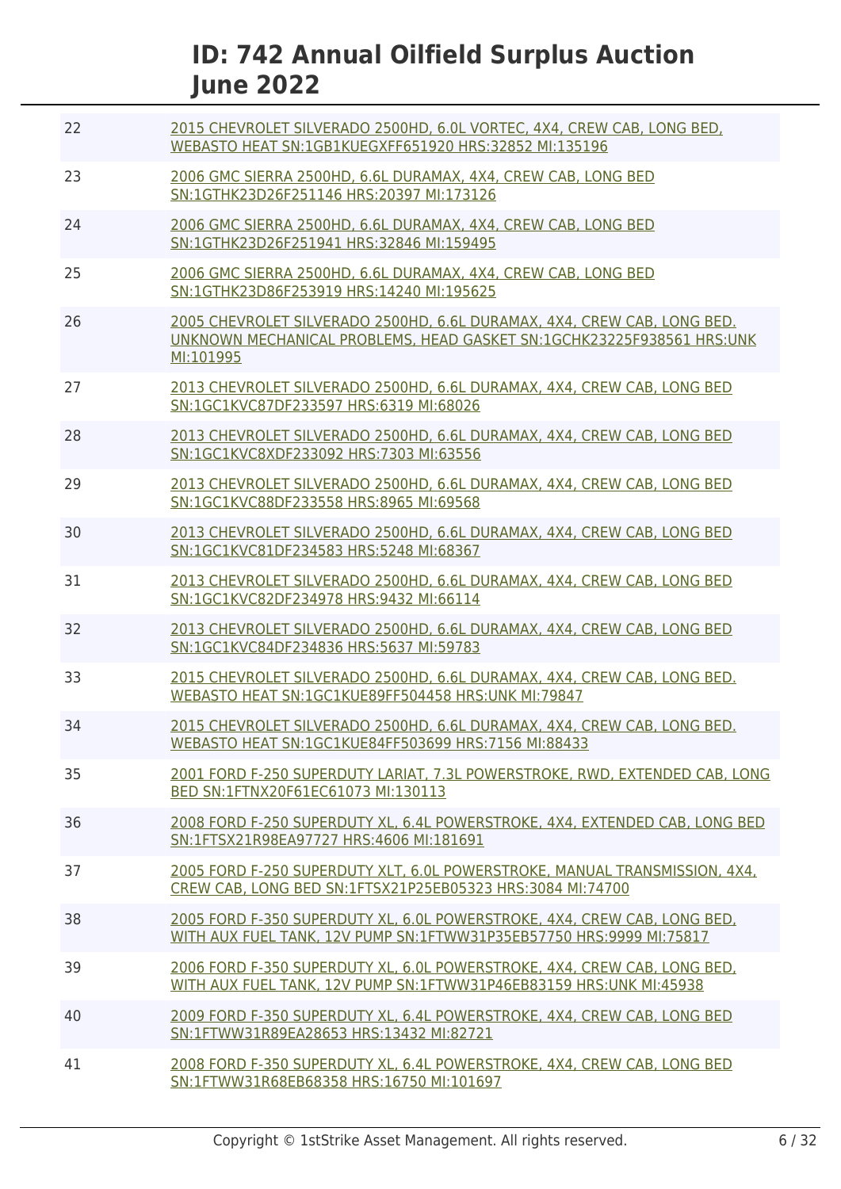| | |
|---|---|
| 22 | 2015 CHEVROLET SILVERADO 2500HD, 6.0L VORTEC, 4X4, CREW CAB, LONG BED, WEBASTO HEAT SN:1GB1KUEGXFF651920 HRS:32852 MI:135196 |
| 23 | 2006 GMC SIERRA 2500HD, 6.6L DURAMAX, 4X4, CREW CAB, LONG BED SN:1GTHK23D26F251146 HRS:20397 MI:173126 |
| 24 | 2006 GMC SIERRA 2500HD, 6.6L DURAMAX, 4X4, CREW CAB, LONG BED SN:1GTHK23D26F251941 HRS:32846 MI:159495 |
| 25 | 2006 GMC SIERRA 2500HD, 6.6L DURAMAX, 4X4, CREW CAB, LONG BED SN:1GTHK23D86F253919 HRS:14240 MI:195625 |
| 26 | 2005 CHEVROLET SILVERADO 2500HD, 6.6L DURAMAX, 4X4, CREW CAB, LONG BED. UNKNOWN MECHANICAL PROBLEMS, HEAD GASKET SN:1GCHK23225F938561 HRS:UNK MI:101995 |
| 27 | 2013 CHEVROLET SILVERADO 2500HD, 6.6L DURAMAX, 4X4, CREW CAB, LONG BED SN:1GC1KVC87DF233597 HRS:6319 MI:68026 |
| 28 | 2013 CHEVROLET SILVERADO 2500HD, 6.6L DURAMAX, 4X4, CREW CAB, LONG BED SN:1GC1KVC8XDF233092 HRS:7303 MI:63556 |
| 29 | 2013 CHEVROLET SILVERADO 2500HD, 6.6L DURAMAX, 4X4, CREW CAB, LONG BED SN:1GC1KVC88DF233558 HRS:8965 MI:69568 |
| 30 | 2013 CHEVROLET SILVERADO 2500HD, 6.6L DURAMAX, 4X4, CREW CAB, LONG BED SN:1GC1KVC81DF234583 HRS:5248 MI:68367 |
| 31 | 2013 CHEVROLET SILVERADO 2500HD, 6.6L DURAMAX, 4X4, CREW CAB, LONG BED SN:1GC1KVC82DF234978 HRS:9432 MI:66114 |
| 32 | 2013 CHEVROLET SILVERADO 2500HD, 6.6L DURAMAX, 4X4, CREW CAB, LONG BED SN:1GC1KVC84DF234836 HRS:5637 MI:59783 |
| 33 | 2015 CHEVROLET SILVERADO 2500HD, 6.6L DURAMAX, 4X4, CREW CAB, LONG BED. WEBASTO HEAT SN:1GC1KUE89FF504458 HRS:UNK MI:79847 |
| 34 | 2015 CHEVROLET SILVERADO 2500HD, 6.6L DURAMAX, 4X4, CREW CAB, LONG BED. WEBASTO HEAT SN:1GC1KUE84FF503699 HRS:7156 MI:88433 |
| 35 | 2001 FORD F-250 SUPERDUTY LARIAT, 7.3L POWERSTROKE, RWD, EXTENDED CAB, LONG BED SN:1FTNX20F61EC61073 MI:130113 |
| 36 | 2008 FORD F-250 SUPERDUTY XL, 6.4L POWERSTROKE, 4X4, EXTENDED CAB, LONG BED SN:1FTSX21R98EA97727 HRS:4606 MI:181691 |
| 37 | 2005 FORD F-250 SUPERDUTY XLT, 6.0L POWERSTROKE, MANUAL TRANSMISSION, 4X4, CREW CAB, LONG BED SN:1FTSX21P25EB05323 HRS:3084 MI:74700 |
| 38 | 2005 FORD F-350 SUPERDUTY XL, 6.0L POWERSTROKE, 4X4, CREW CAB, LONG BED, WITH AUX FUEL TANK, 12V PUMP SN:1FTWW31P35EB57750 HRS:9999 MI:75817 |
| 39 | 2006 FORD F-350 SUPERDUTY XL, 6.0L POWERSTROKE, 4X4, CREW CAB, LONG BED, WITH AUX FUEL TANK, 12V PUMP SN:1FTWW31P46EB83159 HRS:UNK MI:45938 |
| 40 | 2009 FORD F-350 SUPERDUTY XL, 6.4L POWERSTROKE, 4X4, CREW CAB, LONG BED SN:1FTWW31R89EA28653 HRS:13432 MI:82721 |
| 41 | 2008 FORD F-350 SUPERDUTY XL, 6.4L POWERSTROKE, 4X4, CREW CAB, LONG BED SN:1FTWW31R68EB68358 HRS:16750 MI:101697 |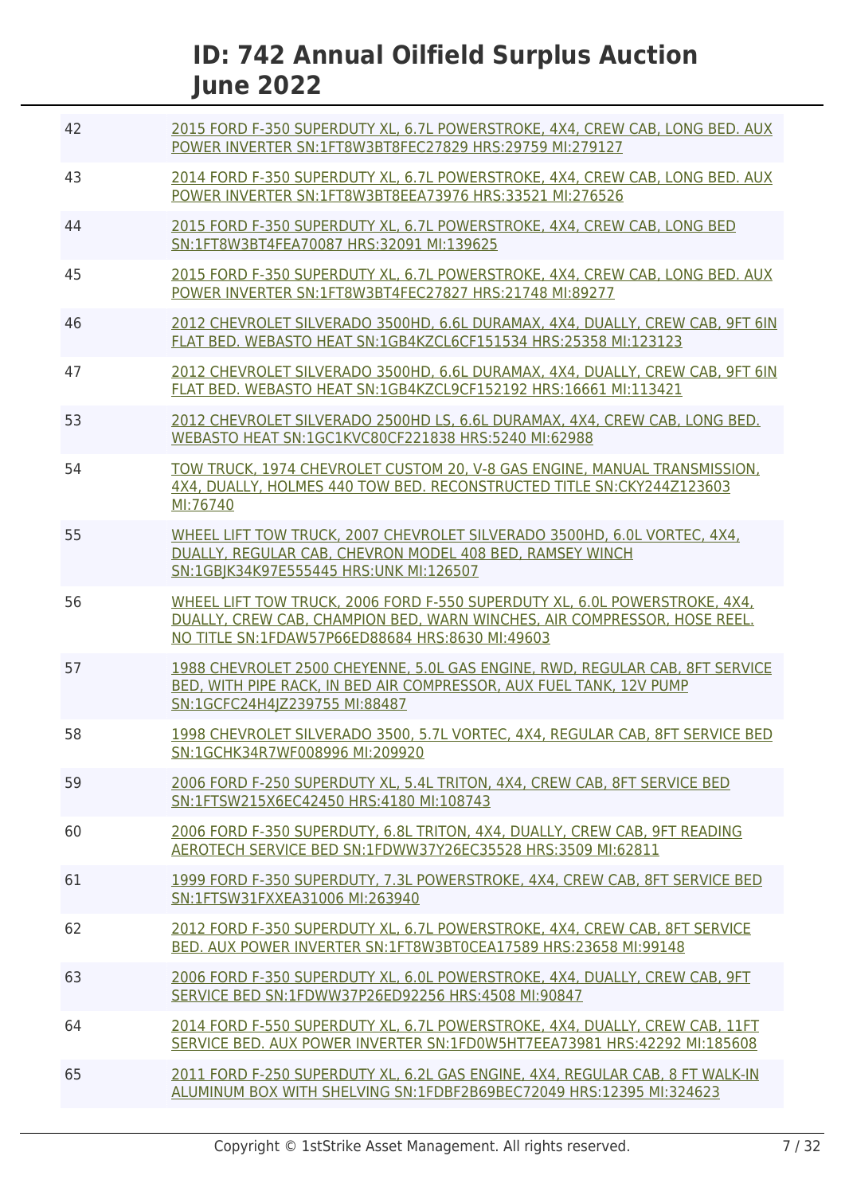| Lot | Description |
| --- | --- |
| 42 | 2015 FORD F-350 SUPERDUTY XL, 6.7L POWERSTROKE, 4X4, CREW CAB, LONG BED. AUX POWER INVERTER SN:1FT8W3BT8FEC27829 HRS:29759 MI:279127 |
| 43 | 2014 FORD F-350 SUPERDUTY XL, 6.7L POWERSTROKE, 4X4, CREW CAB, LONG BED. AUX POWER INVERTER SN:1FT8W3BT8EEA73976 HRS:33521 MI:276526 |
| 44 | 2015 FORD F-350 SUPERDUTY XL, 6.7L POWERSTROKE, 4X4, CREW CAB, LONG BED SN:1FT8W3BT4FEA70087 HRS:32091 MI:139625 |
| 45 | 2015 FORD F-350 SUPERDUTY XL, 6.7L POWERSTROKE, 4X4, CREW CAB, LONG BED. AUX POWER INVERTER SN:1FT8W3BT4FEC27827 HRS:21748 MI:89277 |
| 46 | 2012 CHEVROLET SILVERADO 3500HD, 6.6L DURAMAX, 4X4, DUALLY, CREW CAB, 9FT 6IN FLAT BED. WEBASTO HEAT SN:1GB4KZCL6CF151534 HRS:25358 MI:123123 |
| 47 | 2012 CHEVROLET SILVERADO 3500HD, 6.6L DURAMAX, 4X4, DUALLY, CREW CAB, 9FT 6IN FLAT BED. WEBASTO HEAT SN:1GB4KZCL9CF152192 HRS:16661 MI:113421 |
| 53 | 2012 CHEVROLET SILVERADO 2500HD LS, 6.6L DURAMAX, 4X4, CREW CAB, LONG BED. WEBASTO HEAT SN:1GC1KVC80CF221838 HRS:5240 MI:62988 |
| 54 | TOW TRUCK, 1974 CHEVROLET CUSTOM 20, V-8 GAS ENGINE, MANUAL TRANSMISSION, 4X4, DUALLY, HOLMES 440 TOW BED. RECONSTRUCTED TITLE SN:CKY244Z123603 MI:76740 |
| 55 | WHEEL LIFT TOW TRUCK, 2007 CHEVROLET SILVERADO 3500HD, 6.0L VORTEC, 4X4, DUALLY, REGULAR CAB, CHEVRON MODEL 408 BED, RAMSEY WINCH SN:1GBJK34K97E555445 HRS:UNK MI:126507 |
| 56 | WHEEL LIFT TOW TRUCK, 2006 FORD F-550 SUPERDUTY XL, 6.0L POWERSTROKE, 4X4, DUALLY, CREW CAB, CHAMPION BED, WARN WINCHES, AIR COMPRESSOR, HOSE REEL. NO TITLE SN:1FDAW57P66ED88684 HRS:8630 MI:49603 |
| 57 | 1988 CHEVROLET 2500 CHEYENNE, 5.0L GAS ENGINE, RWD, REGULAR CAB, 8FT SERVICE BED, WITH PIPE RACK, IN BED AIR COMPRESSOR, AUX FUEL TANK, 12V PUMP SN:1GCFC24H4JZ239755 MI:88487 |
| 58 | 1998 CHEVROLET SILVERADO 3500, 5.7L VORTEC, 4X4, REGULAR CAB, 8FT SERVICE BED SN:1GCHK34R7WF008996 MI:209920 |
| 59 | 2006 FORD F-250 SUPERDUTY XL, 5.4L TRITON, 4X4, CREW CAB, 8FT SERVICE BED SN:1FTSW215X6EC42450 HRS:4180 MI:108743 |
| 60 | 2006 FORD F-350 SUPERDUTY, 6.8L TRITON, 4X4, DUALLY, CREW CAB, 9FT READING AEROTECH SERVICE BED SN:1FDWW37Y26EC35528 HRS:3509 MI:62811 |
| 61 | 1999 FORD F-350 SUPERDUTY, 7.3L POWERSTROKE, 4X4, CREW CAB, 8FT SERVICE BED SN:1FTSW31FXXEA31006 MI:263940 |
| 62 | 2012 FORD F-350 SUPERDUTY XL, 6.7L POWERSTROKE, 4X4, CREW CAB, 8FT SERVICE BED. AUX POWER INVERTER SN:1FT8W3BT0CEA17589 HRS:23658 MI:99148 |
| 63 | 2006 FORD F-350 SUPERDUTY XL, 6.0L POWERSTROKE, 4X4, DUALLY, CREW CAB, 9FT SERVICE BED SN:1FDWW37P26ED92256 HRS:4508 MI:90847 |
| 64 | 2014 FORD F-550 SUPERDUTY XL, 6.7L POWERSTROKE, 4X4, DUALLY, CREW CAB, 11FT SERVICE BED. AUX POWER INVERTER SN:1FD0W5HT7EEA73981 HRS:42292 MI:185608 |
| 65 | 2011 FORD F-250 SUPERDUTY XL, 6.2L GAS ENGINE, 4X4, REGULAR CAB, 8 FT WALK-IN ALUMINUM BOX WITH SHELVING SN:1FDBF2B69BEC72049 HRS:12395 MI:324623 |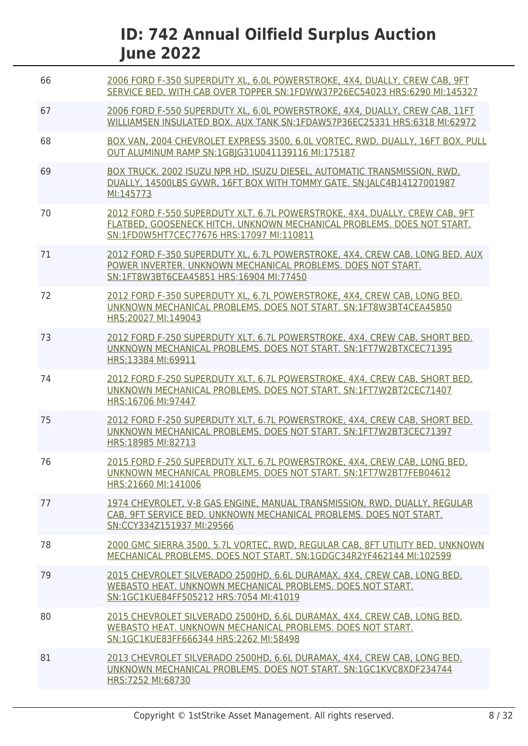| | |
|---|---|
| 66 | 2006 FORD F-350 SUPERDUTY XL, 6.0L POWERSTROKE, 4X4, DUALLY, CREW CAB, 9FT SERVICE BED, WITH CAB OVER TOPPER SN:1FDWW37P26EC54023 HRS:6290 MI:145327 |
| 67 | 2006 FORD F-550 SUPERDUTY XL, 6.0L POWERSTROKE, 4X4, DUALLY, CREW CAB, 11FT WILLIAMSEN INSULATED BOX. AUX TANK SN:1FDAW57P36EC25331 HRS:6318 MI:62972 |
| 68 | BOX VAN, 2004 CHEVROLET EXPRESS 3500, 6.0L VORTEC, RWD, DUALLY, 16FT BOX, PULL OUT ALUMINUM RAMP SN:1GBJG31U041139116 MI:175187 |
| 69 | BOX TRUCK, 2002 ISUZU NPR HD, ISUZU DIESEL, AUTOMATIC TRANSMISSION, RWD, DUALLY, 14500LBS GVWR, 16FT BOX WITH TOMMY GATE. SN:JALC4B14127001987 MI:145773 |
| 70 | 2012 FORD F-550 SUPERDUTY XLT, 6.7L POWERSTROKE, 4X4, DUALLY, CREW CAB, 9FT FLATBED, GOOSENECK HITCH. UNKNOWN MECHANICAL PROBLEMS. DOES NOT START. SN:1FD0W5HT7CEC77676 HRS:17097 MI:110811 |
| 71 | 2012 FORD F-350 SUPERDUTY XL, 6.7L POWERSTROKE, 4X4, CREW CAB, LONG BED. AUX POWER INVERTER. UNKNOWN MECHANICAL PROBLEMS. DOES NOT START. SN:1FT8W3BT6CEA45851 HRS:16904 MI:77450 |
| 72 | 2012 FORD F-350 SUPERDUTY XL, 6.7L POWERSTROKE, 4X4, CREW CAB, LONG BED. UNKNOWN MECHANICAL PROBLEMS. DOES NOT START. SN:1FT8W3BT4CEA45850 HRS:20027 MI:149043 |
| 73 | 2012 FORD F-250 SUPERDUTY XLT, 6.7L POWERSTROKE, 4X4, CREW CAB, SHORT BED. UNKNOWN MECHANICAL PROBLEMS. DOES NOT START. SN:1FT7W2BTXCEC71395 HRS:13384 MI:69911 |
| 74 | 2012 FORD F-250 SUPERDUTY XLT, 6.7L POWERSTROKE, 4X4, CREW CAB, SHORT BED. UNKNOWN MECHANICAL PROBLEMS. DOES NOT START. SN:1FT7W2BT2CEC71407 HRS:16706 MI:97447 |
| 75 | 2012 FORD F-250 SUPERDUTY XLT, 6.7L POWERSTROKE, 4X4, CREW CAB, SHORT BED. UNKNOWN MECHANICAL PROBLEMS. DOES NOT START. SN:1FT7W2BT3CEC71397 HRS:18985 MI:82713 |
| 76 | 2015 FORD F-250 SUPERDUTY XLT, 6.7L POWERSTROKE, 4X4, CREW CAB, LONG BED. UNKNOWN MECHANICAL PROBLEMS. DOES NOT START. SN:1FT7W2BT7FEB04612 HRS:21660 MI:141006 |
| 77 | 1974 CHEVROLET, V-8 GAS ENGINE, MANUAL TRANSMISSION, RWD, DUALLY, REGULAR CAB, 9FT SERVICE BED. UNKNOWN MECHANICAL PROBLEMS. DOES NOT START. SN:CCY334Z151937 MI:29566 |
| 78 | 2000 GMC SIERRA 3500, 5.7L VORTEC, RWD, REGULAR CAB, 8FT UTILITY BED. UNKNOWN MECHANICAL PROBLEMS. DOES NOT START. SN:1GDGC34R2YF462144 MI:102599 |
| 79 | 2015 CHEVROLET SILVERADO 2500HD, 6.6L DURAMAX, 4X4, CREW CAB, LONG BED. WEBASTO HEAT. UNKNOWN MECHANICAL PROBLEMS. DOES NOT START. SN:1GC1KUE84FF505212 HRS:7054 MI:41019 |
| 80 | 2015 CHEVROLET SILVERADO 2500HD, 6.6L DURAMAX, 4X4, CREW CAB, LONG BED. WEBASTO HEAT. UNKNOWN MECHANICAL PROBLEMS. DOES NOT START. SN:1GC1KUE83FF666344 HRS:2262 MI:58498 |
| 81 | 2013 CHEVROLET SILVERADO 2500HD, 6.6L DURAMAX, 4X4, CREW CAB, LONG BED. UNKNOWN MECHANICAL PROBLEMS. DOES NOT START. SN:1GC1KVC8XDF234744 HRS:7252 MI:68730 |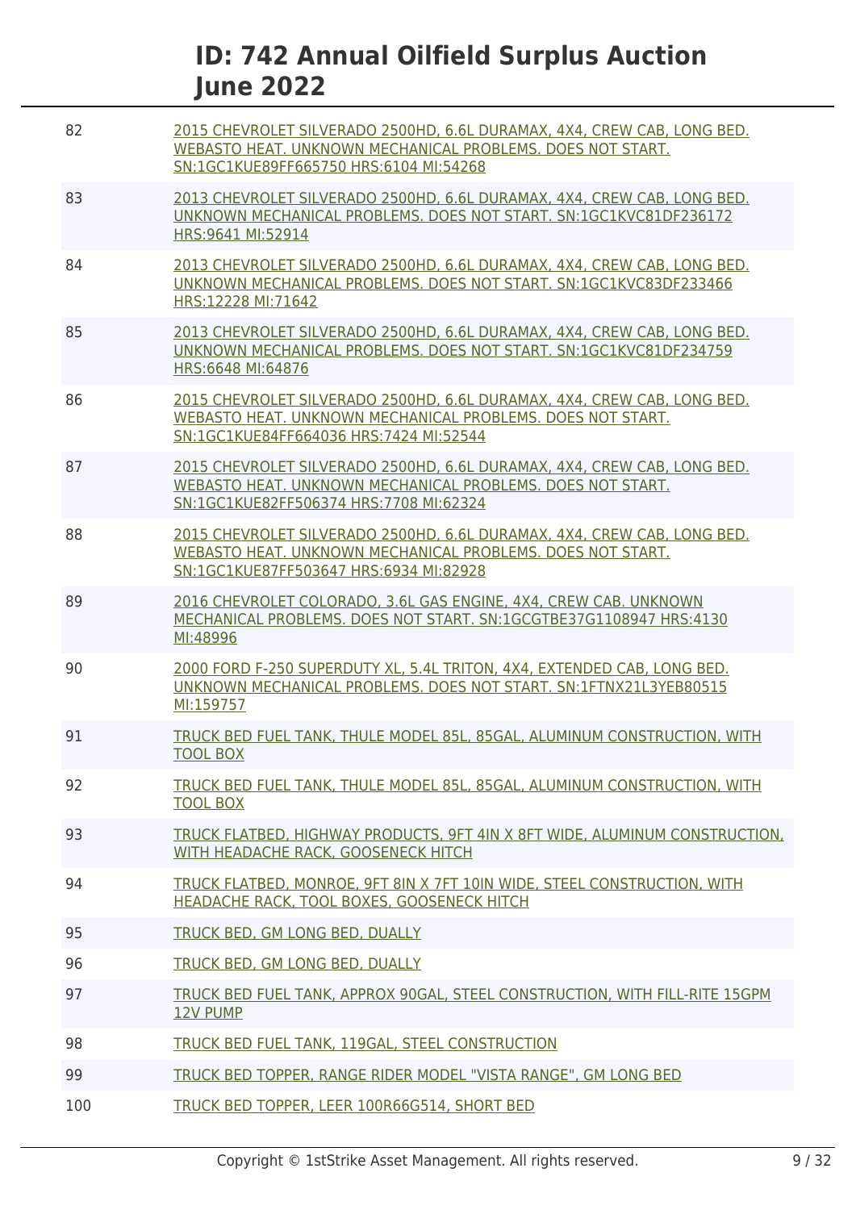| | |
|---|---|
| 82 | 2015 CHEVROLET SILVERADO 2500HD, 6.6L DURAMAX, 4X4, CREW CAB, LONG BED. WEBASTO HEAT. UNKNOWN MECHANICAL PROBLEMS. DOES NOT START. SN:1GC1KUE89FF665750 HRS:6104 MI:54268 |
| 83 | 2013 CHEVROLET SILVERADO 2500HD, 6.6L DURAMAX, 4X4, CREW CAB, LONG BED. UNKNOWN MECHANICAL PROBLEMS. DOES NOT START. SN:1GC1KVC81DF236172 HRS:9641 MI:52914 |
| 84 | 2013 CHEVROLET SILVERADO 2500HD, 6.6L DURAMAX, 4X4, CREW CAB, LONG BED. UNKNOWN MECHANICAL PROBLEMS. DOES NOT START. SN:1GC1KVC83DF233466 HRS:12228 MI:71642 |
| 85 | 2013 CHEVROLET SILVERADO 2500HD, 6.6L DURAMAX, 4X4, CREW CAB, LONG BED. UNKNOWN MECHANICAL PROBLEMS. DOES NOT START. SN:1GC1KVC81DF234759 HRS:6648 MI:64876 |
| 86 | 2015 CHEVROLET SILVERADO 2500HD, 6.6L DURAMAX, 4X4, CREW CAB, LONG BED. WEBASTO HEAT. UNKNOWN MECHANICAL PROBLEMS. DOES NOT START. SN:1GC1KUE84FF664036 HRS:7424 MI:52544 |
| 87 | 2015 CHEVROLET SILVERADO 2500HD, 6.6L DURAMAX, 4X4, CREW CAB, LONG BED. WEBASTO HEAT. UNKNOWN MECHANICAL PROBLEMS. DOES NOT START. SN:1GC1KUE82FF506374 HRS:7708 MI:62324 |
| 88 | 2015 CHEVROLET SILVERADO 2500HD, 6.6L DURAMAX, 4X4, CREW CAB, LONG BED. WEBASTO HEAT. UNKNOWN MECHANICAL PROBLEMS. DOES NOT START. SN:1GC1KUE87FF503647 HRS:6934 MI:82928 |
| 89 | 2016 CHEVROLET COLORADO, 3.6L GAS ENGINE, 4X4, CREW CAB. UNKNOWN MECHANICAL PROBLEMS. DOES NOT START. SN:1GCGTBE37G1108947 HRS:4130 MI:48996 |
| 90 | 2000 FORD F-250 SUPERDUTY XL, 5.4L TRITON, 4X4, EXTENDED CAB, LONG BED. UNKNOWN MECHANICAL PROBLEMS. DOES NOT START. SN:1FTNX21L3YEB80515 MI:159757 |
| 91 | TRUCK BED FUEL TANK, THULE MODEL 85L, 85GAL, ALUMINUM CONSTRUCTION, WITH TOOL BOX |
| 92 | TRUCK BED FUEL TANK, THULE MODEL 85L, 85GAL, ALUMINUM CONSTRUCTION, WITH TOOL BOX |
| 93 | TRUCK FLATBED, HIGHWAY PRODUCTS, 9FT 4IN X 8FT WIDE, ALUMINUM CONSTRUCTION, WITH HEADACHE RACK, GOOSENECK HITCH |
| 94 | TRUCK FLATBED, MONROE, 9FT 8IN X 7FT 10IN WIDE, STEEL CONSTRUCTION, WITH HEADACHE RACK, TOOL BOXES, GOOSENECK HITCH |
| 95 | TRUCK BED, GM LONG BED, DUALLY |
| 96 | TRUCK BED, GM LONG BED, DUALLY |
| 97 | TRUCK BED FUEL TANK, APPROX 90GAL, STEEL CONSTRUCTION, WITH FILL-RITE 15GPM 12V PUMP |
| 98 | TRUCK BED FUEL TANK, 119GAL, STEEL CONSTRUCTION |
| 99 | TRUCK BED TOPPER, RANGE RIDER MODEL "VISTA RANGE", GM LONG BED |
| 100 | TRUCK BED TOPPER, LEER 100R66G514, SHORT BED |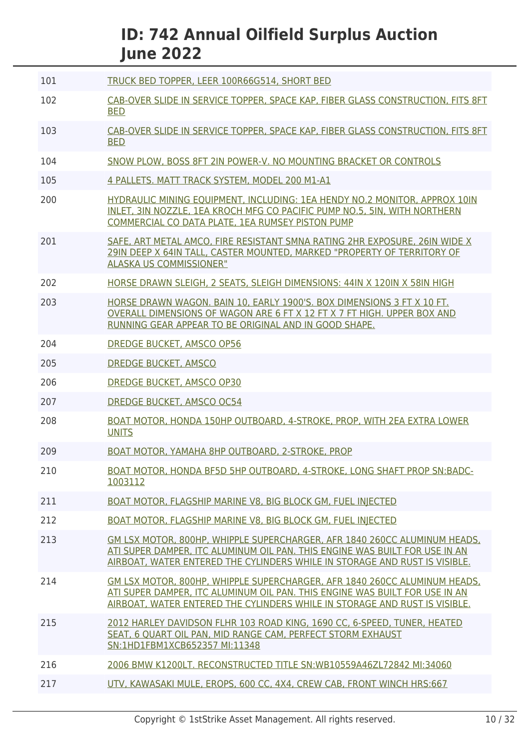# ID: 742 Annual Oilfield Surplus Auction June 2022

| | |
|---|---|
| 101 | TRUCK BED TOPPER, LEER 100R66G514, SHORT BED |
| 102 | CAB-OVER SLIDE IN SERVICE TOPPER, SPACE KAP, FIBER GLASS CONSTRUCTION, FITS 8FT BED |
| 103 | CAB-OVER SLIDE IN SERVICE TOPPER, SPACE KAP, FIBER GLASS CONSTRUCTION, FITS 8FT BED |
| 104 | SNOW PLOW, BOSS 8FT 2IN POWER-V. NO MOUNTING BRACKET OR CONTROLS |
| 105 | 4 PALLETS. MATT TRACK SYSTEM, MODEL 200 M1-A1 |
| 200 | HYDRAULIC MINING EQUIPMENT, INCLUDING: 1EA HENDY NO.2 MONITOR, APPROX 10IN INLET, 3IN NOZZLE, 1EA KROCH MFG CO PACIFIC PUMP NO.5, 5IN, WITH NORTHERN COMMERCIAL CO DATA PLATE, 1EA RUMSEY PISTON PUMP |
| 201 | SAFE, ART METAL AMCO, FIRE RESISTANT SMNA RATING 2HR EXPOSURE, 26IN WIDE X 29IN DEEP X 64IN TALL, CASTER MOUNTED, MARKED "PROPERTY OF TERRITORY OF ALASKA US COMMISSIONER" |
| 202 | HORSE DRAWN SLEIGH, 2 SEATS, SLEIGH DIMENSIONS: 44IN X 120IN X 58IN HIGH |
| 203 | HORSE DRAWN WAGON. BAIN 10, EARLY 1900'S. BOX DIMENSIONS 3 FT X 10 FT. OVERALL DIMENSIONS OF WAGON ARE 6 FT X 12 FT X 7 FT HIGH. UPPER BOX AND RUNNING GEAR APPEAR TO BE ORIGINAL AND IN GOOD SHAPE. |
| 204 | DREDGE BUCKET, AMSCO OP56 |
| 205 | DREDGE BUCKET, AMSCO |
| 206 | DREDGE BUCKET, AMSCO OP30 |
| 207 | DREDGE BUCKET, AMSCO OC54 |
| 208 | BOAT MOTOR, HONDA 150HP OUTBOARD, 4-STROKE, PROP, WITH 2EA EXTRA LOWER UNITS |
| 209 | BOAT MOTOR, YAMAHA 8HP OUTBOARD, 2-STROKE, PROP |
| 210 | BOAT MOTOR, HONDA BF5D 5HP OUTBOARD, 4-STROKE, LONG SHAFT PROP SN:BADC-1003112 |
| 211 | BOAT MOTOR, FLAGSHIP MARINE V8, BIG BLOCK GM, FUEL INJECTED |
| 212 | BOAT MOTOR, FLAGSHIP MARINE V8, BIG BLOCK GM, FUEL INJECTED |
| 213 | GM LSX MOTOR, 800HP, WHIPPLE SUPERCHARGER, AFR 1840 260CC ALUMINUM HEADS, ATI SUPER DAMPER, ITC ALUMINUM OIL PAN. THIS ENGINE WAS BUILT FOR USE IN AN AIRBOAT, WATER ENTERED THE CYLINDERS WHILE IN STORAGE AND RUST IS VISIBLE. |
| 214 | GM LSX MOTOR, 800HP, WHIPPLE SUPERCHARGER, AFR 1840 260CC ALUMINUM HEADS, ATI SUPER DAMPER, ITC ALUMINUM OIL PAN. THIS ENGINE WAS BUILT FOR USE IN AN AIRBOAT, WATER ENTERED THE CYLINDERS WHILE IN STORAGE AND RUST IS VISIBLE. |
| 215 | 2012 HARLEY DAVIDSON FLHR 103 ROAD KING, 1690 CC, 6-SPEED, TUNER, HEATED SEAT, 6 QUART OIL PAN, MID RANGE CAM, PERFECT STORM EXHAUST SN:1HD1FBM1XCB652357 MI:11348 |
| 216 | 2006 BMW K1200LT. RECONSTRUCTED TITLE SN:WB10559A46ZL72842 MI:34060 |
| 217 | UTV, KAWASAKI MULE, EROPS, 600 CC, 4X4, CREW CAB, FRONT WINCH HRS:667 |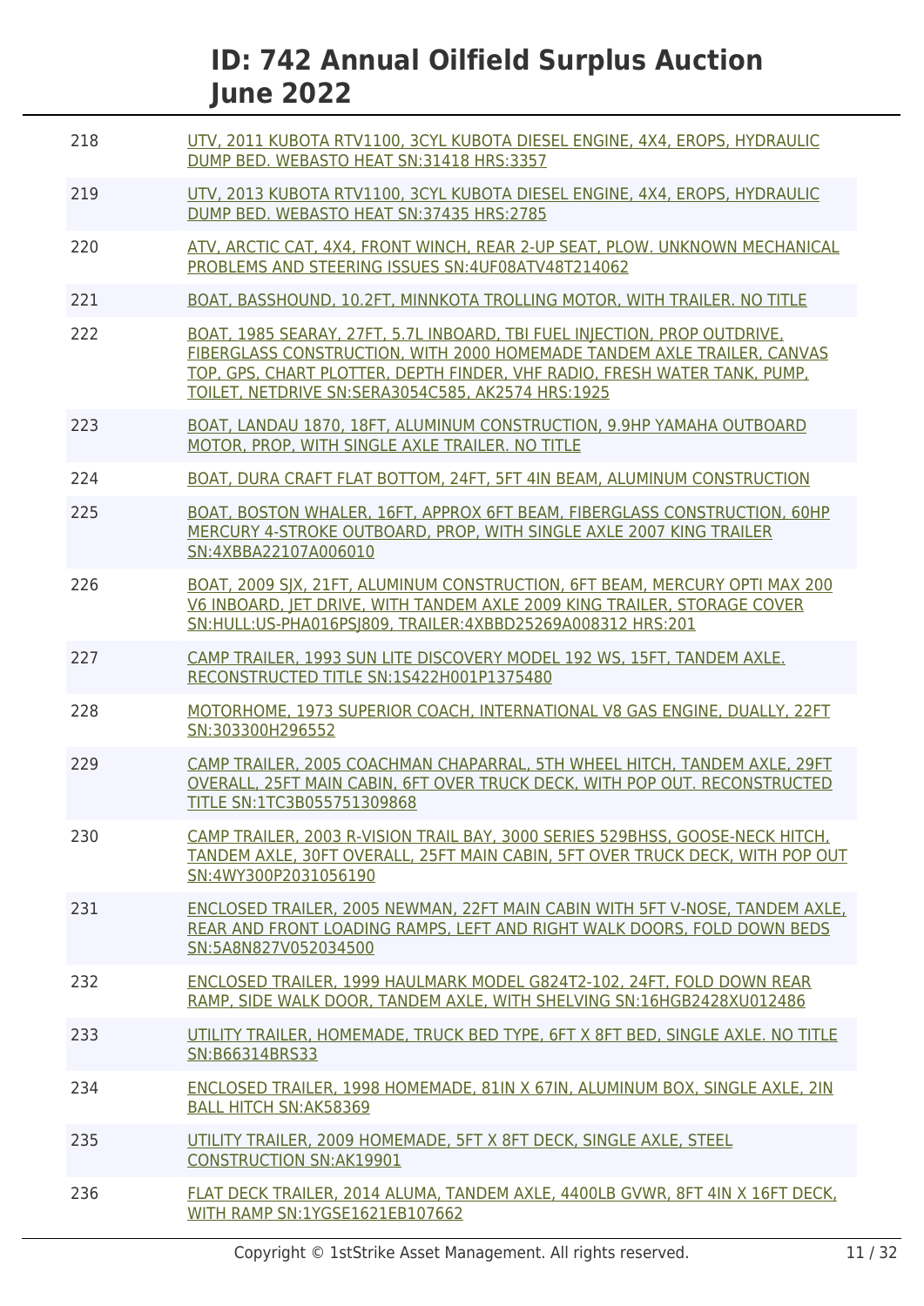| | |
|---|---|
| 218 | UTV, 2011 KUBOTA RTV1100, 3CYL KUBOTA DIESEL ENGINE, 4X4, EROPS, HYDRAULIC DUMP BED. WEBASTO HEAT SN:31418 HRS:3357 |
| 219 | UTV, 2013 KUBOTA RTV1100, 3CYL KUBOTA DIESEL ENGINE, 4X4, EROPS, HYDRAULIC DUMP BED. WEBASTO HEAT SN:37435 HRS:2785 |
| 220 | ATV, ARCTIC CAT, 4X4, FRONT WINCH, REAR 2-UP SEAT, PLOW. UNKNOWN MECHANICAL PROBLEMS AND STEERING ISSUES SN:4UF08ATV48T214062 |
| 221 | BOAT, BASSHOUND, 10.2FT, MINNKOTA TROLLING MOTOR, WITH TRAILER. NO TITLE |
| 222 | BOAT, 1985 SEARAY, 27FT, 5.7L INBOARD, TBI FUEL INJECTION, PROP OUTDRIVE, FIBERGLASS CONSTRUCTION, WITH 2000 HOMEMADE TANDEM AXLE TRAILER, CANVAS TOP, GPS, CHART PLOTTER, DEPTH FINDER, VHF RADIO, FRESH WATER TANK, PUMP, TOILET, NETDRIVE SN:SERA3054C585, AK2574 HRS:1925 |
| 223 | BOAT, LANDAU 1870, 18FT, ALUMINUM CONSTRUCTION, 9.9HP YAMAHA OUTBOARD MOTOR, PROP, WITH SINGLE AXLE TRAILER. NO TITLE |
| 224 | BOAT, DURA CRAFT FLAT BOTTOM, 24FT, 5FT 4IN BEAM, ALUMINUM CONSTRUCTION |
| 225 | BOAT, BOSTON WHALER, 16FT, APPROX 6FT BEAM, FIBERGLASS CONSTRUCTION, 60HP MERCURY 4-STROKE OUTBOARD, PROP, WITH SINGLE AXLE 2007 KING TRAILER SN:4XBBA22107A006010 |
| 226 | BOAT, 2009 SJX, 21FT, ALUMINUM CONSTRUCTION, 6FT BEAM, MERCURY OPTI MAX 200 V6 INBOARD, JET DRIVE, WITH TANDEM AXLE 2009 KING TRAILER, STORAGE COVER SN:HULL:US-PHA016PSJ809, TRAILER:4XBBD25269A008312 HRS:201 |
| 227 | CAMP TRAILER, 1993 SUN LITE DISCOVERY MODEL 192 WS, 15FT, TANDEM AXLE. RECONSTRUCTED TITLE SN:1S422H001P1375480 |
| 228 | MOTORHOME, 1973 SUPERIOR COACH, INTERNATIONAL V8 GAS ENGINE, DUALLY, 22FT SN:303300H296552 |
| 229 | CAMP TRAILER, 2005 COACHMAN CHAPARRAL, 5TH WHEEL HITCH, TANDEM AXLE, 29FT OVERALL, 25FT MAIN CABIN, 6FT OVER TRUCK DECK, WITH POP OUT. RECONSTRUCTED TITLE SN:1TC3B055751309868 |
| 230 | CAMP TRAILER, 2003 R-VISION TRAIL BAY, 3000 SERIES 529BHSS, GOOSE-NECK HITCH, TANDEM AXLE, 30FT OVERALL, 25FT MAIN CABIN, 5FT OVER TRUCK DECK, WITH POP OUT SN:4WY300P2031056190 |
| 231 | ENCLOSED TRAILER, 2005 NEWMAN, 22FT MAIN CABIN WITH 5FT V-NOSE, TANDEM AXLE, REAR AND FRONT LOADING RAMPS, LEFT AND RIGHT WALK DOORS, FOLD DOWN BEDS SN:5A8N827V052034500 |
| 232 | ENCLOSED TRAILER, 1999 HAULMARK MODEL G824T2-102, 24FT, FOLD DOWN REAR RAMP, SIDE WALK DOOR, TANDEM AXLE, WITH SHELVING SN:16HGB2428XU012486 |
| 233 | UTILITY TRAILER, HOMEMADE, TRUCK BED TYPE, 6FT X 8FT BED, SINGLE AXLE. NO TITLE SN:B66314BRS33 |
| 234 | ENCLOSED TRAILER, 1998 HOMEMADE, 81IN X 67IN, ALUMINUM BOX, SINGLE AXLE, 2IN BALL HITCH SN:AK58369 |
| 235 | UTILITY TRAILER, 2009 HOMEMADE, 5FT X 8FT DECK, SINGLE AXLE, STEEL CONSTRUCTION SN:AK19901 |
| 236 | FLAT DECK TRAILER, 2014 ALUMA, TANDEM AXLE, 4400LB GVWR, 8FT 4IN X 16FT DECK, WITH RAMP SN:1YGSE1621EB107662 |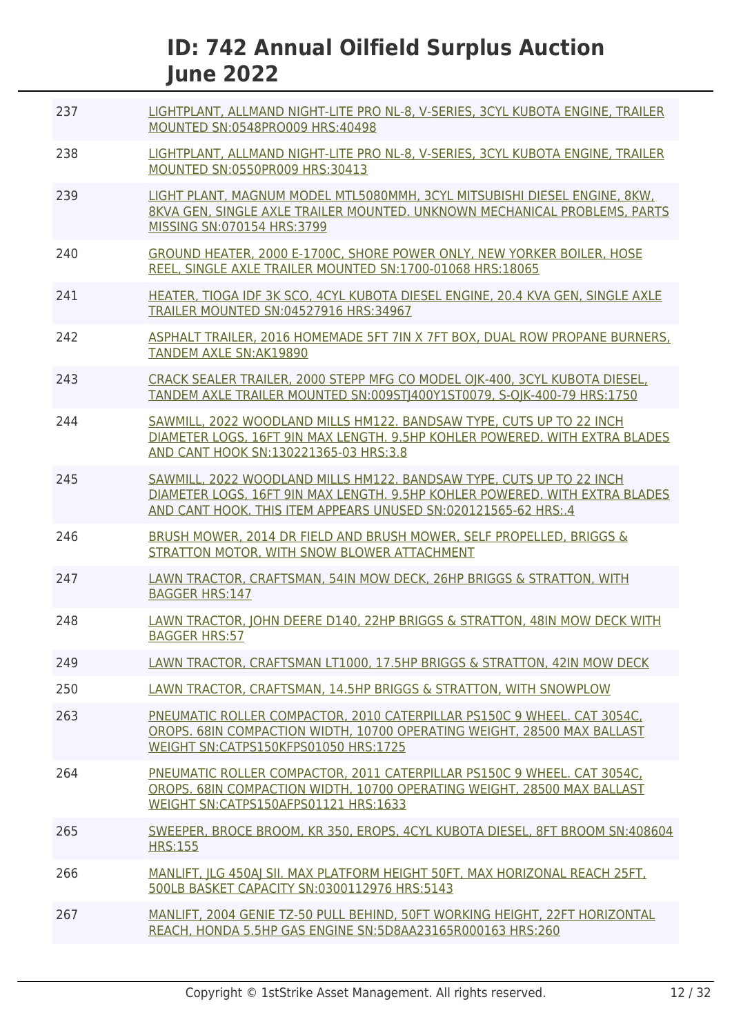| Lot | Description |
|---|---|
| 237 | LIGHTPLANT, ALLMAND NIGHT-LITE PRO NL-8, V-SERIES, 3CYL KUBOTA ENGINE, TRAILER MOUNTED SN:0548PRO009 HRS:40498 |
| 238 | LIGHTPLANT, ALLMAND NIGHT-LITE PRO NL-8, V-SERIES, 3CYL KUBOTA ENGINE, TRAILER MOUNTED SN:0550PR009 HRS:30413 |
| 239 | LIGHT PLANT, MAGNUM MODEL MTL5080MMH, 3CYL MITSUBISHI DIESEL ENGINE, 8KW, 8KVA GEN, SINGLE AXLE TRAILER MOUNTED. UNKNOWN MECHANICAL PROBLEMS, PARTS MISSING SN:070154 HRS:3799 |
| 240 | GROUND HEATER, 2000 E-1700C, SHORE POWER ONLY, NEW YORKER BOILER, HOSE REEL, SINGLE AXLE TRAILER MOUNTED SN:1700-01068 HRS:18065 |
| 241 | HEATER, TIOGA IDF 3K SCO, 4CYL KUBOTA DIESEL ENGINE, 20.4 KVA GEN, SINGLE AXLE TRAILER MOUNTED SN:04527916 HRS:34967 |
| 242 | ASPHALT TRAILER, 2016 HOMEMADE 5FT 7IN X 7FT BOX, DUAL ROW PROPANE BURNERS, TANDEM AXLE SN:AK19890 |
| 243 | CRACK SEALER TRAILER, 2000 STEPP MFG CO MODEL OJK-400, 3CYL KUBOTA DIESEL, TANDEM AXLE TRAILER MOUNTED SN:009STJ400Y1ST0079, S-OJK-400-79 HRS:1750 |
| 244 | SAWMILL, 2022 WOODLAND MILLS HM122. BANDSAW TYPE, CUTS UP TO 22 INCH DIAMETER LOGS, 16FT 9IN MAX LENGTH. 9.5HP KOHLER POWERED. WITH EXTRA BLADES AND CANT HOOK SN:130221365-03 HRS:3.8 |
| 245 | SAWMILL, 2022 WOODLAND MILLS HM122. BANDSAW TYPE, CUTS UP TO 22 INCH DIAMETER LOGS, 16FT 9IN MAX LENGTH. 9.5HP KOHLER POWERED. WITH EXTRA BLADES AND CANT HOOK. THIS ITEM APPEARS UNUSED SN:020121565-62 HRS:.4 |
| 246 | BRUSH MOWER, 2014 DR FIELD AND BRUSH MOWER, SELF PROPELLED, BRIGGS & STRATTON MOTOR, WITH SNOW BLOWER ATTACHMENT |
| 247 | LAWN TRACTOR, CRAFTSMAN, 54IN MOW DECK, 26HP BRIGGS & STRATTON, WITH BAGGER HRS:147 |
| 248 | LAWN TRACTOR, JOHN DEERE D140, 22HP BRIGGS & STRATTON, 48IN MOW DECK WITH BAGGER HRS:57 |
| 249 | LAWN TRACTOR, CRAFTSMAN LT1000, 17.5HP BRIGGS & STRATTON, 42IN MOW DECK |
| 250 | LAWN TRACTOR, CRAFTSMAN, 14.5HP BRIGGS & STRATTON, WITH SNOWPLOW |
| 263 | PNEUMATIC ROLLER COMPACTOR, 2010 CATERPILLAR PS150C 9 WHEEL. CAT 3054C, OROPS. 68IN COMPACTION WIDTH, 10700 OPERATING WEIGHT, 28500 MAX BALLAST WEIGHT SN:CATPS150KFPS01050 HRS:1725 |
| 264 | PNEUMATIC ROLLER COMPACTOR, 2011 CATERPILLAR PS150C 9 WHEEL. CAT 3054C, OROPS. 68IN COMPACTION WIDTH, 10700 OPERATING WEIGHT, 28500 MAX BALLAST WEIGHT SN:CATPS150AFPS01121 HRS:1633 |
| 265 | SWEEPER, BROCE BROOM, KR 350, EROPS, 4CYL KUBOTA DIESEL, 8FT BROOM SN:408604 HRS:155 |
| 266 | MANLIFT, JLG 450AJ SII. MAX PLATFORM HEIGHT 50FT, MAX HORIZONAL REACH 25FT, 500LB BASKET CAPACITY SN:0300112976 HRS:5143 |
| 267 | MANLIFT, 2004 GENIE TZ-50 PULL BEHIND, 50FT WORKING HEIGHT, 22FT HORIZONTAL REACH, HONDA 5.5HP GAS ENGINE SN:5D8AA23165R000163 HRS:260 |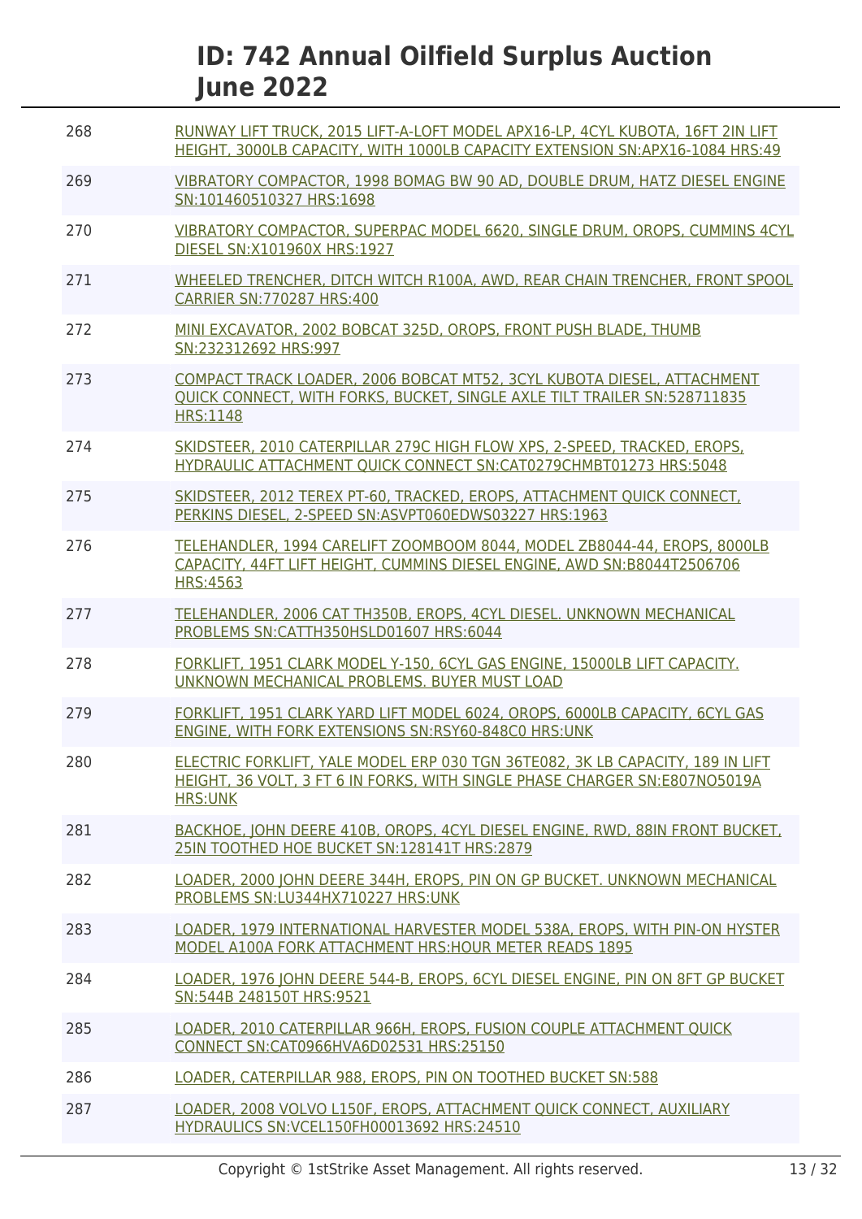# ID: 742 Annual Oilfield Surplus Auction June 2022

| | |
|---|---|
| 268 | RUNWAY LIFT TRUCK, 2015 LIFT-A-LOFT MODEL APX16-LP, 4CYL KUBOTA, 16FT 2IN LIFT HEIGHT, 3000LB CAPACITY, WITH 1000LB CAPACITY EXTENSION SN:APX16-1084 HRS:49 |
| 269 | VIBRATORY COMPACTOR, 1998 BOMAG BW 90 AD, DOUBLE DRUM, HATZ DIESEL ENGINE SN:101460510327 HRS:1698 |
| 270 | VIBRATORY COMPACTOR, SUPERPAC MODEL 6620, SINGLE DRUM, OROPS, CUMMINS 4CYL DIESEL SN:X101960X HRS:1927 |
| 271 | WHEELED TRENCHER, DITCH WITCH R100A, AWD, REAR CHAIN TRENCHER, FRONT SPOOL CARRIER SN:770287 HRS:400 |
| 272 | MINI EXCAVATOR, 2002 BOBCAT 325D, OROPS, FRONT PUSH BLADE, THUMB SN:232312692 HRS:997 |
| 273 | COMPACT TRACK LOADER, 2006 BOBCAT MT52, 3CYL KUBOTA DIESEL, ATTACHMENT QUICK CONNECT, WITH FORKS, BUCKET, SINGLE AXLE TILT TRAILER SN:528711835 HRS:1148 |
| 274 | SKIDSTEER, 2010 CATERPILLAR 279C HIGH FLOW XPS, 2-SPEED, TRACKED, EROPS, HYDRAULIC ATTACHMENT QUICK CONNECT SN:CAT0279CHMBT01273 HRS:5048 |
| 275 | SKIDSTEER, 2012 TEREX PT-60, TRACKED, EROPS, ATTACHMENT QUICK CONNECT, PERKINS DIESEL, 2-SPEED SN:ASVPT060EDWS03227 HRS:1963 |
| 276 | TELEHANDLER, 1994 CARELIFT ZOOMBOOM 8044, MODEL ZB8044-44, EROPS, 8000LB CAPACITY, 44FT LIFT HEIGHT, CUMMINS DIESEL ENGINE, AWD SN:B8044T2506706 HRS:4563 |
| 277 | TELEHANDLER, 2006 CAT TH350B, EROPS, 4CYL DIESEL. UNKNOWN MECHANICAL PROBLEMS SN:CATTH350HSLD01607 HRS:6044 |
| 278 | FORKLIFT, 1951 CLARK MODEL Y-150, 6CYL GAS ENGINE, 15000LB LIFT CAPACITY. UNKNOWN MECHANICAL PROBLEMS. BUYER MUST LOAD |
| 279 | FORKLIFT, 1951 CLARK YARD LIFT MODEL 6024, OROPS, 6000LB CAPACITY, 6CYL GAS ENGINE, WITH FORK EXTENSIONS SN:RSY60-848C0 HRS:UNK |
| 280 | ELECTRIC FORKLIFT, YALE MODEL ERP 030 TGN 36TE082, 3K LB CAPACITY, 189 IN LIFT HEIGHT, 36 VOLT, 3 FT 6 IN FORKS, WITH SINGLE PHASE CHARGER SN:E807NO5019A HRS:UNK |
| 281 | BACKHOE, JOHN DEERE 410B, OROPS, 4CYL DIESEL ENGINE, RWD, 88IN FRONT BUCKET, 25IN TOOTHED HOE BUCKET SN:128141T HRS:2879 |
| 282 | LOADER, 2000 JOHN DEERE 344H, EROPS, PIN ON GP BUCKET. UNKNOWN MECHANICAL PROBLEMS SN:LU344HX710227 HRS:UNK |
| 283 | LOADER, 1979 INTERNATIONAL HARVESTER MODEL 538A, EROPS, WITH PIN-ON HYSTER MODEL A100A FORK ATTACHMENT HRS:HOUR METER READS 1895 |
| 284 | LOADER, 1976 JOHN DEERE 544-B, EROPS, 6CYL DIESEL ENGINE, PIN ON 8FT GP BUCKET SN:544B 248150T HRS:9521 |
| 285 | LOADER, 2010 CATERPILLAR 966H, EROPS, FUSION COUPLE ATTACHMENT QUICK CONNECT SN:CAT0966HVA6D02531 HRS:25150 |
| 286 | LOADER, CATERPILLAR 988, EROPS, PIN ON TOOTHED BUCKET SN:588 |
| 287 | LOADER, 2008 VOLVO L150F, EROPS, ATTACHMENT QUICK CONNECT, AUXILIARY HYDRAULICS SN:VCEL150FH00013692 HRS:24510 |

Copyright © 1stStrike Asset Management. All rights reserved.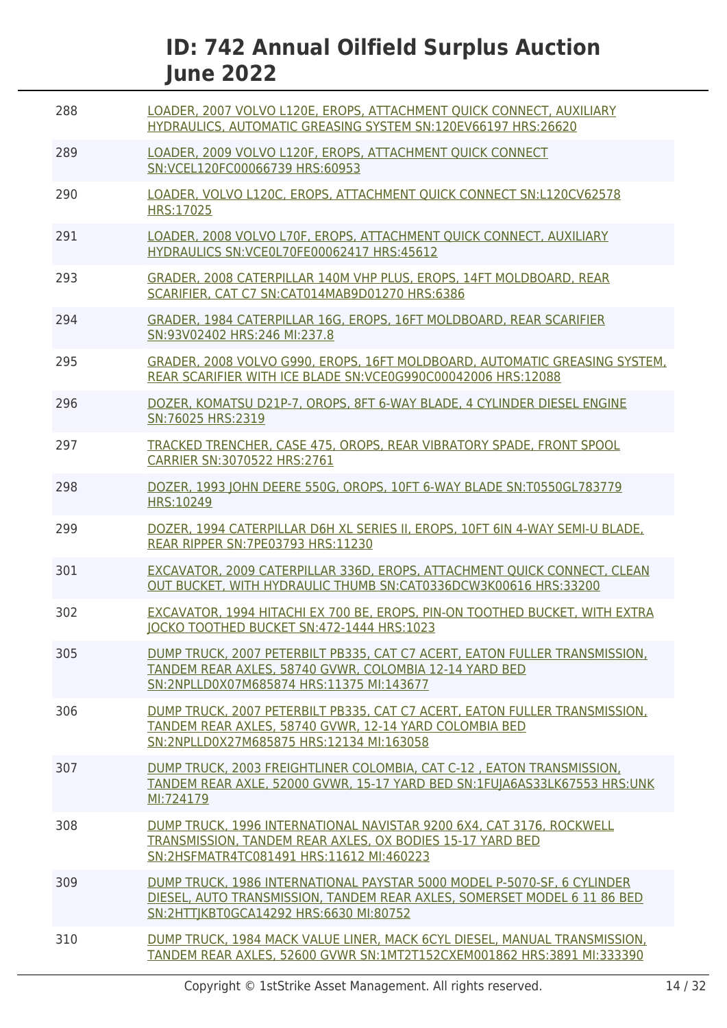# ID: 742 Annual Oilfield Surplus Auction June 2022

| | |
|---|---|
| 288 | LOADER, 2007 VOLVO L120E, EROPS, ATTACHMENT QUICK CONNECT, AUXILIARY HYDRAULICS, AUTOMATIC GREASING SYSTEM SN:120EV66197 HRS:26620 |
| 289 | LOADER, 2009 VOLVO L120F, EROPS, ATTACHMENT QUICK CONNECT SN:VCEL120FC00066739 HRS:60953 |
| 290 | LOADER, VOLVO L120C, EROPS, ATTACHMENT QUICK CONNECT SN:L120CV62578 HRS:17025 |
| 291 | LOADER, 2008 VOLVO L70F, EROPS, ATTACHMENT QUICK CONNECT, AUXILIARY HYDRAULICS SN:VCE0L70FE00062417 HRS:45612 |
| 293 | GRADER, 2008 CATERPILLAR 140M VHP PLUS, EROPS, 14FT MOLDBOARD, REAR SCARIFIER, CAT C7 SN:CAT014MAB9D01270 HRS:6386 |
| 294 | GRADER, 1984 CATERPILLAR 16G, EROPS, 16FT MOLDBOARD, REAR SCARIFIER SN:93V02402 HRS:246 MI:237.8 |
| 295 | GRADER, 2008 VOLVO G990, EROPS, 16FT MOLDBOARD, AUTOMATIC GREASING SYSTEM, REAR SCARIFIER WITH ICE BLADE SN:VCE0G990C00042006 HRS:12088 |
| 296 | DOZER, KOMATSU D21P-7, OROPS, 8FT 6-WAY BLADE, 4 CYLINDER DIESEL ENGINE SN:76025 HRS:2319 |
| 297 | TRACKED TRENCHER, CASE 475, OROPS, REAR VIBRATORY SPADE, FRONT SPOOL CARRIER SN:3070522 HRS:2761 |
| 298 | DOZER, 1993 JOHN DEERE 550G, OROPS, 10FT 6-WAY BLADE SN:T0550GL783779 HRS:10249 |
| 299 | DOZER, 1994 CATERPILLAR D6H XL SERIES II, EROPS, 10FT 6IN 4-WAY SEMI-U BLADE, REAR RIPPER SN:7PE03793 HRS:11230 |
| 301 | EXCAVATOR, 2009 CATERPILLAR 336D, EROPS, ATTACHMENT QUICK CONNECT, CLEAN OUT BUCKET, WITH HYDRAULIC THUMB SN:CAT0336DCW3K00616 HRS:33200 |
| 302 | EXCAVATOR, 1994 HITACHI EX 700 BE, EROPS, PIN-ON TOOTHED BUCKET, WITH EXTRA JOCKO TOOTHED BUCKET SN:472-1444 HRS:1023 |
| 305 | DUMP TRUCK, 2007 PETERBILT PB335, CAT C7 ACERT, EATON FULLER TRANSMISSION, TANDEM REAR AXLES, 58740 GVWR, COLOMBIA 12-14 YARD BED SN:2NPLLD0X07M685874 HRS:11375 MI:143677 |
| 306 | DUMP TRUCK, 2007 PETERBILT PB335, CAT C7 ACERT, EATON FULLER TRANSMISSION, TANDEM REAR AXLES, 58740 GVWR, 12-14 YARD COLOMBIA BED SN:2NPLLD0X27M685875 HRS:12134 MI:163058 |
| 307 | DUMP TRUCK, 2003 FREIGHTLINER COLOMBIA, CAT C-12 , EATON TRANSMISSION, TANDEM REAR AXLE, 52000 GVWR, 15-17 YARD BED SN:1FUJA6AS33LK67553 HRS:UNK MI:724179 |
| 308 | DUMP TRUCK, 1996 INTERNATIONAL NAVISTAR 9200 6X4, CAT 3176, ROCKWELL TRANSMISSION, TANDEM REAR AXLES, OX BODIES 15-17 YARD BED SN:2HSFMATR4TC081491 HRS:11612 MI:460223 |
| 309 | DUMP TRUCK, 1986 INTERNATIONAL PAYSTAR 5000 MODEL P-5070-SF, 6 CYLINDER DIESEL, AUTO TRANSMISSION, TANDEM REAR AXLES, SOMERSET MODEL 6 11 86 BED SN:2HTTJKBT0GCA14292 HRS:6630 MI:80752 |
| 310 | DUMP TRUCK, 1984 MACK VALUE LINER, MACK 6CYL DIESEL, MANUAL TRANSMISSION, TANDEM REAR AXLES, 52600 GVWR SN:1MT2T152CXEM001862 HRS:3891 MI:333390 |

Copyright © 1stStrike Asset Management. All rights reserved.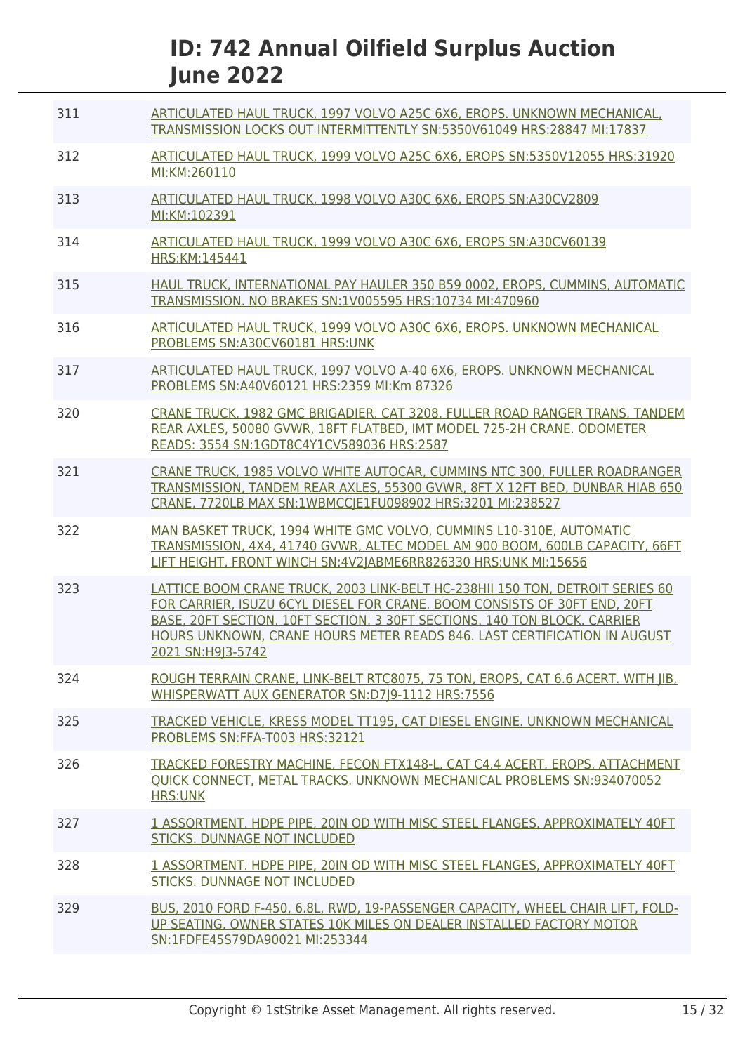| | |
|---|---|
| 311 | ARTICULATED HAUL TRUCK, 1997 VOLVO A25C 6X6, EROPS. UNKNOWN MECHANICAL, TRANSMISSION LOCKS OUT INTERMITTENTLY SN:5350V61049 HRS:28847 MI:17837 |
| 312 | ARTICULATED HAUL TRUCK, 1999 VOLVO A25C 6X6, EROPS SN:5350V12055 HRS:31920 MI:KM:260110 |
| 313 | ARTICULATED HAUL TRUCK, 1998 VOLVO A30C 6X6, EROPS SN:A30CV2809 MI:KM:102391 |
| 314 | ARTICULATED HAUL TRUCK, 1999 VOLVO A30C 6X6, EROPS SN:A30CV60139 HRS:KM:145441 |
| 315 | HAUL TRUCK, INTERNATIONAL PAY HAULER 350 B59 0002, EROPS, CUMMINS, AUTOMATIC TRANSMISSION. NO BRAKES SN:1V005595 HRS:10734 MI:470960 |
| 316 | ARTICULATED HAUL TRUCK, 1999 VOLVO A30C 6X6, EROPS. UNKNOWN MECHANICAL PROBLEMS SN:A30CV60181 HRS:UNK |
| 317 | ARTICULATED HAUL TRUCK, 1997 VOLVO A-40 6X6, EROPS. UNKNOWN MECHANICAL PROBLEMS SN:A40V60121 HRS:2359 MI:Km 87326 |
| 320 | CRANE TRUCK, 1982 GMC BRIGADIER, CAT 3208, FULLER ROAD RANGER TRANS, TANDEM REAR AXLES, 50080 GVWR, 18FT FLATBED, IMT MODEL 725-2H CRANE. ODOMETER READS: 3554 SN:1GDT8C4Y1CV589036 HRS:2587 |
| 321 | CRANE TRUCK, 1985 VOLVO WHITE AUTOCAR, CUMMINS NTC 300, FULLER ROADRANGER TRANSMISSION, TANDEM REAR AXLES, 55300 GVWR, 8FT X 12FT BED, DUNBAR HIAB 650 CRANE, 7720LB MAX SN:1WBMCCJE1FU098902 HRS:3201 MI:238527 |
| 322 | MAN BASKET TRUCK, 1994 WHITE GMC VOLVO, CUMMINS L10-310E, AUTOMATIC TRANSMISSION, 4X4, 41740 GVWR, ALTEC MODEL AM 900 BOOM, 600LB CAPACITY, 66FT LIFT HEIGHT, FRONT WINCH SN:4V2JABME6RR826330 HRS:UNK MI:15656 |
| 323 | LATTICE BOOM CRANE TRUCK, 2003 LINK-BELT HC-238HII 150 TON, DETROIT SERIES 60 FOR CARRIER, ISUZU 6CYL DIESEL FOR CRANE. BOOM CONSISTS OF 30FT END, 20FT BASE, 20FT SECTION, 10FT SECTION, 3 30FT SECTIONS. 140 TON BLOCK. CARRIER HOURS UNKNOWN, CRANE HOURS METER READS 846. LAST CERTIFICATION IN AUGUST 2021 SN:H9J3-5742 |
| 324 | ROUGH TERRAIN CRANE, LINK-BELT RTC8075, 75 TON, EROPS, CAT 6.6 ACERT. WITH JIB, WHISPERWATT AUX GENERATOR SN:D7J9-1112 HRS:7556 |
| 325 | TRACKED VEHICLE, KRESS MODEL TT195, CAT DIESEL ENGINE. UNKNOWN MECHANICAL PROBLEMS SN:FFA-T003 HRS:32121 |
| 326 | TRACKED FORESTRY MACHINE, FECON FTX148-L, CAT C4.4 ACERT, EROPS, ATTACHMENT QUICK CONNECT, METAL TRACKS. UNKNOWN MECHANICAL PROBLEMS SN:934070052 HRS:UNK |
| 327 | 1 ASSORTMENT. HDPE PIPE, 20IN OD WITH MISC STEEL FLANGES, APPROXIMATELY 40FT STICKS. DUNNAGE NOT INCLUDED |
| 328 | 1 ASSORTMENT. HDPE PIPE, 20IN OD WITH MISC STEEL FLANGES, APPROXIMATELY 40FT STICKS. DUNNAGE NOT INCLUDED |
| 329 | BUS, 2010 FORD F-450, 6.8L, RWD, 19-PASSENGER CAPACITY, WHEEL CHAIR LIFT, FOLD-UP SEATING. OWNER STATES 10K MILES ON DEALER INSTALLED FACTORY MOTOR SN:1FDFE45S79DA90021 MI:253344 |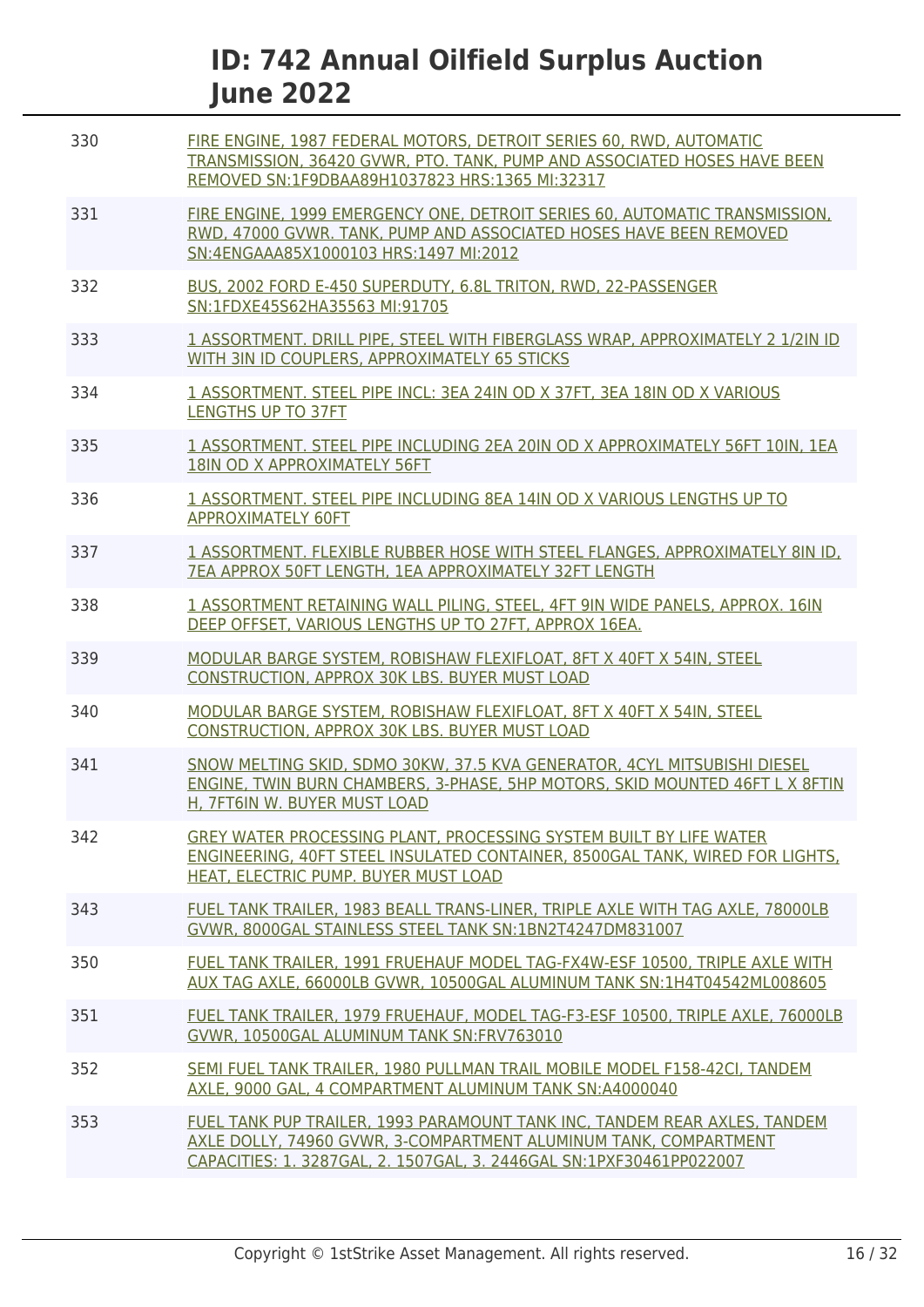| Lot | Description |
| --- | --- |
| 330 | FIRE ENGINE, 1987 FEDERAL MOTORS, DETROIT SERIES 60, RWD, AUTOMATIC TRANSMISSION, 36420 GVWR, PTO. TANK, PUMP AND ASSOCIATED HOSES HAVE BEEN REMOVED SN:1F9DBAA89H1037823 HRS:1365 MI:32317 |
| 331 | FIRE ENGINE, 1999 EMERGENCY ONE, DETROIT SERIES 60, AUTOMATIC TRANSMISSION, RWD, 47000 GVWR. TANK, PUMP AND ASSOCIATED HOSES HAVE BEEN REMOVED SN:4ENGAAA85X1000103 HRS:1497 MI:2012 |
| 332 | BUS, 2002 FORD E-450 SUPERDUTY, 6.8L TRITON, RWD, 22-PASSENGER SN:1FDXE45S62HA35563 MI:91705 |
| 333 | 1 ASSORTMENT. DRILL PIPE, STEEL WITH FIBERGLASS WRAP, APPROXIMATELY 2 1/2IN ID WITH 3IN ID COUPLERS, APPROXIMATELY 65 STICKS |
| 334 | 1 ASSORTMENT. STEEL PIPE INCL: 3EA 24IN OD X 37FT, 3EA 18IN OD X VARIOUS LENGTHS UP TO 37FT |
| 335 | 1 ASSORTMENT. STEEL PIPE INCLUDING 2EA 20IN OD X APPROXIMATELY 56FT 10IN, 1EA 18IN OD X APPROXIMATELY 56FT |
| 336 | 1 ASSORTMENT. STEEL PIPE INCLUDING 8EA 14IN OD X VARIOUS LENGTHS UP TO APPROXIMATELY 60FT |
| 337 | 1 ASSORTMENT. FLEXIBLE RUBBER HOSE WITH STEEL FLANGES, APPROXIMATELY 8IN ID, 7EA APPROX 50FT LENGTH, 1EA APPROXIMATELY 32FT LENGTH |
| 338 | 1 ASSORTMENT RETAINING WALL PILING, STEEL, 4FT 9IN WIDE PANELS, APPROX. 16IN DEEP OFFSET, VARIOUS LENGTHS UP TO 27FT, APPROX 16EA. |
| 339 | MODULAR BARGE SYSTEM, ROBISHAW FLEXIFLOAT, 8FT X 40FT X 54IN, STEEL CONSTRUCTION, APPROX 30K LBS. BUYER MUST LOAD |
| 340 | MODULAR BARGE SYSTEM, ROBISHAW FLEXIFLOAT, 8FT X 40FT X 54IN, STEEL CONSTRUCTION, APPROX 30K LBS. BUYER MUST LOAD |
| 341 | SNOW MELTING SKID, SDMO 30KW, 37.5 KVA GENERATOR, 4CYL MITSUBISHI DIESEL ENGINE, TWIN BURN CHAMBERS, 3-PHASE, 5HP MOTORS, SKID MOUNTED 46FT L X 8FTIN H, 7FT6IN W. BUYER MUST LOAD |
| 342 | GREY WATER PROCESSING PLANT, PROCESSING SYSTEM BUILT BY LIFE WATER ENGINEERING, 40FT STEEL INSULATED CONTAINER, 8500GAL TANK, WIRED FOR LIGHTS, HEAT, ELECTRIC PUMP. BUYER MUST LOAD |
| 343 | FUEL TANK TRAILER, 1983 BEALL TRANS-LINER, TRIPLE AXLE WITH TAG AXLE, 78000LB GVWR, 8000GAL STAINLESS STEEL TANK SN:1BN2T4247DM831007 |
| 350 | FUEL TANK TRAILER, 1991 FRUEHAUF MODEL TAG-FX4W-ESF 10500, TRIPLE AXLE WITH AUX TAG AXLE, 66000LB GVWR, 10500GAL ALUMINUM TANK SN:1H4T04542ML008605 |
| 351 | FUEL TANK TRAILER, 1979 FRUEHAUF, MODEL TAG-F3-ESF 10500, TRIPLE AXLE, 76000LB GVWR, 10500GAL ALUMINUM TANK SN:FRV763010 |
| 352 | SEMI FUEL TANK TRAILER, 1980 PULLMAN TRAIL MOBILE MODEL F158-42CI, TANDEM AXLE, 9000 GAL, 4 COMPARTMENT ALUMINUM TANK SN:A4000040 |
| 353 | FUEL TANK PUP TRAILER, 1993 PARAMOUNT TANK INC, TANDEM REAR AXLES, TANDEM AXLE DOLLY, 74960 GVWR, 3-COMPARTMENT ALUMINUM TANK, COMPARTMENT CAPACITIES: 1. 3287GAL, 2. 1507GAL, 3. 2446GAL SN:1PXF30461PP022007 |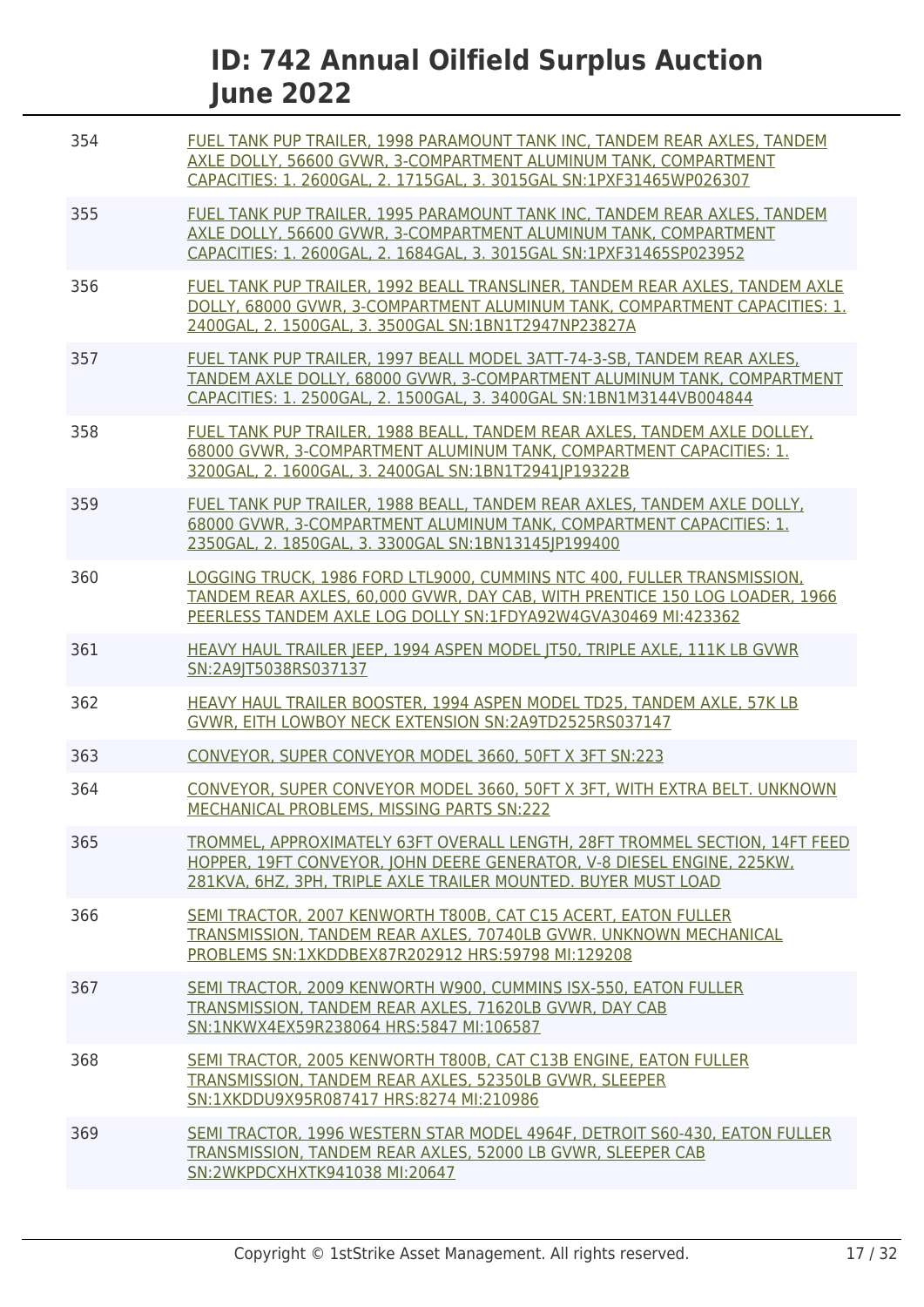# ID: 742 Annual Oilfield Surplus Auction June 2022

| | |
|---|---|
| 354 | FUEL TANK PUP TRAILER, 1998 PARAMOUNT TANK INC, TANDEM REAR AXLES, TANDEM AXLE DOLLY, 56600 GVWR, 3-COMPARTMENT ALUMINUM TANK, COMPARTMENT CAPACITIES: 1. 2600GAL, 2. 1715GAL, 3. 3015GAL SN:1PXF31465WP026307 |
| 355 | FUEL TANK PUP TRAILER, 1995 PARAMOUNT TANK INC, TANDEM REAR AXLES, TANDEM AXLE DOLLY, 56600 GVWR, 3-COMPARTMENT ALUMINUM TANK, COMPARTMENT CAPACITIES: 1. 2600GAL, 2. 1684GAL, 3. 3015GAL SN:1PXF31465SP023952 |
| 356 | FUEL TANK PUP TRAILER, 1992 BEALL TRANSLINER, TANDEM REAR AXLES, TANDEM AXLE DOLLY, 68000 GVWR, 3-COMPARTMENT ALUMINUM TANK, COMPARTMENT CAPACITIES: 1. 2400GAL, 2. 1500GAL, 3. 3500GAL SN:1BN1T2947NP23827A |
| 357 | FUEL TANK PUP TRAILER, 1997 BEALL MODEL 3ATT-74-3-SB, TANDEM REAR AXLES, TANDEM AXLE DOLLY, 68000 GVWR, 3-COMPARTMENT ALUMINUM TANK, COMPARTMENT CAPACITIES: 1. 2500GAL, 2. 1500GAL, 3. 3400GAL SN:1BN1M3144VB004844 |
| 358 | FUEL TANK PUP TRAILER, 1988 BEALL, TANDEM REAR AXLES, TANDEM AXLE DOLLEY, 68000 GVWR, 3-COMPARTMENT ALUMINUM TANK, COMPARTMENT CAPACITIES: 1. 3200GAL, 2. 1600GAL, 3. 2400GAL SN:1BN1T2941JP19322B |
| 359 | FUEL TANK PUP TRAILER, 1988 BEALL, TANDEM REAR AXLES, TANDEM AXLE DOLLY, 68000 GVWR, 3-COMPARTMENT ALUMINUM TANK, COMPARTMENT CAPACITIES: 1. 2350GAL, 2. 1850GAL, 3. 3300GAL SN:1BN13145JP199400 |
| 360 | LOGGING TRUCK, 1986 FORD LTL9000, CUMMINS NTC 400, FULLER TRANSMISSION, TANDEM REAR AXLES, 60,000 GVWR, DAY CAB, WITH PRENTICE 150 LOG LOADER, 1966 PEERLESS TANDEM AXLE LOG DOLLY SN:1FDYA92W4GVA30469 MI:423362 |
| 361 | HEAVY HAUL TRAILER JEEP, 1994 ASPEN MODEL JT50, TRIPLE AXLE, 111K LB GVWR SN:2A9JT5038RS037137 |
| 362 | HEAVY HAUL TRAILER BOOSTER, 1994 ASPEN MODEL TD25, TANDEM AXLE, 57K LB GVWR, EITH LOWBOY NECK EXTENSION SN:2A9TD2525RS037147 |
| 363 | CONVEYOR, SUPER CONVEYOR MODEL 3660, 50FT X 3FT SN:223 |
| 364 | CONVEYOR, SUPER CONVEYOR MODEL 3660, 50FT X 3FT, WITH EXTRA BELT. UNKNOWN MECHANICAL PROBLEMS, MISSING PARTS SN:222 |
| 365 | TROMMEL, APPROXIMATELY 63FT OVERALL LENGTH, 28FT TROMMEL SECTION, 14FT FEED HOPPER, 19FT CONVEYOR, JOHN DEERE GENERATOR, V-8 DIESEL ENGINE, 225KW, 281KVA, 6HZ, 3PH, TRIPLE AXLE TRAILER MOUNTED. BUYER MUST LOAD |
| 366 | SEMI TRACTOR, 2007 KENWORTH T800B, CAT C15 ACERT, EATON FULLER TRANSMISSION, TANDEM REAR AXLES, 70740LB GVWR. UNKNOWN MECHANICAL PROBLEMS SN:1XKDDBEX87R202912 HRS:59798 MI:129208 |
| 367 | SEMI TRACTOR, 2009 KENWORTH W900, CUMMINS ISX-550, EATON FULLER TRANSMISSION, TANDEM REAR AXLES, 71620LB GVWR, DAY CAB SN:1NKWX4EX59R238064 HRS:5847 MI:106587 |
| 368 | SEMI TRACTOR, 2005 KENWORTH T800B, CAT C13B ENGINE, EATON FULLER TRANSMISSION, TANDEM REAR AXLES, 52350LB GVWR, SLEEPER SN:1XKDDU9X95R087417 HRS:8274 MI:210986 |
| 369 | SEMI TRACTOR, 1996 WESTERN STAR MODEL 4964F, DETROIT S60-430, EATON FULLER TRANSMISSION, TANDEM REAR AXLES, 52000 LB GVWR, SLEEPER CAB SN:2WKPDCXHXTK941038 MI:20647 |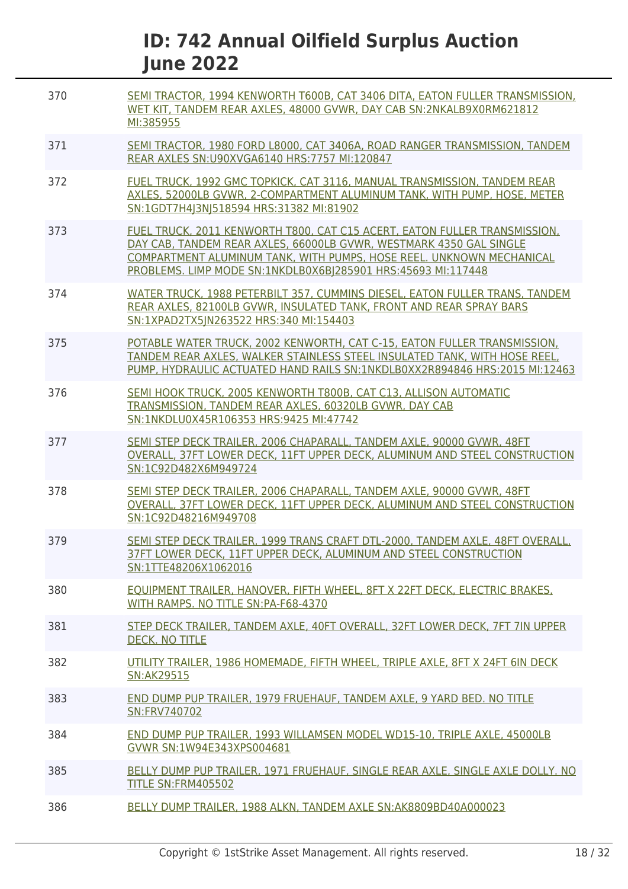# ID: 742 Annual Oilfield Surplus Auction June 2022

| | |
|---|---|
| 370 | SEMI TRACTOR, 1994 KENWORTH T600B, CAT 3406 DITA, EATON FULLER TRANSMISSION, WET KIT, TANDEM REAR AXLES, 48000 GVWR, DAY CAB SN:2NKALB9X0RM621812 MI:385955 |
| 371 | SEMI TRACTOR, 1980 FORD L8000, CAT 3406A, ROAD RANGER TRANSMISSION, TANDEM REAR AXLES SN:U90XVGA6140 HRS:7757 MI:120847 |
| 372 | FUEL TRUCK, 1992 GMC TOPKICK, CAT 3116, MANUAL TRANSMISSION, TANDEM REAR AXLES, 52000LB GVWR, 2-COMPARTMENT ALUMINUM TANK, WITH PUMP, HOSE, METER SN:1GDT7H4J3NJ518594 HRS:31382 MI:81902 |
| 373 | FUEL TRUCK, 2011 KENWORTH T800, CAT C15 ACERT, EATON FULLER TRANSMISSION, DAY CAB, TANDEM REAR AXLES, 66000LB GVWR, WESTMARK 4350 GAL SINGLE COMPARTMENT ALUMINUM TANK, WITH PUMPS, HOSE REEL. UNKNOWN MECHANICAL PROBLEMS. LIMP MODE SN:1NKDLB0X6BJ285901 HRS:45693 MI:117448 |
| 374 | WATER TRUCK, 1988 PETERBILT 357, CUMMINS DIESEL, EATON FULLER TRANS, TANDEM REAR AXLES, 82100LB GVWR, INSULATED TANK, FRONT AND REAR SPRAY BARS SN:1XPAD2TX5JN263522 HRS:340 MI:154403 |
| 375 | POTABLE WATER TRUCK, 2002 KENWORTH, CAT C-15, EATON FULLER TRANSMISSION, TANDEM REAR AXLES, WALKER STAINLESS STEEL INSULATED TANK, WITH HOSE REEL, PUMP, HYDRAULIC ACTUATED HAND RAILS SN:1NKDLB0XX2R894846 HRS:2015 MI:12463 |
| 376 | SEMI HOOK TRUCK, 2005 KENWORTH T800B, CAT C13, ALLISON AUTOMATIC TRANSMISSION, TANDEM REAR AXLES, 60320LB GVWR, DAY CAB SN:1NKDLU0X45R106353 HRS:9425 MI:47742 |
| 377 | SEMI STEP DECK TRAILER, 2006 CHAPARALL, TANDEM AXLE, 90000 GVWR, 48FT OVERALL, 37FT LOWER DECK, 11FT UPPER DECK, ALUMINUM AND STEEL CONSTRUCTION SN:1C92D482X6M949724 |
| 378 | SEMI STEP DECK TRAILER, 2006 CHAPARALL, TANDEM AXLE, 90000 GVWR, 48FT OVERALL, 37FT LOWER DECK, 11FT UPPER DECK, ALUMINUM AND STEEL CONSTRUCTION SN:1C92D48216M949708 |
| 379 | SEMI STEP DECK TRAILER, 1999 TRANS CRAFT DTL-2000, TANDEM AXLE, 48FT OVERALL, 37FT LOWER DECK, 11FT UPPER DECK, ALUMINUM AND STEEL CONSTRUCTION SN:1TTE48206X1062016 |
| 380 | EQUIPMENT TRAILER, HANOVER, FIFTH WHEEL, 8FT X 22FT DECK, ELECTRIC BRAKES, WITH RAMPS. NO TITLE SN:PA-F68-4370 |
| 381 | STEP DECK TRAILER, TANDEM AXLE, 40FT OVERALL, 32FT LOWER DECK, 7FT 7IN UPPER DECK. NO TITLE |
| 382 | UTILITY TRAILER, 1986 HOMEMADE, FIFTH WHEEL, TRIPLE AXLE, 8FT X 24FT 6IN DECK SN:AK29515 |
| 383 | END DUMP PUP TRAILER, 1979 FRUEHAUF, TANDEM AXLE, 9 YARD BED. NO TITLE SN:FRV740702 |
| 384 | END DUMP PUP TRAILER, 1993 WILLAMSEN MODEL WD15-10, TRIPLE AXLE, 45000LB GVWR SN:1W94E343XPS004681 |
| 385 | BELLY DUMP PUP TRAILER, 1971 FRUEHAUF, SINGLE REAR AXLE, SINGLE AXLE DOLLY. NO TITLE SN:FRM405502 |
| 386 | BELLY DUMP TRAILER, 1988 ALKN, TANDEM AXLE SN:AK8809BD40A000023 |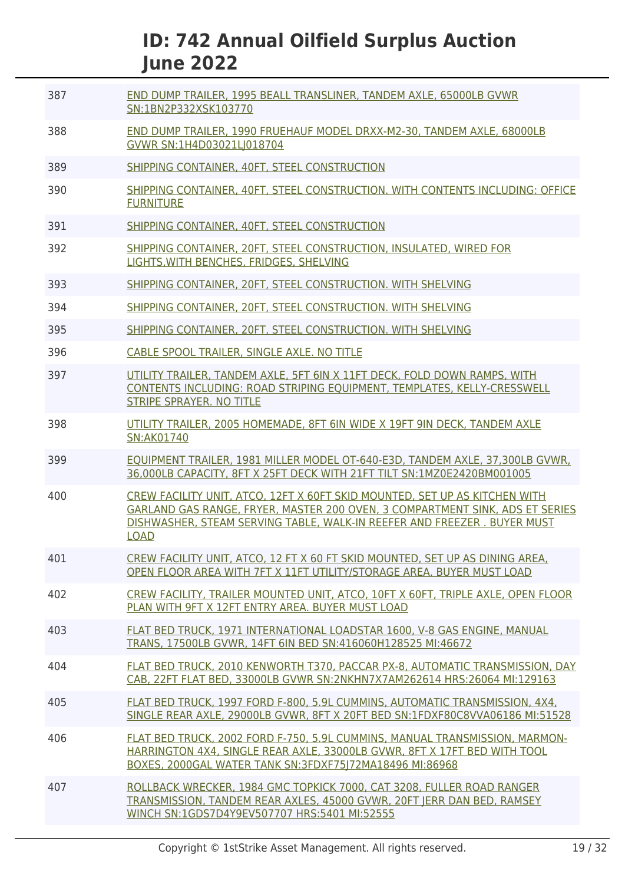| | |
|---|---|
| 387 | END DUMP TRAILER, 1995 BEALL TRANSLINER, TANDEM AXLE, 65000LB GVWR SN:1BN2P332XSK103770 |
| 388 | END DUMP TRAILER, 1990 FRUEHAUF MODEL DRXX-M2-30, TANDEM AXLE, 68000LB GVWR SN:1H4D03021LJ018704 |
| 389 | SHIPPING CONTAINER, 40FT, STEEL CONSTRUCTION |
| 390 | SHIPPING CONTAINER, 40FT, STEEL CONSTRUCTION. WITH CONTENTS INCLUDING: OFFICE FURNITURE |
| 391 | SHIPPING CONTAINER, 40FT, STEEL CONSTRUCTION |
| 392 | SHIPPING CONTAINER, 20FT, STEEL CONSTRUCTION, INSULATED, WIRED FOR LIGHTS,WITH BENCHES, FRIDGES, SHELVING |
| 393 | SHIPPING CONTAINER, 20FT, STEEL CONSTRUCTION. WITH SHELVING |
| 394 | SHIPPING CONTAINER, 20FT, STEEL CONSTRUCTION. WITH SHELVING |
| 395 | SHIPPING CONTAINER, 20FT, STEEL CONSTRUCTION. WITH SHELVING |
| 396 | CABLE SPOOL TRAILER, SINGLE AXLE. NO TITLE |
| 397 | UTILITY TRAILER, TANDEM AXLE, 5FT 6IN X 11FT DECK, FOLD DOWN RAMPS, WITH CONTENTS INCLUDING: ROAD STRIPING EQUIPMENT, TEMPLATES, KELLY-CRESSWELL STRIPE SPRAYER. NO TITLE |
| 398 | UTILITY TRAILER, 2005 HOMEMADE, 8FT 6IN WIDE X 19FT 9IN DECK, TANDEM AXLE SN:AK01740 |
| 399 | EQUIPMENT TRAILER, 1981 MILLER MODEL OT-640-E3D, TANDEM AXLE, 37,300LB GVWR, 36,000LB CAPACITY, 8FT X 25FT DECK WITH 21FT TILT SN:1MZ0E2420BM001005 |
| 400 | CREW FACILITY UNIT, ATCO, 12FT X 60FT SKID MOUNTED, SET UP AS KITCHEN WITH GARLAND GAS RANGE, FRYER, MASTER 200 OVEN, 3 COMPARTMENT SINK, ADS ET SERIES DISHWASHER, STEAM SERVING TABLE, WALK-IN REEFER AND FREEZER . BUYER MUST LOAD |
| 401 | CREW FACILITY UNIT, ATCO, 12 FT X 60 FT SKID MOUNTED, SET UP AS DINING AREA, OPEN FLOOR AREA WITH 7FT X 11FT UTILITY/STORAGE AREA. BUYER MUST LOAD |
| 402 | CREW FACILITY, TRAILER MOUNTED UNIT, ATCO, 10FT X 60FT, TRIPLE AXLE, OPEN FLOOR PLAN WITH 9FT X 12FT ENTRY AREA. BUYER MUST LOAD |
| 403 | FLAT BED TRUCK, 1971 INTERNATIONAL LOADSTAR 1600, V-8 GAS ENGINE, MANUAL TRANS, 17500LB GVWR, 14FT 6IN BED SN:416060H128525 MI:46672 |
| 404 | FLAT BED TRUCK, 2010 KENWORTH T370, PACCAR PX-8, AUTOMATIC TRANSMISSION, DAY CAB, 22FT FLAT BED, 33000LB GVWR SN:2NKHN7X7AM262614 HRS:26064 MI:129163 |
| 405 | FLAT BED TRUCK, 1997 FORD F-800, 5.9L CUMMINS, AUTOMATIC TRANSMISSION, 4X4, SINGLE REAR AXLE, 29000LB GVWR, 8FT X 20FT BED SN:1FDXF80C8VVA06186 MI:51528 |
| 406 | FLAT BED TRUCK, 2002 FORD F-750, 5.9L CUMMINS, MANUAL TRANSMISSION, MARMON-HARRINGTON 4X4, SINGLE REAR AXLE, 33000LB GVWR, 8FT X 17FT BED WITH TOOL BOXES, 2000GAL WATER TANK SN:3FDXF75J72MA18496 MI:86968 |
| 407 | ROLLBACK WRECKER, 1984 GMC TOPKICK 7000, CAT 3208, FULLER ROAD RANGER TRANSMISSION, TANDEM REAR AXLES, 45000 GVWR, 20FT JERR DAN BED, RAMSEY WINCH SN:1GDS7D4Y9EV507707 HRS:5401 MI:52555 |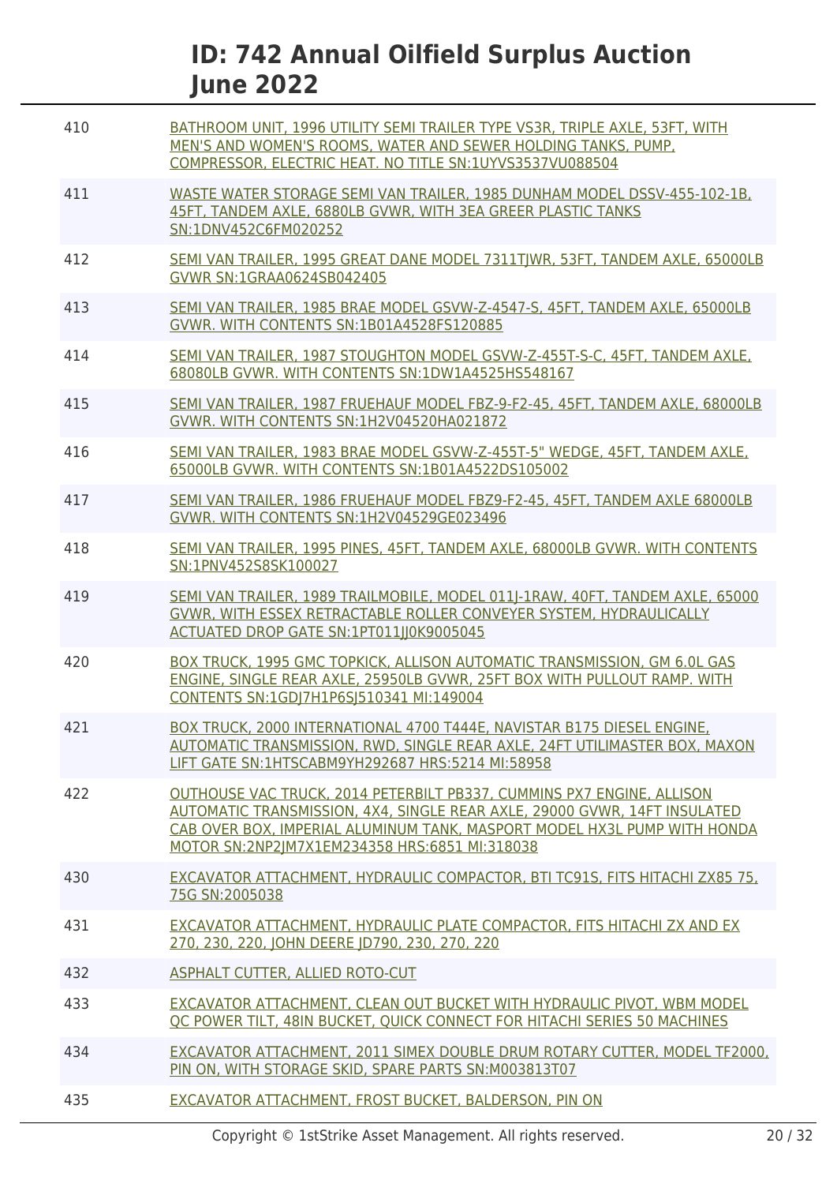| | |
|---|---|
| 410 | BATHROOM UNIT, 1996 UTILITY SEMI TRAILER TYPE VS3R, TRIPLE AXLE, 53FT, WITH MEN'S AND WOMEN'S ROOMS, WATER AND SEWER HOLDING TANKS, PUMP, COMPRESSOR, ELECTRIC HEAT. NO TITLE SN:1UYVS3537VU088504 |
| 411 | WASTE WATER STORAGE SEMI VAN TRAILER, 1985 DUNHAM MODEL DSSV-455-102-1B, 45FT, TANDEM AXLE, 6880LB GVWR, WITH 3EA GREER PLASTIC TANKS SN:1DNV452C6FM020252 |
| 412 | SEMI VAN TRAILER, 1995 GREAT DANE MODEL 7311TJWR, 53FT, TANDEM AXLE, 65000LB GVWR SN:1GRAA0624SB042405 |
| 413 | SEMI VAN TRAILER, 1985 BRAE MODEL GSVW-Z-4547-S, 45FT, TANDEM AXLE, 65000LB GVWR. WITH CONTENTS SN:1B01A4528FS120885 |
| 414 | SEMI VAN TRAILER, 1987 STOUGHTON MODEL GSVW-Z-455T-S-C, 45FT, TANDEM AXLE, 68080LB GVWR. WITH CONTENTS SN:1DW1A4525HS548167 |
| 415 | SEMI VAN TRAILER, 1987 FRUEHAUF MODEL FBZ-9-F2-45, 45FT, TANDEM AXLE, 68000LB GVWR. WITH CONTENTS SN:1H2V04520HA021872 |
| 416 | SEMI VAN TRAILER, 1983 BRAE MODEL GSVW-Z-455T-5" WEDGE, 45FT, TANDEM AXLE, 65000LB GVWR. WITH CONTENTS SN:1B01A4522DS105002 |
| 417 | SEMI VAN TRAILER, 1986 FRUEHAUF MODEL FBZ9-F2-45, 45FT, TANDEM AXLE 68000LB GVWR. WITH CONTENTS SN:1H2V04529GE023496 |
| 418 | SEMI VAN TRAILER, 1995 PINES, 45FT, TANDEM AXLE, 68000LB GVWR. WITH CONTENTS SN:1PNV452S8SK100027 |
| 419 | SEMI VAN TRAILER, 1989 TRAILMOBILE, MODEL 011J-1RAW, 40FT, TANDEM AXLE, 65000 GVWR, WITH ESSEX RETRACTABLE ROLLER CONVEYER SYSTEM, HYDRAULICALLY ACTUATED DROP GATE SN:1PT011JJ0K9005045 |
| 420 | BOX TRUCK, 1995 GMC TOPKICK, ALLISON AUTOMATIC TRANSMISSION, GM 6.0L GAS ENGINE, SINGLE REAR AXLE, 25950LB GVWR, 25FT BOX WITH PULLOUT RAMP. WITH CONTENTS SN:1GDJ7H1P6SJ510341 MI:149004 |
| 421 | BOX TRUCK, 2000 INTERNATIONAL 4700 T444E, NAVISTAR B175 DIESEL ENGINE, AUTOMATIC TRANSMISSION, RWD, SINGLE REAR AXLE, 24FT UTILIMASTER BOX, MAXON LIFT GATE SN:1HTSCABM9YH292687 HRS:5214 MI:58958 |
| 422 | OUTHOUSE VAC TRUCK, 2014 PETERBILT PB337, CUMMINS PX7 ENGINE, ALLISON AUTOMATIC TRANSMISSION, 4X4, SINGLE REAR AXLE, 29000 GVWR, 14FT INSULATED CAB OVER BOX, IMPERIAL ALUMINUM TANK, MASPORT MODEL HX3L PUMP WITH HONDA MOTOR SN:2NP2JM7X1EM234358 HRS:6851 MI:318038 |
| 430 | EXCAVATOR ATTACHMENT, HYDRAULIC COMPACTOR, BTI TC91S, FITS HITACHI ZX85 75, 75G SN:2005038 |
| 431 | EXCAVATOR ATTACHMENT, HYDRAULIC PLATE COMPACTOR, FITS HITACHI ZX AND EX 270, 230, 220, JOHN DEERE JD790, 230, 270, 220 |
| 432 | ASPHALT CUTTER, ALLIED ROTO-CUT |
| 433 | EXCAVATOR ATTACHMENT, CLEAN OUT BUCKET WITH HYDRAULIC PIVOT, WBM MODEL QC POWER TILT, 48IN BUCKET, QUICK CONNECT FOR HITACHI SERIES 50 MACHINES |
| 434 | EXCAVATOR ATTACHMENT, 2011 SIMEX DOUBLE DRUM ROTARY CUTTER, MODEL TF2000, PIN ON, WITH STORAGE SKID, SPARE PARTS SN:M003813T07 |
| 435 | EXCAVATOR ATTACHMENT, FROST BUCKET, BALDERSON, PIN ON |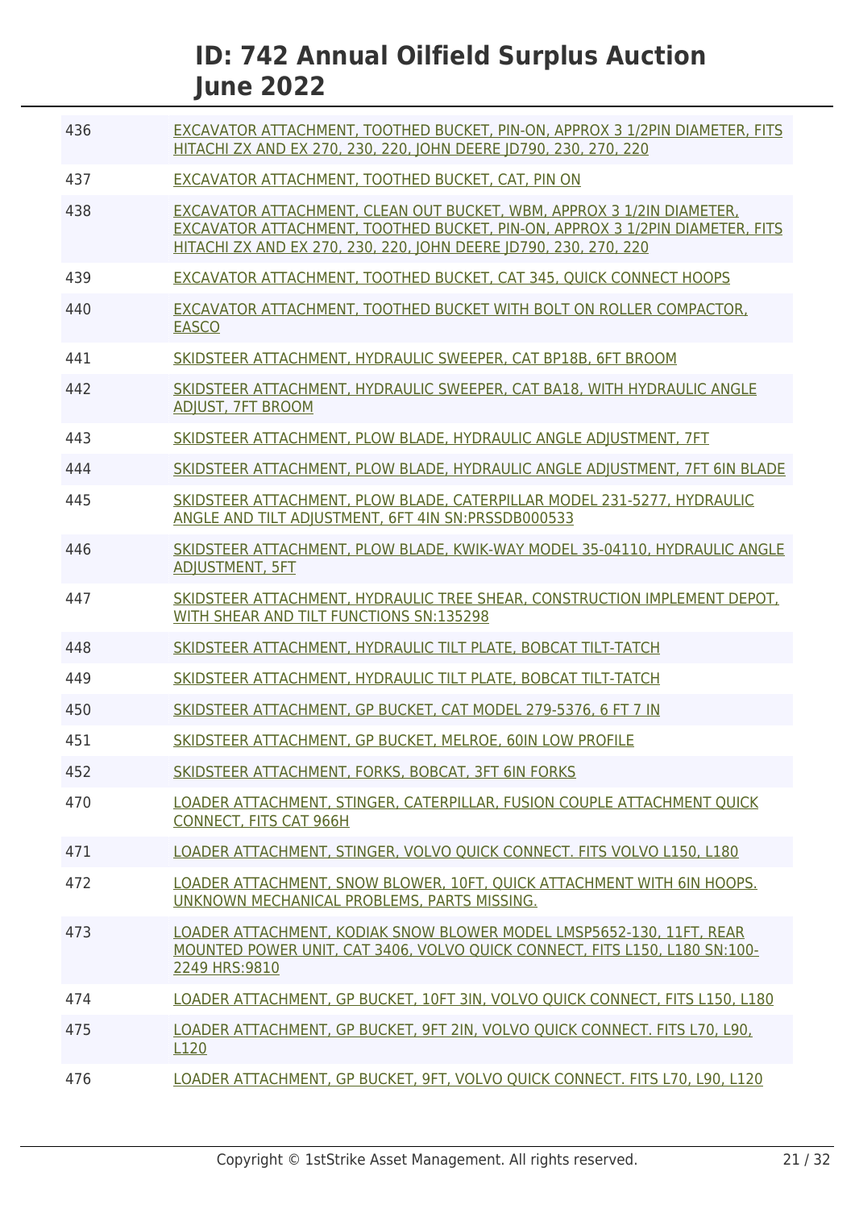| | |
|---|---|
| 436 | EXCAVATOR ATTACHMENT, TOOTHED BUCKET, PIN-ON, APPROX 3 1/2PIN DIAMETER, FITS HITACHI ZX AND EX 270, 230, 220, JOHN DEERE JD790, 230, 270, 220 |
| 437 | EXCAVATOR ATTACHMENT, TOOTHED BUCKET, CAT, PIN ON |
| 438 | EXCAVATOR ATTACHMENT, CLEAN OUT BUCKET, WBM, APPROX 3 1/2IN DIAMETER, EXCAVATOR ATTACHMENT, TOOTHED BUCKET, PIN-ON, APPROX 3 1/2PIN DIAMETER, FITS HITACHI ZX AND EX 270, 230, 220, JOHN DEERE JD790, 230, 270, 220 |
| 439 | EXCAVATOR ATTACHMENT, TOOTHED BUCKET, CAT 345, QUICK CONNECT HOOPS |
| 440 | EXCAVATOR ATTACHMENT, TOOTHED BUCKET WITH BOLT ON ROLLER COMPACTOR, EASCO |
| 441 | SKIDSTEER ATTACHMENT, HYDRAULIC SWEEPER, CAT BP18B, 6FT BROOM |
| 442 | SKIDSTEER ATTACHMENT, HYDRAULIC SWEEPER, CAT BA18, WITH HYDRAULIC ANGLE ADJUST, 7FT BROOM |
| 443 | SKIDSTEER ATTACHMENT, PLOW BLADE, HYDRAULIC ANGLE ADJUSTMENT, 7FT |
| 444 | SKIDSTEER ATTACHMENT, PLOW BLADE, HYDRAULIC ANGLE ADJUSTMENT, 7FT 6IN BLADE |
| 445 | SKIDSTEER ATTACHMENT, PLOW BLADE, CATERPILLAR MODEL 231-5277, HYDRAULIC ANGLE AND TILT ADJUSTMENT, 6FT 4IN SN:PRSSDB000533 |
| 446 | SKIDSTEER ATTACHMENT, PLOW BLADE, KWIK-WAY MODEL 35-04110, HYDRAULIC ANGLE ADJUSTMENT, 5FT |
| 447 | SKIDSTEER ATTACHMENT, HYDRAULIC TREE SHEAR, CONSTRUCTION IMPLEMENT DEPOT, WITH SHEAR AND TILT FUNCTIONS SN:135298 |
| 448 | SKIDSTEER ATTACHMENT, HYDRAULIC TILT PLATE, BOBCAT TILT-TATCH |
| 449 | SKIDSTEER ATTACHMENT, HYDRAULIC TILT PLATE, BOBCAT TILT-TATCH |
| 450 | SKIDSTEER ATTACHMENT, GP BUCKET, CAT MODEL 279-5376, 6 FT 7 IN |
| 451 | SKIDSTEER ATTACHMENT, GP BUCKET, MELROE, 60IN LOW PROFILE |
| 452 | SKIDSTEER ATTACHMENT, FORKS, BOBCAT, 3FT 6IN FORKS |
| 470 | LOADER ATTACHMENT, STINGER, CATERPILLAR, FUSION COUPLE ATTACHMENT QUICK CONNECT, FITS CAT 966H |
| 471 | LOADER ATTACHMENT, STINGER, VOLVO QUICK CONNECT. FITS VOLVO L150, L180 |
| 472 | LOADER ATTACHMENT, SNOW BLOWER, 10FT, QUICK ATTACHMENT WITH 6IN HOOPS. UNKNOWN MECHANICAL PROBLEMS, PARTS MISSING. |
| 473 | LOADER ATTACHMENT, KODIAK SNOW BLOWER MODEL LMSP5652-130, 11FT, REAR MOUNTED POWER UNIT, CAT 3406, VOLVO QUICK CONNECT, FITS L150, L180 SN:100-2249 HRS:9810 |
| 474 | LOADER ATTACHMENT, GP BUCKET, 10FT 3IN, VOLVO QUICK CONNECT, FITS L150, L180 |
| 475 | LOADER ATTACHMENT, GP BUCKET, 9FT 2IN, VOLVO QUICK CONNECT. FITS L70, L90, L120 |
| 476 | LOADER ATTACHMENT, GP BUCKET, 9FT, VOLVO QUICK CONNECT. FITS L70, L90, L120 |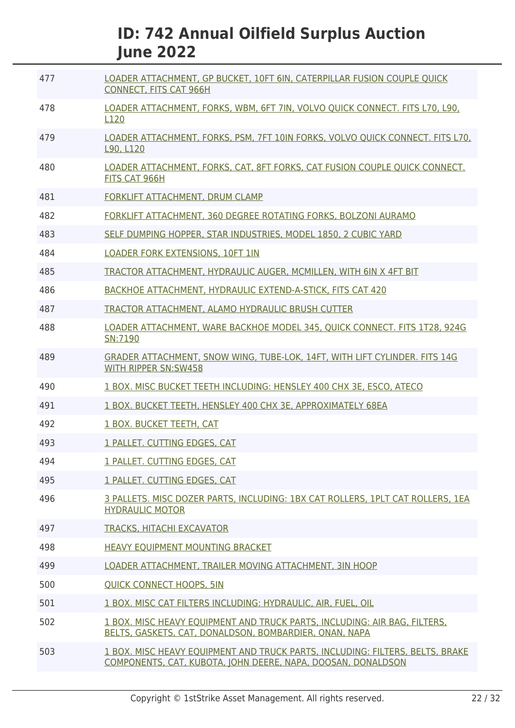| | |
|---|---|
| 477 | LOADER ATTACHMENT, GP BUCKET, 10FT 6IN, CATERPILLAR FUSION COUPLE QUICK CONNECT, FITS CAT 966H |
| 478 | LOADER ATTACHMENT, FORKS, WBM, 6FT 7IN, VOLVO QUICK CONNECT. FITS L70, L90, L120 |
| 479 | LOADER ATTACHMENT, FORKS, PSM, 7FT 10IN FORKS, VOLVO QUICK CONNECT. FITS L70, L90, L120 |
| 480 | LOADER ATTACHMENT, FORKS, CAT, 8FT FORKS, CAT FUSION COUPLE QUICK CONNECT. FITS CAT 966H |
| 481 | FORKLIFT ATTACHMENT, DRUM CLAMP |
| 482 | FORKLIFT ATTACHMENT, 360 DEGREE ROTATING FORKS, BOLZONI AURAMO |
| 483 | SELF DUMPING HOPPER, STAR INDUSTRIES, MODEL 1850, 2 CUBIC YARD |
| 484 | LOADER FORK EXTENSIONS, 10FT 1IN |
| 485 | TRACTOR ATTACHMENT, HYDRAULIC AUGER, MCMILLEN, WITH 6IN X 4FT BIT |
| 486 | BACKHOE ATTACHMENT, HYDRAULIC EXTEND-A-STICK, FITS CAT 420 |
| 487 | TRACTOR ATTACHMENT, ALAMO HYDRAULIC BRUSH CUTTER |
| 488 | LOADER ATTACHMENT, WARE BACKHOE MODEL 345, QUICK CONNECT. FITS 1T28, 924G SN:7190 |
| 489 | GRADER ATTACHMENT, SNOW WING, TUBE-LOK, 14FT, WITH LIFT CYLINDER. FITS 14G WITH RIPPER SN:SW458 |
| 490 | 1 BOX. MISC BUCKET TEETH INCLUDING: HENSLEY 400 CHX 3E, ESCO, ATECO |
| 491 | 1 BOX. BUCKET TEETH, HENSLEY 400 CHX 3E, APPROXIMATELY 68EA |
| 492 | 1 BOX. BUCKET TEETH, CAT |
| 493 | 1 PALLET. CUTTING EDGES, CAT |
| 494 | 1 PALLET. CUTTING EDGES, CAT |
| 495 | 1 PALLET. CUTTING EDGES, CAT |
| 496 | 3 PALLETS. MISC DOZER PARTS, INCLUDING: 1BX CAT ROLLERS, 1PLT CAT ROLLERS, 1EA HYDRAULIC MOTOR |
| 497 | TRACKS, HITACHI EXCAVATOR |
| 498 | HEAVY EQUIPMENT MOUNTING BRACKET |
| 499 | LOADER ATTACHMENT, TRAILER MOVING ATTACHMENT, 3IN HOOP |
| 500 | QUICK CONNECT HOOPS, 5IN |
| 501 | 1 BOX. MISC CAT FILTERS INCLUDING: HYDRAULIC, AIR, FUEL, OIL |
| 502 | 1 BOX. MISC HEAVY EQUIPMENT AND TRUCK PARTS, INCLUDING: AIR BAG, FILTERS, BELTS, GASKETS, CAT, DONALDSON, BOMBARDIER, ONAN, NAPA |
| 503 | 1 BOX. MISC HEAVY EQUIPMENT AND TRUCK PARTS, INCLUDING: FILTERS, BELTS, BRAKE COMPONENTS, CAT, KUBOTA, JOHN DEERE, NAPA, DOOSAN, DONALDSON |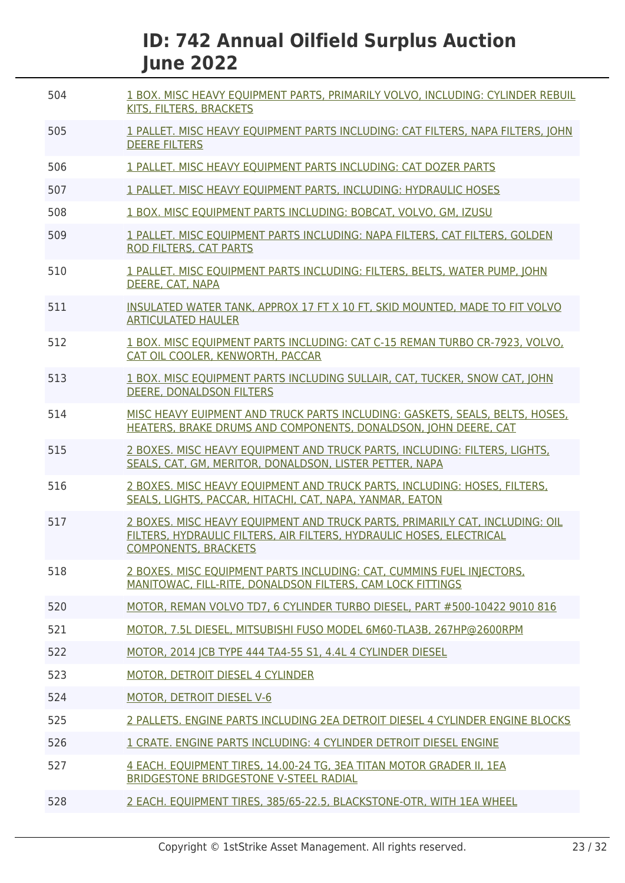| Lot | Description |
|---|---|
| 504 | 1 BOX. MISC HEAVY EQUIPMENT PARTS, PRIMARILY VOLVO, INCLUDING: CYLINDER REBUIL KITS, FILTERS, BRACKETS |
| 505 | 1 PALLET. MISC HEAVY EQUIPMENT PARTS INCLUDING: CAT FILTERS, NAPA FILTERS, JOHN DEERE FILTERS |
| 506 | 1 PALLET. MISC HEAVY EQUIPMENT PARTS INCLUDING: CAT DOZER PARTS |
| 507 | 1 PALLET. MISC HEAVY EQUIPMENT PARTS, INCLUDING: HYDRAULIC HOSES |
| 508 | 1 BOX. MISC EQUIPMENT PARTS INCLUDING: BOBCAT, VOLVO, GM, IZUSU |
| 509 | 1 PALLET. MISC EQUIPMENT PARTS INCLUDING: NAPA FILTERS, CAT FILTERS, GOLDEN ROD FILTERS, CAT PARTS |
| 510 | 1 PALLET. MISC EQUIPMENT PARTS INCLUDING: FILTERS, BELTS, WATER PUMP, JOHN DEERE, CAT, NAPA |
| 511 | INSULATED WATER TANK, APPROX 17 FT X 10 FT, SKID MOUNTED, MADE TO FIT VOLVO ARTICULATED HAULER |
| 512 | 1 BOX. MISC EQUIPMENT PARTS INCLUDING: CAT C-15 REMAN TURBO CR-7923, VOLVO, CAT OIL COOLER, KENWORTH, PACCAR |
| 513 | 1 BOX. MISC EQUIPMENT PARTS INCLUDING SULLAIR, CAT, TUCKER, SNOW CAT, JOHN DEERE, DONALDSON FILTERS |
| 514 | MISC HEAVY EUIPMENT AND TRUCK PARTS INCLUDING: GASKETS, SEALS, BELTS, HOSES, HEATERS, BRAKE DRUMS AND COMPONENTS, DONALDSON, JOHN DEERE, CAT |
| 515 | 2 BOXES. MISC HEAVY EQUIPMENT AND TRUCK PARTS, INCLUDING: FILTERS, LIGHTS, SEALS, CAT, GM, MERITOR, DONALDSON, LISTER PETTER, NAPA |
| 516 | 2 BOXES. MISC HEAVY EQUIPMENT AND TRUCK PARTS, INCLUDING: HOSES, FILTERS, SEALS, LIGHTS, PACCAR, HITACHI, CAT, NAPA, YANMAR, EATON |
| 517 | 2 BOXES. MISC HEAVY EQUIPMENT AND TRUCK PARTS, PRIMARILY CAT, INCLUDING: OIL FILTERS, HYDRAULIC FILTERS, AIR FILTERS, HYDRAULIC HOSES, ELECTRICAL COMPONENTS, BRACKETS |
| 518 | 2 BOXES. MISC EQUIPMENT PARTS INCLUDING: CAT, CUMMINS FUEL INJECTORS, MANITOWAC, FILL-RITE, DONALDSON FILTERS, CAM LOCK FITTINGS |
| 520 | MOTOR, REMAN VOLVO TD7, 6 CYLINDER TURBO DIESEL, PART #500-10422 9010 816 |
| 521 | MOTOR, 7.5L DIESEL, MITSUBISHI FUSO MODEL 6M60-TLA3B, 267HP@2600RPM |
| 522 | MOTOR, 2014 JCB TYPE 444 TA4-55 S1, 4.4L 4 CYLINDER DIESEL |
| 523 | MOTOR, DETROIT DIESEL 4 CYLINDER |
| 524 | MOTOR, DETROIT DIESEL V-6 |
| 525 | 2 PALLETS. ENGINE PARTS INCLUDING 2EA DETROIT DIESEL 4 CYLINDER ENGINE BLOCKS |
| 526 | 1 CRATE. ENGINE PARTS INCLUDING: 4 CYLINDER DETROIT DIESEL ENGINE |
| 527 | 4 EACH. EQUIPMENT TIRES, 14.00-24 TG, 3EA TITAN MOTOR GRADER II, 1EA BRIDGESTONE BRIDGESTONE V-STEEL RADIAL |
| 528 | 2 EACH. EQUIPMENT TIRES, 385/65-22.5, BLACKSTONE-OTR, WITH 1EA WHEEL |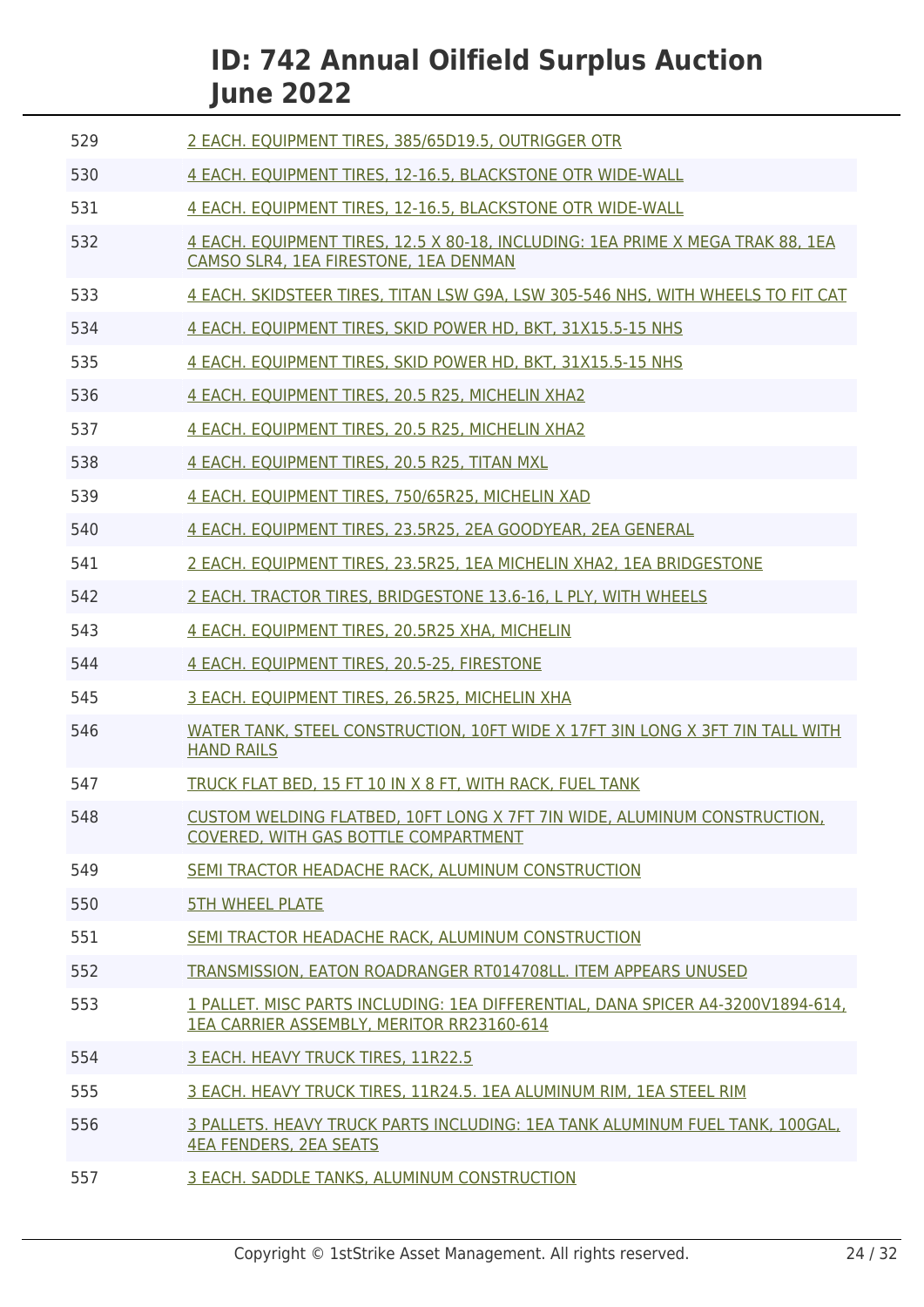| | |
|---|---|
| 529 | 2 EACH. EQUIPMENT TIRES, 385/65D19.5, OUTRIGGER OTR |
| 530 | 4 EACH. EQUIPMENT TIRES, 12-16.5, BLACKSTONE OTR WIDE-WALL |
| 531 | 4 EACH. EQUIPMENT TIRES, 12-16.5, BLACKSTONE OTR WIDE-WALL |
| 532 | 4 EACH. EQUIPMENT TIRES, 12.5 X 80-18, INCLUDING: 1EA PRIME X MEGA TRAK 88, 1EA CAMSO SLR4, 1EA FIRESTONE, 1EA DENMAN |
| 533 | 4 EACH. SKIDSTEER TIRES, TITAN LSW G9A, LSW 305-546 NHS, WITH WHEELS TO FIT CAT |
| 534 | 4 EACH. EQUIPMENT TIRES, SKID POWER HD, BKT, 31X15.5-15 NHS |
| 535 | 4 EACH. EQUIPMENT TIRES, SKID POWER HD, BKT, 31X15.5-15 NHS |
| 536 | 4 EACH. EQUIPMENT TIRES, 20.5 R25, MICHELIN XHA2 |
| 537 | 4 EACH. EQUIPMENT TIRES, 20.5 R25, MICHELIN XHA2 |
| 538 | 4 EACH. EQUIPMENT TIRES, 20.5 R25, TITAN MXL |
| 539 | 4 EACH. EQUIPMENT TIRES, 750/65R25, MICHELIN XAD |
| 540 | 4 EACH. EQUIPMENT TIRES, 23.5R25, 2EA GOODYEAR, 2EA GENERAL |
| 541 | 2 EACH. EQUIPMENT TIRES, 23.5R25, 1EA MICHELIN XHA2, 1EA BRIDGESTONE |
| 542 | 2 EACH. TRACTOR TIRES, BRIDGESTONE 13.6-16, L PLY, WITH WHEELS |
| 543 | 4 EACH. EQUIPMENT TIRES, 20.5R25 XHA, MICHELIN |
| 544 | 4 EACH. EQUIPMENT TIRES, 20.5-25, FIRESTONE |
| 545 | 3 EACH. EQUIPMENT TIRES, 26.5R25, MICHELIN XHA |
| 546 | WATER TANK, STEEL CONSTRUCTION, 10FT WIDE X 17FT 3IN LONG X 3FT 7IN TALL WITH HAND RAILS |
| 547 | TRUCK FLAT BED, 15 FT 10 IN X 8 FT, WITH RACK, FUEL TANK |
| 548 | CUSTOM WELDING FLATBED, 10FT LONG X 7FT 7IN WIDE, ALUMINUM CONSTRUCTION, COVERED, WITH GAS BOTTLE COMPARTMENT |
| 549 | SEMI TRACTOR HEADACHE RACK, ALUMINUM CONSTRUCTION |
| 550 | 5TH WHEEL PLATE |
| 551 | SEMI TRACTOR HEADACHE RACK, ALUMINUM CONSTRUCTION |
| 552 | TRANSMISSION, EATON ROADRANGER RT014708LL. ITEM APPEARS UNUSED |
| 553 | 1 PALLET. MISC PARTS INCLUDING: 1EA DIFFERENTIAL, DANA SPICER A4-3200V1894-614, 1EA CARRIER ASSEMBLY, MERITOR RR23160-614 |
| 554 | 3 EACH. HEAVY TRUCK TIRES, 11R22.5 |
| 555 | 3 EACH. HEAVY TRUCK TIRES, 11R24.5. 1EA ALUMINUM RIM, 1EA STEEL RIM |
| 556 | 3 PALLETS. HEAVY TRUCK PARTS INCLUDING: 1EA TANK ALUMINUM FUEL TANK, 100GAL, 4EA FENDERS, 2EA SEATS |
| 557 | 3 EACH. SADDLE TANKS, ALUMINUM CONSTRUCTION |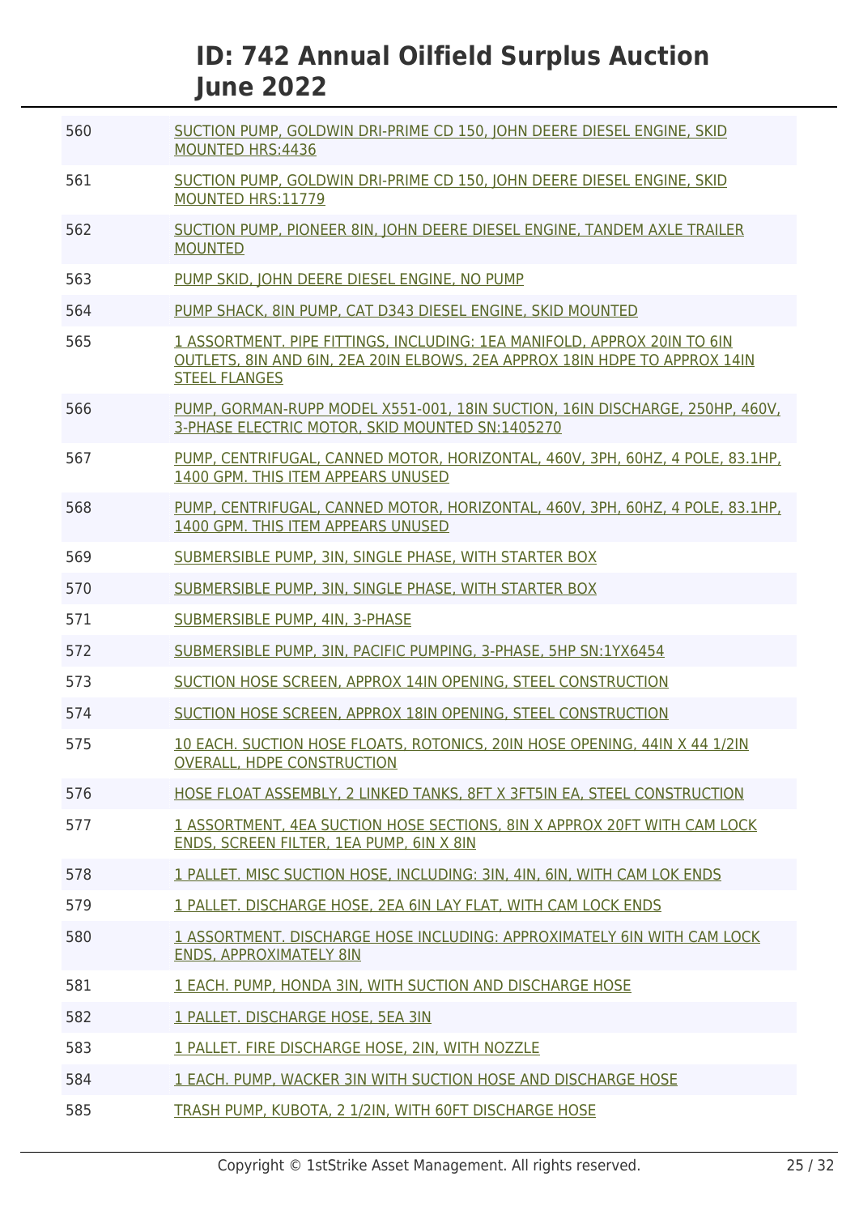| Lot | Description |
|---|---|
| 560 | SUCTION PUMP, GOLDWIN DRI-PRIME CD 150, JOHN DEERE DIESEL ENGINE, SKID MOUNTED HRS:4436 |
| 561 | SUCTION PUMP, GOLDWIN DRI-PRIME CD 150, JOHN DEERE DIESEL ENGINE, SKID MOUNTED HRS:11779 |
| 562 | SUCTION PUMP, PIONEER 8IN, JOHN DEERE DIESEL ENGINE, TANDEM AXLE TRAILER MOUNTED |
| 563 | PUMP SKID, JOHN DEERE DIESEL ENGINE, NO PUMP |
| 564 | PUMP SHACK, 8IN PUMP, CAT D343 DIESEL ENGINE, SKID MOUNTED |
| 565 | 1 ASSORTMENT. PIPE FITTINGS, INCLUDING: 1EA MANIFOLD, APPROX 20IN TO 6IN OUTLETS, 8IN AND 6IN, 2EA 20IN ELBOWS, 2EA APPROX 18IN HDPE TO APPROX 14IN STEEL FLANGES |
| 566 | PUMP, GORMAN-RUPP MODEL X551-001, 18IN SUCTION, 16IN DISCHARGE, 250HP, 460V, 3-PHASE ELECTRIC MOTOR, SKID MOUNTED SN:1405270 |
| 567 | PUMP, CENTRIFUGAL, CANNED MOTOR, HORIZONTAL, 460V, 3PH, 60HZ, 4 POLE, 83.1HP, 1400 GPM. THIS ITEM APPEARS UNUSED |
| 568 | PUMP, CENTRIFUGAL, CANNED MOTOR, HORIZONTAL, 460V, 3PH, 60HZ, 4 POLE, 83.1HP, 1400 GPM. THIS ITEM APPEARS UNUSED |
| 569 | SUBMERSIBLE PUMP, 3IN, SINGLE PHASE, WITH STARTER BOX |
| 570 | SUBMERSIBLE PUMP, 3IN, SINGLE PHASE, WITH STARTER BOX |
| 571 | SUBMERSIBLE PUMP, 4IN, 3-PHASE |
| 572 | SUBMERSIBLE PUMP, 3IN, PACIFIC PUMPING, 3-PHASE, 5HP SN:1YX6454 |
| 573 | SUCTION HOSE SCREEN, APPROX 14IN OPENING, STEEL CONSTRUCTION |
| 574 | SUCTION HOSE SCREEN, APPROX 18IN OPENING, STEEL CONSTRUCTION |
| 575 | 10 EACH. SUCTION HOSE FLOATS, ROTONICS, 20IN HOSE OPENING, 44IN X 44 1/2IN OVERALL, HDPE CONSTRUCTION |
| 576 | HOSE FLOAT ASSEMBLY, 2 LINKED TANKS, 8FT X 3FT5IN EA, STEEL CONSTRUCTION |
| 577 | 1 ASSORTMENT, 4EA SUCTION HOSE SECTIONS, 8IN X APPROX 20FT WITH CAM LOCK ENDS, SCREEN FILTER, 1EA PUMP, 6IN X 8IN |
| 578 | 1 PALLET. MISC SUCTION HOSE, INCLUDING: 3IN, 4IN, 6IN, WITH CAM LOK ENDS |
| 579 | 1 PALLET. DISCHARGE HOSE, 2EA 6IN LAY FLAT, WITH CAM LOCK ENDS |
| 580 | 1 ASSORTMENT. DISCHARGE HOSE INCLUDING: APPROXIMATELY 6IN WITH CAM LOCK ENDS, APPROXIMATELY 8IN |
| 581 | 1 EACH. PUMP, HONDA 3IN, WITH SUCTION AND DISCHARGE HOSE |
| 582 | 1 PALLET. DISCHARGE HOSE, 5EA 3IN |
| 583 | 1 PALLET. FIRE DISCHARGE HOSE, 2IN, WITH NOZZLE |
| 584 | 1 EACH. PUMP, WACKER 3IN WITH SUCTION HOSE AND DISCHARGE HOSE |
| 585 | TRASH PUMP, KUBOTA, 2 1/2IN, WITH 60FT DISCHARGE HOSE |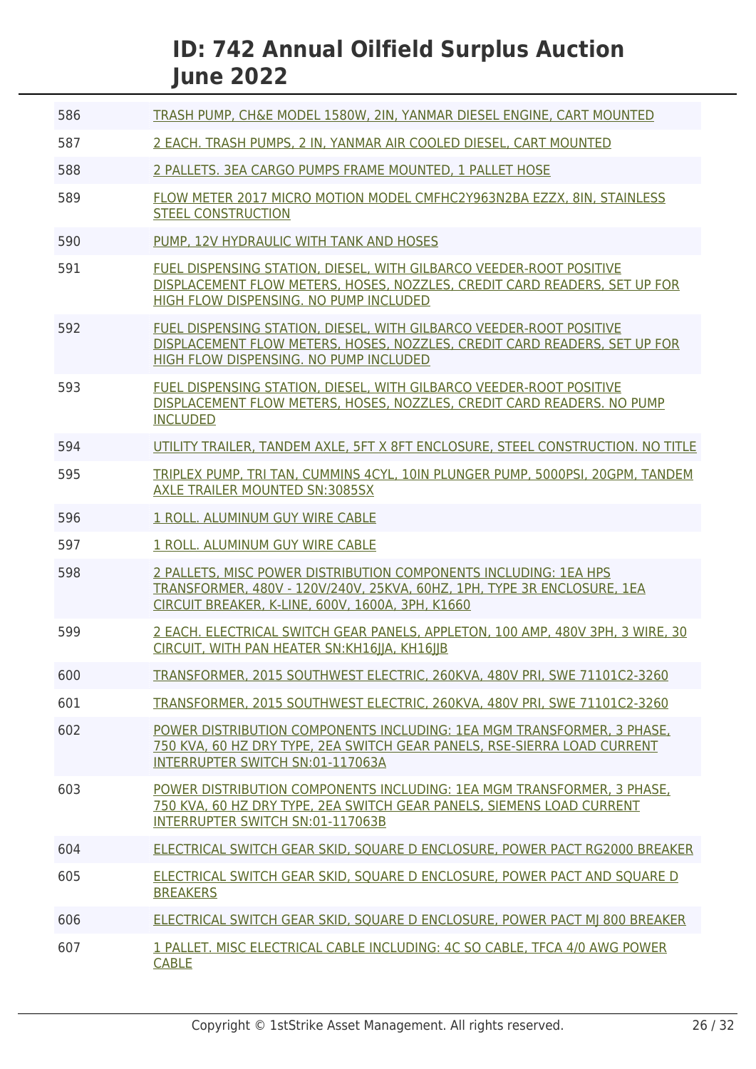# ID: 742 Annual Oilfield Surplus Auction June 2022

| | |
|---|---|
| 586 | TRASH PUMP, CH&E MODEL 1580W, 2IN, YANMAR DIESEL ENGINE, CART MOUNTED |
| 587 | 2 EACH. TRASH PUMPS, 2 IN, YANMAR AIR COOLED DIESEL, CART MOUNTED |
| 588 | 2 PALLETS. 3EA CARGO PUMPS FRAME MOUNTED, 1 PALLET HOSE |
| 589 | FLOW METER 2017 MICRO MOTION MODEL CMFHC2Y963N2BA EZZX, 8IN, STAINLESS STEEL CONSTRUCTION |
| 590 | PUMP, 12V HYDRAULIC WITH TANK AND HOSES |
| 591 | FUEL DISPENSING STATION, DIESEL, WITH GILBARCO VEEDER-ROOT POSITIVE DISPLACEMENT FLOW METERS, HOSES, NOZZLES, CREDIT CARD READERS, SET UP FOR HIGH FLOW DISPENSING. NO PUMP INCLUDED |
| 592 | FUEL DISPENSING STATION, DIESEL, WITH GILBARCO VEEDER-ROOT POSITIVE DISPLACEMENT FLOW METERS, HOSES, NOZZLES, CREDIT CARD READERS, SET UP FOR HIGH FLOW DISPENSING. NO PUMP INCLUDED |
| 593 | FUEL DISPENSING STATION, DIESEL, WITH GILBARCO VEEDER-ROOT POSITIVE DISPLACEMENT FLOW METERS, HOSES, NOZZLES, CREDIT CARD READERS. NO PUMP INCLUDED |
| 594 | UTILITY TRAILER, TANDEM AXLE, 5FT X 8FT ENCLOSURE, STEEL CONSTRUCTION. NO TITLE |
| 595 | TRIPLEX PUMP, TRI TAN, CUMMINS 4CYL, 10IN PLUNGER PUMP, 5000PSI, 20GPM, TANDEM AXLE TRAILER MOUNTED SN:3085SX |
| 596 | 1 ROLL. ALUMINUM GUY WIRE CABLE |
| 597 | 1 ROLL. ALUMINUM GUY WIRE CABLE |
| 598 | 2 PALLETS, MISC POWER DISTRIBUTION COMPONENTS INCLUDING: 1EA HPS TRANSFORMER, 480V - 120V/240V, 25KVA, 60HZ, 1PH, TYPE 3R ENCLOSURE, 1EA CIRCUIT BREAKER, K-LINE, 600V, 1600A, 3PH, K1660 |
| 599 | 2 EACH. ELECTRICAL SWITCH GEAR PANELS, APPLETON, 100 AMP, 480V 3PH, 3 WIRE, 30 CIRCUIT, WITH PAN HEATER SN:KH16JJA, KH16JJB |
| 600 | TRANSFORMER, 2015 SOUTHWEST ELECTRIC, 260KVA, 480V PRI, SWE 71101C2-3260 |
| 601 | TRANSFORMER, 2015 SOUTHWEST ELECTRIC, 260KVA, 480V PRI, SWE 71101C2-3260 |
| 602 | POWER DISTRIBUTION COMPONENTS INCLUDING: 1EA MGM TRANSFORMER, 3 PHASE, 750 KVA, 60 HZ DRY TYPE, 2EA SWITCH GEAR PANELS, RSE-SIERRA LOAD CURRENT INTERRUPTER SWITCH SN:01-117063A |
| 603 | POWER DISTRIBUTION COMPONENTS INCLUDING: 1EA MGM TRANSFORMER, 3 PHASE, 750 KVA, 60 HZ DRY TYPE, 2EA SWITCH GEAR PANELS, SIEMENS LOAD CURRENT INTERRUPTER SWITCH SN:01-117063B |
| 604 | ELECTRICAL SWITCH GEAR SKID, SQUARE D ENCLOSURE, POWER PACT RG2000 BREAKER |
| 605 | ELECTRICAL SWITCH GEAR SKID, SQUARE D ENCLOSURE, POWER PACT AND SQUARE D BREAKERS |
| 606 | ELECTRICAL SWITCH GEAR SKID, SQUARE D ENCLOSURE, POWER PACT MJ 800 BREAKER |
| 607 | 1 PALLET. MISC ELECTRICAL CABLE INCLUDING: 4C SO CABLE, TFCA 4/0 AWG POWER CABLE |

Copyright © 1stStrike Asset Management. All rights reserved.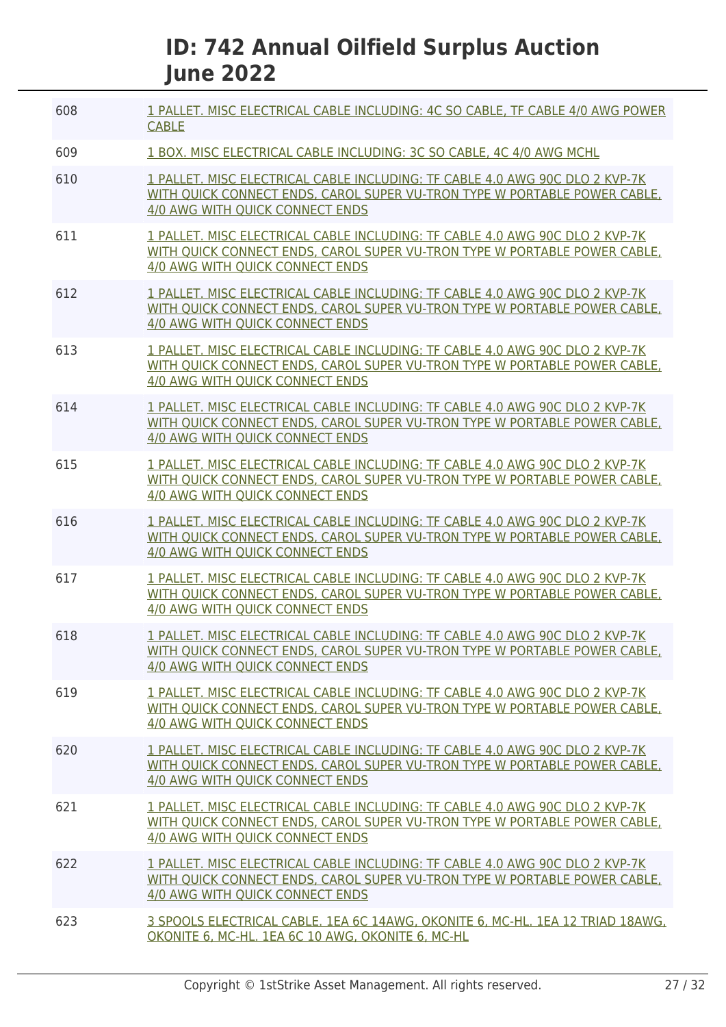| | |
|---|---|
| 608 | 1 PALLET. MISC ELECTRICAL CABLE INCLUDING: 4C SO CABLE, TF CABLE 4/0 AWG POWER CABLE |
| 609 | 1 BOX. MISC ELECTRICAL CABLE INCLUDING: 3C SO CABLE, 4C 4/0 AWG MCHL |
| 610 | 1 PALLET. MISC ELECTRICAL CABLE INCLUDING: TF CABLE 4.0 AWG 90C DLO 2 KVP-7K WITH QUICK CONNECT ENDS, CAROL SUPER VU-TRON TYPE W PORTABLE POWER CABLE, 4/0 AWG WITH QUICK CONNECT ENDS |
| 611 | 1 PALLET. MISC ELECTRICAL CABLE INCLUDING: TF CABLE 4.0 AWG 90C DLO 2 KVP-7K WITH QUICK CONNECT ENDS, CAROL SUPER VU-TRON TYPE W PORTABLE POWER CABLE, 4/0 AWG WITH QUICK CONNECT ENDS |
| 612 | 1 PALLET. MISC ELECTRICAL CABLE INCLUDING: TF CABLE 4.0 AWG 90C DLO 2 KVP-7K WITH QUICK CONNECT ENDS, CAROL SUPER VU-TRON TYPE W PORTABLE POWER CABLE, 4/0 AWG WITH QUICK CONNECT ENDS |
| 613 | 1 PALLET. MISC ELECTRICAL CABLE INCLUDING: TF CABLE 4.0 AWG 90C DLO 2 KVP-7K WITH QUICK CONNECT ENDS, CAROL SUPER VU-TRON TYPE W PORTABLE POWER CABLE, 4/0 AWG WITH QUICK CONNECT ENDS |
| 614 | 1 PALLET. MISC ELECTRICAL CABLE INCLUDING: TF CABLE 4.0 AWG 90C DLO 2 KVP-7K WITH QUICK CONNECT ENDS, CAROL SUPER VU-TRON TYPE W PORTABLE POWER CABLE, 4/0 AWG WITH QUICK CONNECT ENDS |
| 615 | 1 PALLET. MISC ELECTRICAL CABLE INCLUDING: TF CABLE 4.0 AWG 90C DLO 2 KVP-7K WITH QUICK CONNECT ENDS, CAROL SUPER VU-TRON TYPE W PORTABLE POWER CABLE, 4/0 AWG WITH QUICK CONNECT ENDS |
| 616 | 1 PALLET. MISC ELECTRICAL CABLE INCLUDING: TF CABLE 4.0 AWG 90C DLO 2 KVP-7K WITH QUICK CONNECT ENDS, CAROL SUPER VU-TRON TYPE W PORTABLE POWER CABLE, 4/0 AWG WITH QUICK CONNECT ENDS |
| 617 | 1 PALLET. MISC ELECTRICAL CABLE INCLUDING: TF CABLE 4.0 AWG 90C DLO 2 KVP-7K WITH QUICK CONNECT ENDS, CAROL SUPER VU-TRON TYPE W PORTABLE POWER CABLE, 4/0 AWG WITH QUICK CONNECT ENDS |
| 618 | 1 PALLET. MISC ELECTRICAL CABLE INCLUDING: TF CABLE 4.0 AWG 90C DLO 2 KVP-7K WITH QUICK CONNECT ENDS, CAROL SUPER VU-TRON TYPE W PORTABLE POWER CABLE, 4/0 AWG WITH QUICK CONNECT ENDS |
| 619 | 1 PALLET. MISC ELECTRICAL CABLE INCLUDING: TF CABLE 4.0 AWG 90C DLO 2 KVP-7K WITH QUICK CONNECT ENDS, CAROL SUPER VU-TRON TYPE W PORTABLE POWER CABLE, 4/0 AWG WITH QUICK CONNECT ENDS |
| 620 | 1 PALLET. MISC ELECTRICAL CABLE INCLUDING: TF CABLE 4.0 AWG 90C DLO 2 KVP-7K WITH QUICK CONNECT ENDS, CAROL SUPER VU-TRON TYPE W PORTABLE POWER CABLE, 4/0 AWG WITH QUICK CONNECT ENDS |
| 621 | 1 PALLET. MISC ELECTRICAL CABLE INCLUDING: TF CABLE 4.0 AWG 90C DLO 2 KVP-7K WITH QUICK CONNECT ENDS, CAROL SUPER VU-TRON TYPE W PORTABLE POWER CABLE, 4/0 AWG WITH QUICK CONNECT ENDS |
| 622 | 1 PALLET. MISC ELECTRICAL CABLE INCLUDING: TF CABLE 4.0 AWG 90C DLO 2 KVP-7K WITH QUICK CONNECT ENDS, CAROL SUPER VU-TRON TYPE W PORTABLE POWER CABLE, 4/0 AWG WITH QUICK CONNECT ENDS |
| 623 | 3 SPOOLS ELECTRICAL CABLE. 1EA 6C 14AWG, OKONITE 6, MC-HL. 1EA 12 TRIAD 18AWG, OKONITE 6, MC-HL. 1EA 6C 10 AWG, OKONITE 6, MC-HL |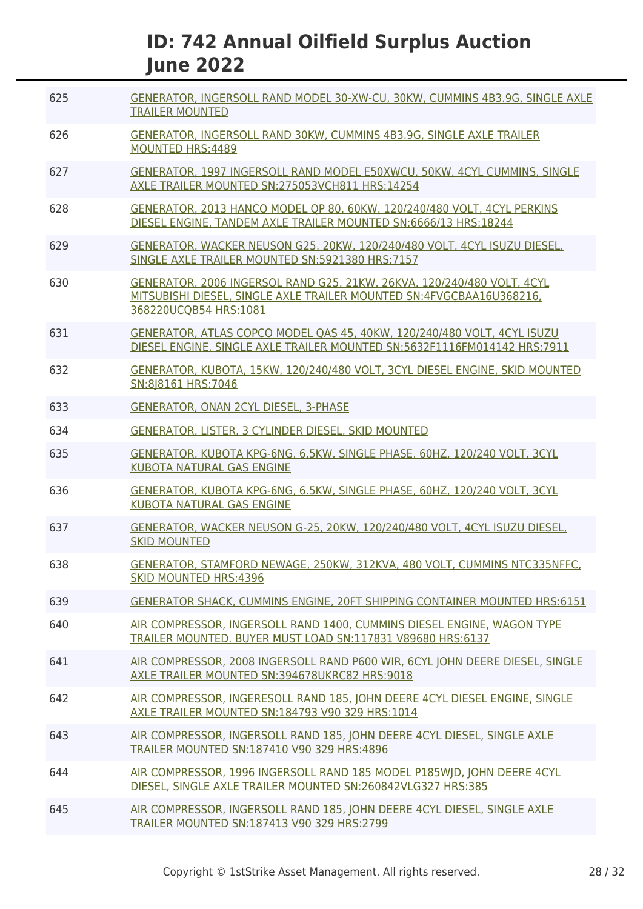# ID: 742 Annual Oilfield Surplus Auction June 2022

| | |
|---|---|
| 625 | GENERATOR, INGERSOLL RAND MODEL 30-XW-CU, 30KW, CUMMINS 4B3.9G, SINGLE AXLE TRAILER MOUNTED |
| 626 | GENERATOR, INGERSOLL RAND 30KW, CUMMINS 4B3.9G, SINGLE AXLE TRAILER MOUNTED HRS:4489 |
| 627 | GENERATOR, 1997 INGERSOLL RAND MODEL E50XWCU, 50KW, 4CYL CUMMINS, SINGLE AXLE TRAILER MOUNTED SN:275053VCH811 HRS:14254 |
| 628 | GENERATOR, 2013 HANCO MODEL QP 80, 60KW, 120/240/480 VOLT, 4CYL PERKINS DIESEL ENGINE, TANDEM AXLE TRAILER MOUNTED SN:6666/13 HRS:18244 |
| 629 | GENERATOR, WACKER NEUSON G25, 20KW, 120/240/480 VOLT, 4CYL ISUZU DIESEL, SINGLE AXLE TRAILER MOUNTED SN:5921380 HRS:7157 |
| 630 | GENERATOR, 2006 INGERSOL RAND G25, 21KW, 26KVA, 120/240/480 VOLT, 4CYL MITSUBISHI DIESEL, SINGLE AXLE TRAILER MOUNTED SN:4FVGCBAA16U368216, 368220UCQB54 HRS:1081 |
| 631 | GENERATOR, ATLAS COPCO MODEL QAS 45, 40KW, 120/240/480 VOLT, 4CYL ISUZU DIESEL ENGINE, SINGLE AXLE TRAILER MOUNTED SN:5632F1116FM014142 HRS:7911 |
| 632 | GENERATOR, KUBOTA, 15KW, 120/240/480 VOLT, 3CYL DIESEL ENGINE, SKID MOUNTED SN:8J8161 HRS:7046 |
| 633 | GENERATOR, ONAN 2CYL DIESEL, 3-PHASE |
| 634 | GENERATOR, LISTER, 3 CYLINDER DIESEL, SKID MOUNTED |
| 635 | GENERATOR, KUBOTA KPG-6NG, 6.5KW, SINGLE PHASE, 60HZ, 120/240 VOLT, 3CYL KUBOTA NATURAL GAS ENGINE |
| 636 | GENERATOR, KUBOTA KPG-6NG, 6.5KW, SINGLE PHASE, 60HZ, 120/240 VOLT, 3CYL KUBOTA NATURAL GAS ENGINE |
| 637 | GENERATOR, WACKER NEUSON G-25, 20KW, 120/240/480 VOLT, 4CYL ISUZU DIESEL, SKID MOUNTED |
| 638 | GENERATOR, STAMFORD NEWAGE, 250KW, 312KVA, 480 VOLT, CUMMINS NTC335NFFC, SKID MOUNTED HRS:4396 |
| 639 | GENERATOR SHACK, CUMMINS ENGINE, 20FT SHIPPING CONTAINER MOUNTED HRS:6151 |
| 640 | AIR COMPRESSOR, INGERSOLL RAND 1400, CUMMINS DIESEL ENGINE, WAGON TYPE TRAILER MOUNTED. BUYER MUST LOAD SN:117831 V89680 HRS:6137 |
| 641 | AIR COMPRESSOR, 2008 INGERSOLL RAND P600 WIR, 6CYL JOHN DEERE DIESEL, SINGLE AXLE TRAILER MOUNTED SN:394678UKRC82 HRS:9018 |
| 642 | AIR COMPRESSOR, INGERESOLL RAND 185, JOHN DEERE 4CYL DIESEL ENGINE, SINGLE AXLE TRAILER MOUNTED SN:184793 V90 329 HRS:1014 |
| 643 | AIR COMPRESSOR, INGERSOLL RAND 185, JOHN DEERE 4CYL DIESEL, SINGLE AXLE TRAILER MOUNTED SN:187410 V90 329 HRS:4896 |
| 644 | AIR COMPRESSOR, 1996 INGERSOLL RAND 185 MODEL P185WJD, JOHN DEERE 4CYL DIESEL, SINGLE AXLE TRAILER MOUNTED SN:260842VLG327 HRS:385 |
| 645 | AIR COMPRESSOR, INGERSOLL RAND 185, JOHN DEERE 4CYL DIESEL, SINGLE AXLE TRAILER MOUNTED SN:187413 V90 329 HRS:2799 |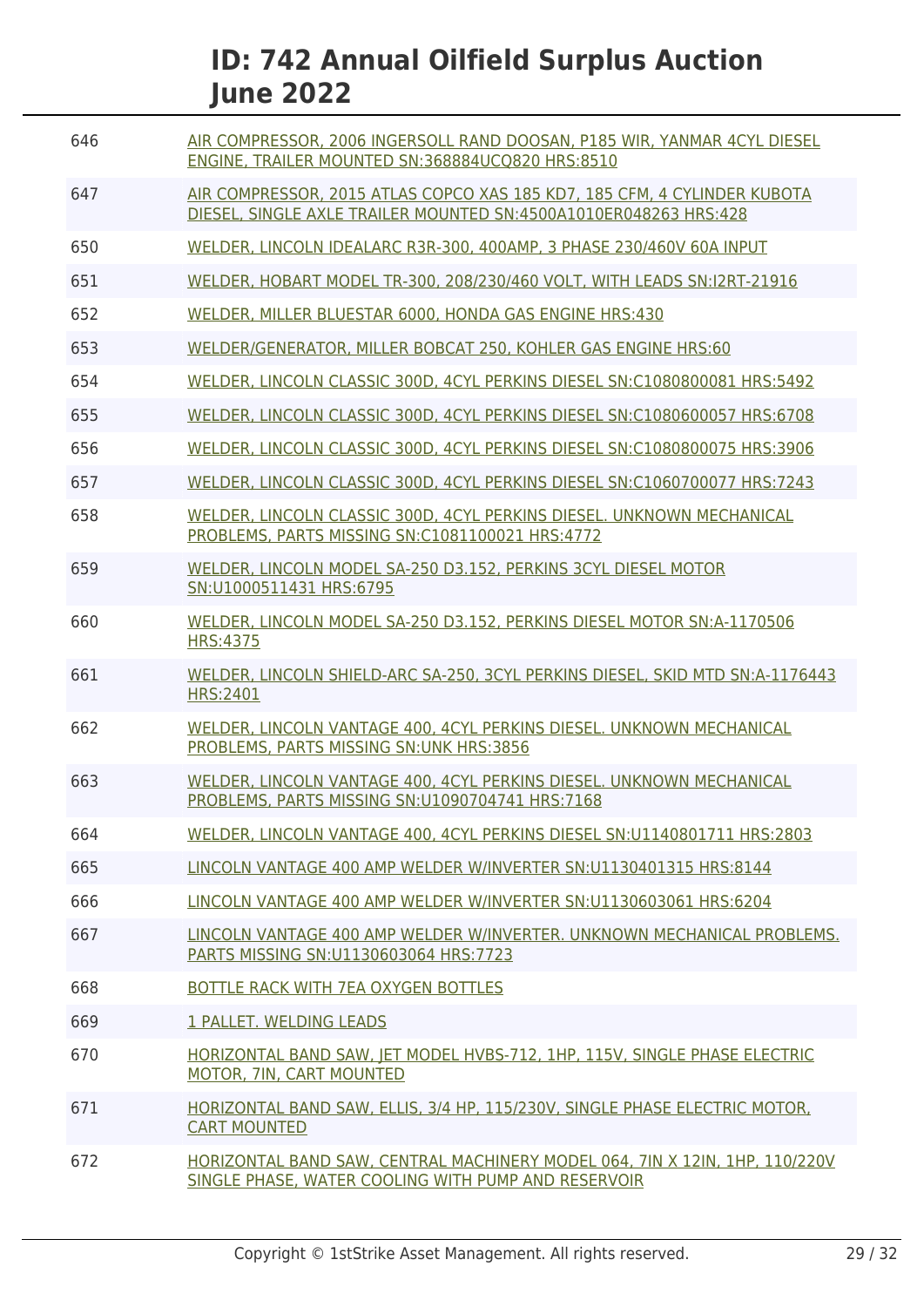# ID: 742 Annual Oilfield Surplus Auction June 2022

| | |
|---|---|
| 646 | AIR COMPRESSOR, 2006 INGERSOLL RAND DOOSAN, P185 WIR, YANMAR 4CYL DIESEL ENGINE, TRAILER MOUNTED SN:368884UCQ820 HRS:8510 |
| 647 | AIR COMPRESSOR, 2015 ATLAS COPCO XAS 185 KD7, 185 CFM, 4 CYLINDER KUBOTA DIESEL, SINGLE AXLE TRAILER MOUNTED SN:4500A1010ER048263 HRS:428 |
| 650 | WELDER, LINCOLN IDEALARC R3R-300, 400AMP, 3 PHASE 230/460V 60A INPUT |
| 651 | WELDER, HOBART MODEL TR-300, 208/230/460 VOLT, WITH LEADS SN:I2RT-21916 |
| 652 | WELDER, MILLER BLUESTAR 6000, HONDA GAS ENGINE HRS:430 |
| 653 | WELDER/GENERATOR, MILLER BOBCAT 250, KOHLER GAS ENGINE HRS:60 |
| 654 | WELDER, LINCOLN CLASSIC 300D, 4CYL PERKINS DIESEL SN:C1080800081 HRS:5492 |
| 655 | WELDER, LINCOLN CLASSIC 300D, 4CYL PERKINS DIESEL SN:C1080600057 HRS:6708 |
| 656 | WELDER, LINCOLN CLASSIC 300D, 4CYL PERKINS DIESEL SN:C1080800075 HRS:3906 |
| 657 | WELDER, LINCOLN CLASSIC 300D, 4CYL PERKINS DIESEL SN:C1060700077 HRS:7243 |
| 658 | WELDER, LINCOLN CLASSIC 300D, 4CYL PERKINS DIESEL. UNKNOWN MECHANICAL PROBLEMS, PARTS MISSING SN:C1081100021 HRS:4772 |
| 659 | WELDER, LINCOLN MODEL SA-250 D3.152, PERKINS 3CYL DIESEL MOTOR SN:U1000511431 HRS:6795 |
| 660 | WELDER, LINCOLN MODEL SA-250 D3.152, PERKINS DIESEL MOTOR SN:A-1170506 HRS:4375 |
| 661 | WELDER, LINCOLN SHIELD-ARC SA-250, 3CYL PERKINS DIESEL, SKID MTD SN:A-1176443 HRS:2401 |
| 662 | WELDER, LINCOLN VANTAGE 400, 4CYL PERKINS DIESEL. UNKNOWN MECHANICAL PROBLEMS, PARTS MISSING SN:UNK HRS:3856 |
| 663 | WELDER, LINCOLN VANTAGE 400, 4CYL PERKINS DIESEL. UNKNOWN MECHANICAL PROBLEMS, PARTS MISSING SN:U1090704741 HRS:7168 |
| 664 | WELDER, LINCOLN VANTAGE 400, 4CYL PERKINS DIESEL SN:U1140801711 HRS:2803 |
| 665 | LINCOLN VANTAGE 400 AMP WELDER W/INVERTER SN:U1130401315 HRS:8144 |
| 666 | LINCOLN VANTAGE 400 AMP WELDER W/INVERTER SN:U1130603061 HRS:6204 |
| 667 | LINCOLN VANTAGE 400 AMP WELDER W/INVERTER. UNKNOWN MECHANICAL PROBLEMS. PARTS MISSING SN:U1130603064 HRS:7723 |
| 668 | BOTTLE RACK WITH 7EA OXYGEN BOTTLES |
| 669 | 1 PALLET. WELDING LEADS |
| 670 | HORIZONTAL BAND SAW, JET MODEL HVBS-712, 1HP, 115V, SINGLE PHASE ELECTRIC MOTOR, 7IN, CART MOUNTED |
| 671 | HORIZONTAL BAND SAW, ELLIS, 3/4 HP, 115/230V, SINGLE PHASE ELECTRIC MOTOR, CART MOUNTED |
| 672 | HORIZONTAL BAND SAW, CENTRAL MACHINERY MODEL 064, 7IN X 12IN, 1HP, 110/220V SINGLE PHASE, WATER COOLING WITH PUMP AND RESERVOIR |

Copyright © 1stStrike Asset Management. All rights reserved.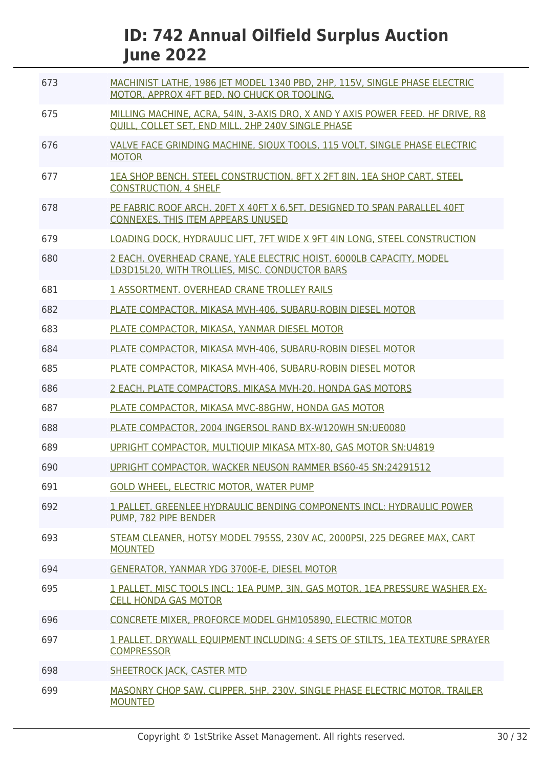# ID: 742 Annual Oilfield Surplus Auction June 2022

| | |
|---|---|
| 673 | MACHINIST LATHE, 1986 JET MODEL 1340 PBD, 2HP, 115V, SINGLE PHASE ELECTRIC MOTOR, APPROX 4FT BED. NO CHUCK OR TOOLING. |
| 675 | MILLING MACHINE, ACRA, 54IN, 3-AXIS DRO, X AND Y AXIS POWER FEED. HF DRIVE, R8 QUILL, COLLET SET, END MILL. 2HP 240V SINGLE PHASE |
| 676 | VALVE FACE GRINDING MACHINE, SIOUX TOOLS, 115 VOLT, SINGLE PHASE ELECTRIC MOTOR |
| 677 | 1EA SHOP BENCH, STEEL CONSTRUCTION, 8FT X 2FT 8IN, 1EA SHOP CART, STEEL CONSTRUCTION, 4 SHELF |
| 678 | PE FABRIC ROOF ARCH. 20FT X 40FT X 6.5FT. DESIGNED TO SPAN PARALLEL 40FT CONNEXES. THIS ITEM APPEARS UNUSED |
| 679 | LOADING DOCK, HYDRAULIC LIFT, 7FT WIDE X 9FT 4IN LONG, STEEL CONSTRUCTION |
| 680 | 2 EACH. OVERHEAD CRANE, YALE ELECTRIC HOIST. 6000LB CAPACITY, MODEL LD3D15L20, WITH TROLLIES, MISC. CONDUCTOR BARS |
| 681 | 1 ASSORTMENT. OVERHEAD CRANE TROLLEY RAILS |
| 682 | PLATE COMPACTOR, MIKASA MVH-406, SUBARU-ROBIN DIESEL MOTOR |
| 683 | PLATE COMPACTOR, MIKASA, YANMAR DIESEL MOTOR |
| 684 | PLATE COMPACTOR, MIKASA MVH-406, SUBARU-ROBIN DIESEL MOTOR |
| 685 | PLATE COMPACTOR, MIKASA MVH-406, SUBARU-ROBIN DIESEL MOTOR |
| 686 | 2 EACH. PLATE COMPACTORS, MIKASA MVH-20, HONDA GAS MOTORS |
| 687 | PLATE COMPACTOR, MIKASA MVC-88GHW, HONDA GAS MOTOR |
| 688 | PLATE COMPACTOR, 2004 INGERSOL RAND BX-W120WH SN:UE0080 |
| 689 | UPRIGHT COMPACTOR, MULTIQUIP MIKASA MTX-80, GAS MOTOR SN:U4819 |
| 690 | UPRIGHT COMPACTOR, WACKER NEUSON RAMMER BS60-45 SN:24291512 |
| 691 | GOLD WHEEL, ELECTRIC MOTOR, WATER PUMP |
| 692 | 1 PALLET. GREENLEE HYDRAULIC BENDING COMPONENTS INCL: HYDRAULIC POWER PUMP, 782 PIPE BENDER |
| 693 | STEAM CLEANER, HOTSY MODEL 795SS, 230V AC, 2000PSI, 225 DEGREE MAX, CART MOUNTED |
| 694 | GENERATOR, YANMAR YDG 3700E-E, DIESEL MOTOR |
| 695 | 1 PALLET. MISC TOOLS INCL: 1EA PUMP, 3IN, GAS MOTOR, 1EA PRESSURE WASHER EX-CELL HONDA GAS MOTOR |
| 696 | CONCRETE MIXER, PROFORCE MODEL GHM105890, ELECTRIC MOTOR |
| 697 | 1 PALLET. DRYWALL EQUIPMENT INCLUDING: 4 SETS OF STILTS, 1EA TEXTURE SPRAYER COMPRESSOR |
| 698 | SHEETROCK JACK, CASTER MTD |
| 699 | MASONRY CHOP SAW, CLIPPER, 5HP, 230V, SINGLE PHASE ELECTRIC MOTOR, TRAILER MOUNTED |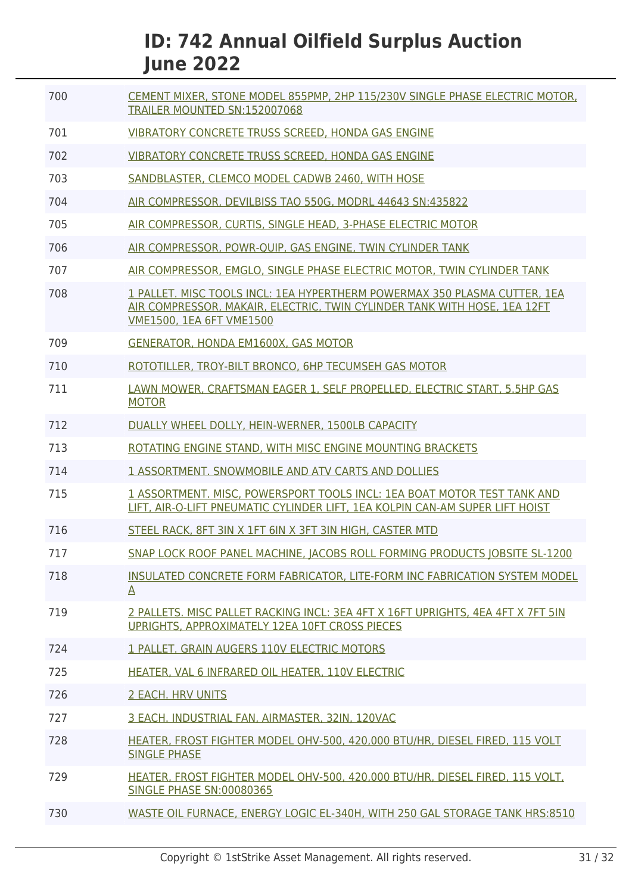| | |
|---|---|
| 700 | CEMENT MIXER, STONE MODEL 855PMP, 2HP 115/230V SINGLE PHASE ELECTRIC MOTOR, TRAILER MOUNTED SN:152007068 |
| 701 | VIBRATORY CONCRETE TRUSS SCREED, HONDA GAS ENGINE |
| 702 | VIBRATORY CONCRETE TRUSS SCREED, HONDA GAS ENGINE |
| 703 | SANDBLASTER, CLEMCO MODEL CADWB 2460, WITH HOSE |
| 704 | AIR COMPRESSOR, DEVILBISS TAO 550G, MODRL 44643 SN:435822 |
| 705 | AIR COMPRESSOR, CURTIS, SINGLE HEAD, 3-PHASE ELECTRIC MOTOR |
| 706 | AIR COMPRESSOR, POWR-QUIP, GAS ENGINE, TWIN CYLINDER TANK |
| 707 | AIR COMPRESSOR, EMGLO, SINGLE PHASE ELECTRIC MOTOR, TWIN CYLINDER TANK |
| 708 | 1 PALLET. MISC TOOLS INCL: 1EA HYPERTHERM POWERMAX 350 PLASMA CUTTER, 1EA AIR COMPRESSOR, MAKAIR, ELECTRIC, TWIN CYLINDER TANK WITH HOSE, 1EA 12FT VME1500, 1EA 6FT VME1500 |
| 709 | GENERATOR, HONDA EM1600X, GAS MOTOR |
| 710 | ROTOTILLER, TROY-BILT BRONCO, 6HP TECUMSEH GAS MOTOR |
| 711 | LAWN MOWER, CRAFTSMAN EAGER 1, SELF PROPELLED, ELECTRIC START, 5.5HP GAS MOTOR |
| 712 | DUALLY WHEEL DOLLY, HEIN-WERNER, 1500LB CAPACITY |
| 713 | ROTATING ENGINE STAND, WITH MISC ENGINE MOUNTING BRACKETS |
| 714 | 1 ASSORTMENT. SNOWMOBILE AND ATV CARTS AND DOLLIES |
| 715 | 1 ASSORTMENT. MISC, POWERSPORT TOOLS INCL: 1EA BOAT MOTOR TEST TANK AND LIFT, AIR-O-LIFT PNEUMATIC CYLINDER LIFT, 1EA KOLPIN CAN-AM SUPER LIFT HOIST |
| 716 | STEEL RACK, 8FT 3IN X 1FT 6IN X 3FT 3IN HIGH, CASTER MTD |
| 717 | SNAP LOCK ROOF PANEL MACHINE, JACOBS ROLL FORMING PRODUCTS JOBSITE SL-1200 |
| 718 | INSULATED CONCRETE FORM FABRICATOR, LITE-FORM INC FABRICATION SYSTEM MODEL A |
| 719 | 2 PALLETS. MISC PALLET RACKING INCL: 3EA 4FT X 16FT UPRIGHTS, 4EA 4FT X 7FT 5IN UPRIGHTS, APPROXIMATELY 12EA 10FT CROSS PIECES |
| 724 | 1 PALLET. GRAIN AUGERS 110V ELECTRIC MOTORS |
| 725 | HEATER, VAL 6 INFRARED OIL HEATER, 110V ELECTRIC |
| 726 | 2 EACH. HRV UNITS |
| 727 | 3 EACH. INDUSTRIAL FAN, AIRMASTER, 32IN, 120VAC |
| 728 | HEATER, FROST FIGHTER MODEL OHV-500, 420,000 BTU/HR, DIESEL FIRED, 115 VOLT SINGLE PHASE |
| 729 | HEATER, FROST FIGHTER MODEL OHV-500, 420,000 BTU/HR, DIESEL FIRED, 115 VOLT, SINGLE PHASE SN:00080365 |
| 730 | WASTE OIL FURNACE, ENERGY LOGIC EL-340H, WITH 250 GAL STORAGE TANK HRS:8510 |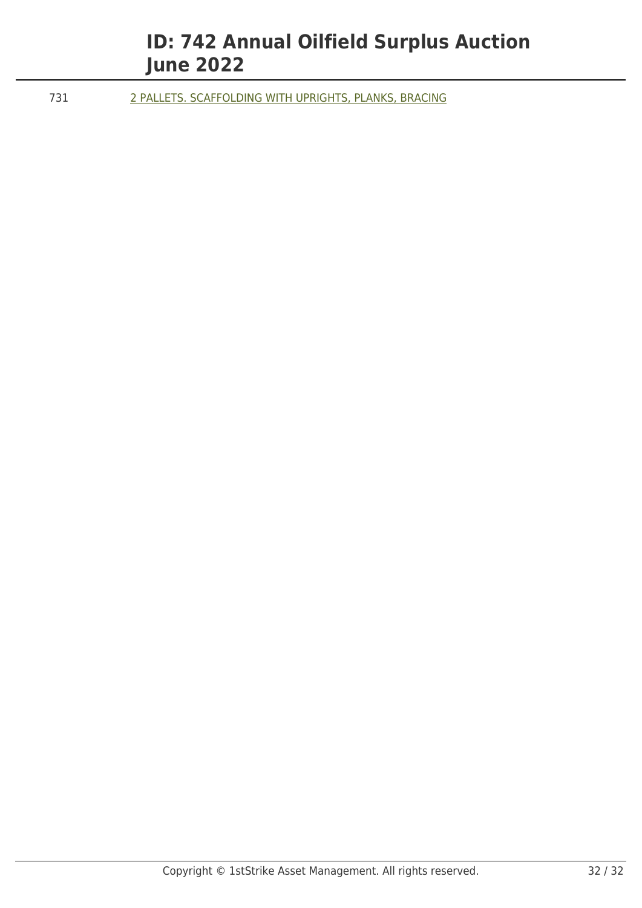731 2 PALLETS. SCAFFOLDING WITH UPRIGHTS, PLANKS, BRACING